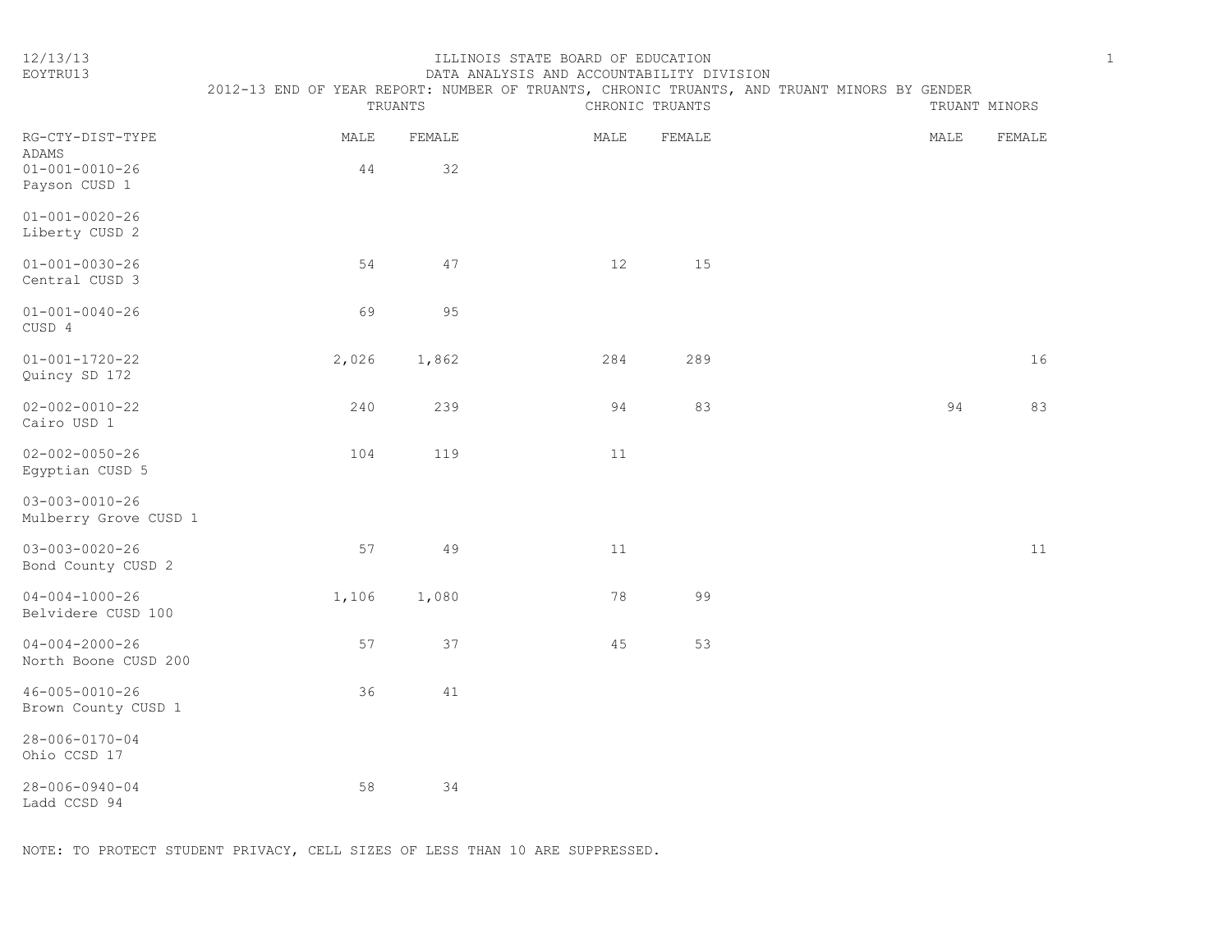# ILLINOIS STATE BOARD OF EDUCATION

## DATA ANALYSIS AND ACCOUNTABILITY DIVISION

### 2012-13 END OF YEAR REPORT: NUMBER OF TRUANTS, CHRONIC TRUANTS, AND TRUANT MINORS BY GENDER

| | TRUANTS | | CHRONIC TRUANTS | | TRUANT MINORS | |
|---|---|---|---|---|---|---|
| RG-CTY-DIST-TYPE | MALE | FEMALE | MALE | FEMALE | MALE | FEMALE |
| ADAMS | | | | | | |
| 01-001-0010-26 Payson CUSD 1 | 44 | 32 | | | | |
| 01-001-0020-26 Liberty CUSD 2 | | | | | | |
| 01-001-0030-26 Central CUSD 3 | 54 | 47 | 12 | 15 | | |
| 01-001-0040-26 CUSD 4 | 69 | 95 | | | | |
| 01-001-1720-22 Quincy SD 172 | 2,026 | 1,862 | 284 | 289 | | 16 |
| 02-002-0010-22 Cairo USD 1 | 240 | 239 | 94 | 83 | 94 | 83 |
| 02-002-0050-26 Egyptian CUSD 5 | 104 | 119 | 11 | | | |
| 03-003-0010-26 Mulberry Grove CUSD 1 | | | | | | |
| 03-003-0020-26 Bond County CUSD 2 | 57 | 49 | 11 | | | 11 |
| 04-004-1000-26 Belvidere CUSD 100 | 1,106 | 1,080 | 78 | 99 | | |
| 04-004-2000-26 North Boone CUSD 200 | 57 | 37 | 45 | 53 | | |
| 46-005-0010-26 Brown County CUSD 1 | 36 | 41 | | | | |
| 28-006-0170-04 Ohio CCSD 17 | | | | | | |
| 28-006-0940-04 Ladd CCSD 94 | 58 | 34 | | | | |

NOTE: TO PROTECT STUDENT PRIVACY, CELL SIZES OF LESS THAN 10 ARE SUPPRESSED.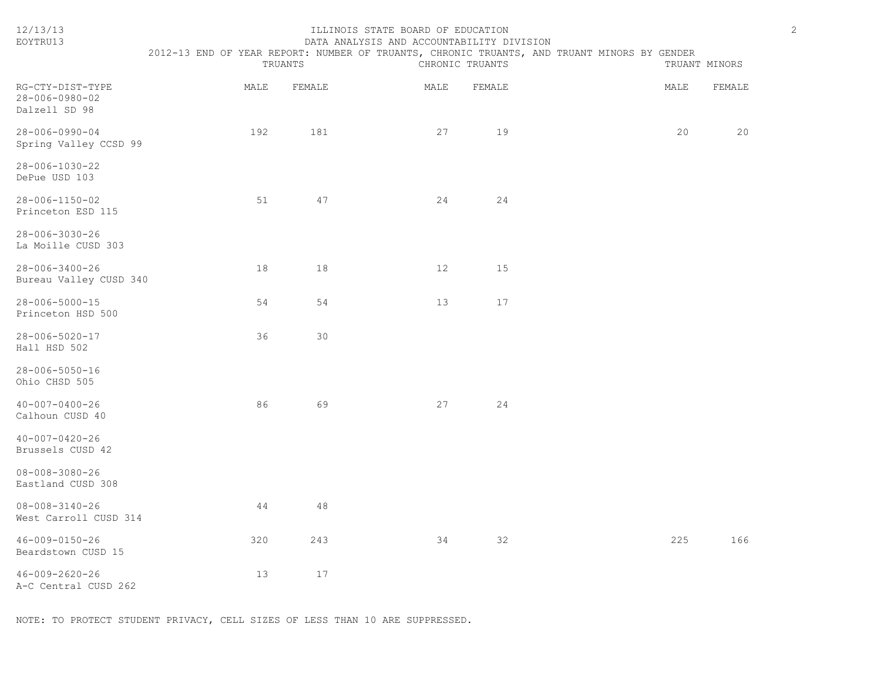ILLINOIS STATE BOARD OF EDUCATION

DATA ANALYSIS AND ACCOUNTABILITY DIVISION

2012-13 END OF YEAR REPORT: NUMBER OF TRUANTS, CHRONIC TRUANTS, AND TRUANT MINORS BY GENDER

| RG-CTY-DIST-TYPE | TRUANTS | | CHRONIC TRUANTS | | TRUANT MINORS | |
|---|---|---|---|---|---|---|
| | MALE | FEMALE | MALE | FEMALE | MALE | FEMALE |
| 28-006-0980-02 Dalzell SD 98 | | | | | | |
| 28-006-0990-04 Spring Valley CCSD 99 | 192 | 181 | 27 | 19 | 20 | 20 |
| 28-006-1030-22 DePue USD 103 | | | | | | |
| 28-006-1150-02 Princeton ESD 115 | 51 | 47 | 24 | 24 | | |
| 28-006-3030-26 La Moille CUSD 303 | | | | | | |
| 28-006-3400-26 Bureau Valley CUSD 340 | 18 | 18 | 12 | 15 | | |
| 28-006-5000-15 Princeton HSD 500 | 54 | 54 | 13 | 17 | | |
| 28-006-5020-17 Hall HSD 502 | 36 | 30 | | | | |
| 28-006-5050-16 Ohio CHSD 505 | | | | | | |
| 40-007-0400-26 Calhoun CUSD 40 | 86 | 69 | 27 | 24 | | |
| 40-007-0420-26 Brussels CUSD 42 | | | | | | |
| 08-008-3080-26 Eastland CUSD 308 | | | | | | |
| 08-008-3140-26 West Carroll CUSD 314 | 44 | 48 | | | | |
| 46-009-0150-26 Beardstown CUSD 15 | 320 | 243 | 34 | 32 | 225 | 166 |
| 46-009-2620-26 A-C Central CUSD 262 | 13 | 17 | | | | |

NOTE: TO PROTECT STUDENT PRIVACY, CELL SIZES OF LESS THAN 10 ARE SUPPRESSED.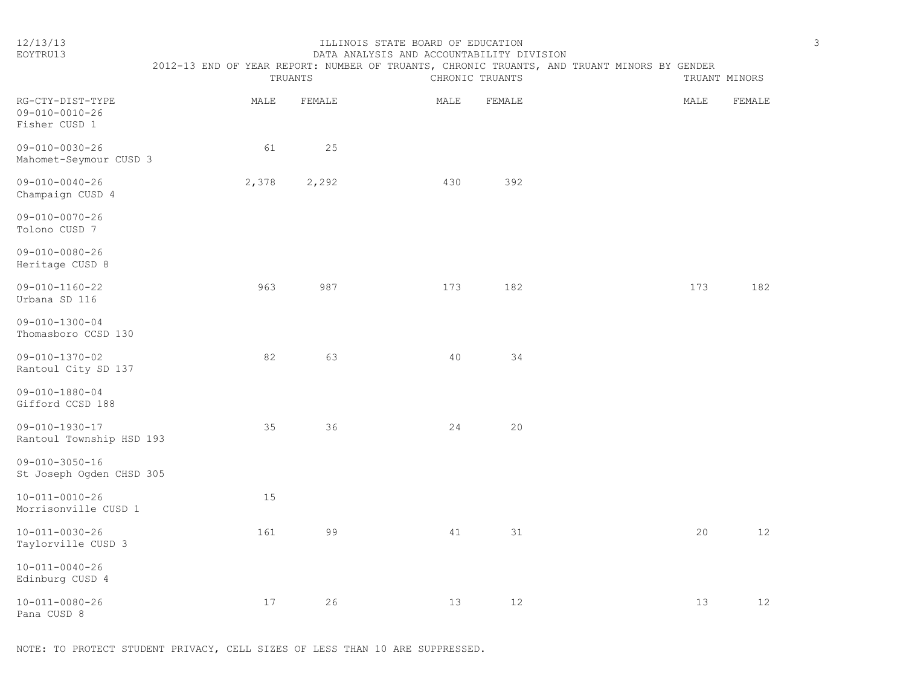ILLINOIS STATE BOARD OF EDUCATION
DATA ANALYSIS AND ACCOUNTABILITY DIVISION
2012-13 END OF YEAR REPORT: NUMBER OF TRUANTS, CHRONIC TRUANTS, AND TRUANT MINORS BY GENDER

| RG-CTY-DIST-TYPE | TRUANTS | | CHRONIC TRUANTS | | TRUANT MINORS | |
|---|---|---|---|---|---|---|
| | MALE | FEMALE | MALE | FEMALE | MALE | FEMALE |
| 09-010-0010-26 Fisher CUSD 1 | | | | | | |
| 09-010-0030-26 Mahomet-Seymour CUSD 3 | 61 | 25 | | | | |
| 09-010-0040-26 Champaign CUSD 4 | 2,378 | 2,292 | 430 | 392 | | |
| 09-010-0070-26 Tolono CUSD 7 | | | | | | |
| 09-010-0080-26 Heritage CUSD 8 | | | | | | |
| 09-010-1160-22 Urbana SD 116 | 963 | 987 | 173 | 182 | 173 | 182 |
| 09-010-1300-04 Thomasboro CCSD 130 | | | | | | |
| 09-010-1370-02 Rantoul City SD 137 | 82 | 63 | 40 | 34 | | |
| 09-010-1880-04 Gifford CCSD 188 | | | | | | |
| 09-010-1930-17 Rantoul Township HSD 193 | 35 | 36 | 24 | 20 | | |
| 09-010-3050-16 St Joseph Ogden CHSD 305 | | | | | | |
| 10-011-0010-26 Morrisonville CUSD 1 | 15 | | | | | |
| 10-011-0030-26 Taylorville CUSD 3 | 161 | 99 | 41 | 31 | 20 | 12 |
| 10-011-0040-26 Edinburg CUSD 4 | | | | | | |
| 10-011-0080-26 Pana CUSD 8 | 17 | 26 | 13 | 12 | 13 | 12 |

NOTE: TO PROTECT STUDENT PRIVACY, CELL SIZES OF LESS THAN 10 ARE SUPPRESSED.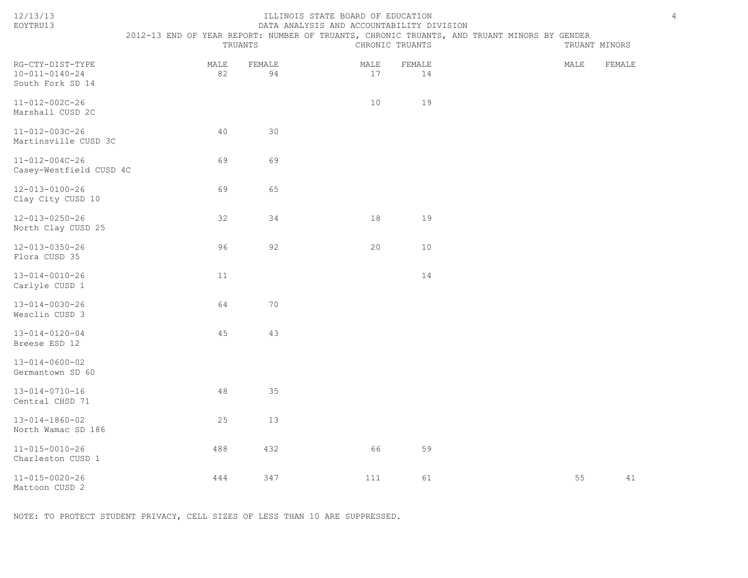ILLINOIS STATE BOARD OF EDUCATION
DATA ANALYSIS AND ACCOUNTABILITY DIVISION
2012-13 END OF YEAR REPORT: NUMBER OF TRUANTS, CHRONIC TRUANTS, AND TRUANT MINORS BY GENDER

| RG-CTY-DIST-TYPE | TRUANTS | | CHRONIC TRUANTS | | TRUANT MINORS | |
|---|---|---|---|---|---|---|
| | MALE | FEMALE | MALE | FEMALE | MALE | FEMALE |
| 10-011-0140-24 South Fork SD 14 | 82 | 94 | 17 | 14 | | |
| 11-012-002C-26 Marshall CUSD 2C | | | 10 | 19 | | |
| 11-012-003C-26 Martinsville CUSD 3C | 40 | 30 | | | | |
| 11-012-004C-26 Casey-Westfield CUSD 4C | 69 | 69 | | | | |
| 12-013-0100-26 Clay City CUSD 10 | 69 | 65 | | | | |
| 12-013-0250-26 North Clay CUSD 25 | 32 | 34 | 18 | 19 | | |
| 12-013-0350-26 Flora CUSD 35 | 96 | 92 | 20 | 10 | | |
| 13-014-0010-26 Carlyle CUSD 1 | 11 | | | 14 | | |
| 13-014-0030-26 Wesclin CUSD 3 | 64 | 70 | | | | |
| 13-014-0120-04 Breese ESD 12 | 45 | 43 | | | | |
| 13-014-0600-02 Germantown SD 60 | | | | | | |
| 13-014-0710-16 Central CHSD 71 | 48 | 35 | | | | |
| 13-014-1860-02 North Wamac SD 186 | 25 | 13 | | | | |
| 11-015-0010-26 Charleston CUSD 1 | 488 | 432 | 66 | 59 | | |
| 11-015-0020-26 Mattoon CUSD 2 | 444 | 347 | 111 | 61 | 55 | 41 |

NOTE: TO PROTECT STUDENT PRIVACY, CELL SIZES OF LESS THAN 10 ARE SUPPRESSED.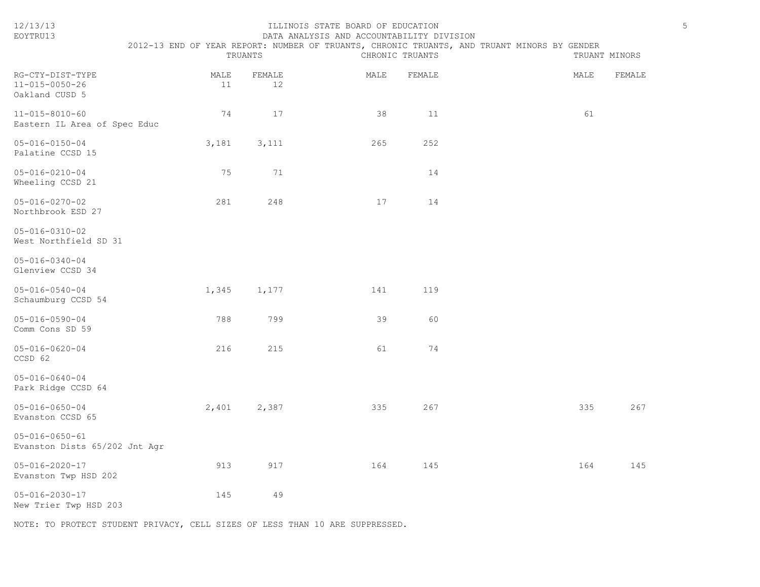ILLINOIS STATE BOARD OF EDUCATION
DATA ANALYSIS AND ACCOUNTABILITY DIVISION
2012-13 END OF YEAR REPORT: NUMBER OF TRUANTS, CHRONIC TRUANTS, AND TRUANT MINORS BY GENDER

| RG-CTY-DIST-TYPE | TRUANTS | | CHRONIC TRUANTS | | TRUANT MINORS | |
|---|---|---|---|---|---|---|
| | MALE | FEMALE | MALE | FEMALE | MALE | FEMALE |
| 11-015-0050-26 Oakland CUSD 5 | 11 | 12 | | | | |
| 11-015-8010-60 Eastern IL Area of Spec Educ | 74 | 17 | 38 | 11 | 61 | |
| 05-016-0150-04 Palatine CCSD 15 | 3,181 | 3,111 | 265 | 252 | | |
| 05-016-0210-04 Wheeling CCSD 21 | 75 | 71 | | 14 | | |
| 05-016-0270-02 Northbrook ESD 27 | 281 | 248 | 17 | 14 | | |
| 05-016-0310-02 West Northfield SD 31 | | | | | | |
| 05-016-0340-04 Glenview CCSD 34 | | | | | | |
| 05-016-0540-04 Schaumburg CCSD 54 | 1,345 | 1,177 | 141 | 119 | | |
| 05-016-0590-04 Comm Cons SD 59 | 788 | 799 | 39 | 60 | | |
| 05-016-0620-04 CCSD 62 | 216 | 215 | 61 | 74 | | |
| 05-016-0640-04 Park Ridge CCSD 64 | | | | | | |
| 05-016-0650-04 Evanston CCSD 65 | 2,401 | 2,387 | 335 | 267 | 335 | 267 |
| 05-016-0650-61 Evanston Dists 65/202 Jnt Agr | | | | | | |
| 05-016-2020-17 Evanston Twp HSD 202 | 913 | 917 | 164 | 145 | 164 | 145 |
| 05-016-2030-17 New Trier Twp HSD 203 | 145 | 49 | | | | |

NOTE: TO PROTECT STUDENT PRIVACY, CELL SIZES OF LESS THAN 10 ARE SUPPRESSED.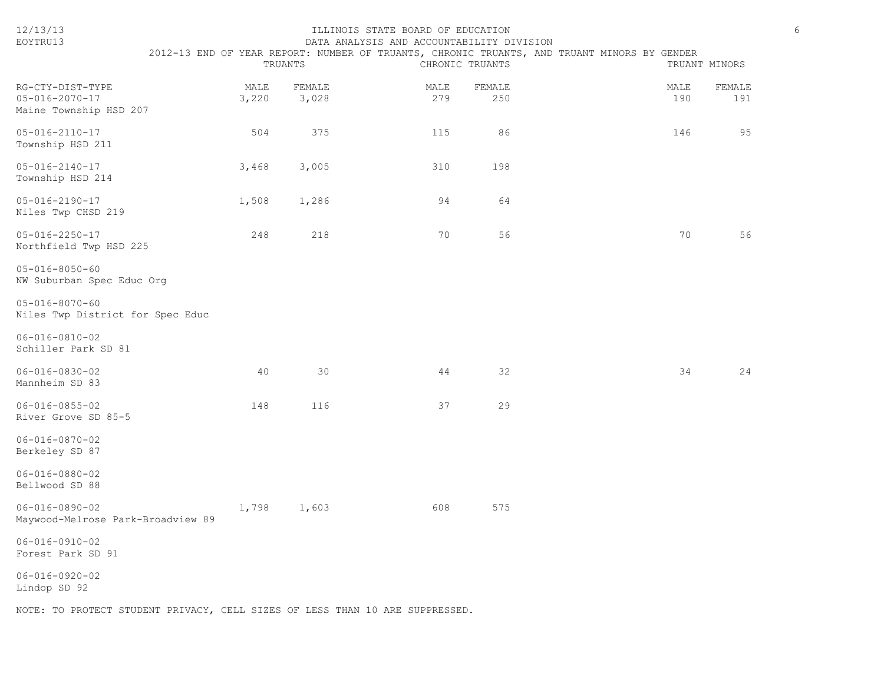12/13/13
EOYTRU13

ILLINOIS STATE BOARD OF EDUCATION
DATA ANALYSIS AND ACCOUNTABILITY DIVISION
2012-13 END OF YEAR REPORT: NUMBER OF TRUANTS, CHRONIC TRUANTS, AND TRUANT MINORS BY GENDER

| RG-CTY-DIST-TYPE | TRUANTS | | CHRONIC TRUANTS | | TRUANT MINORS | |
|---|---|---|---|---|---|---|
| | MALE | FEMALE | MALE | FEMALE | MALE | FEMALE |
| 05-016-2070-17 Maine Township HSD 207 | 3,220 | 3,028 | 279 | 250 | 190 | 191 |
| 05-016-2110-17 Township HSD 211 | 504 | 375 | 115 | 86 | 146 | 95 |
| 05-016-2140-17 Township HSD 214 | 3,468 | 3,005 | 310 | 198 | | |
| 05-016-2190-17 Niles Twp CHSD 219 | 1,508 | 1,286 | 94 | 64 | | |
| 05-016-2250-17 Northfield Twp HSD 225 | 248 | 218 | 70 | 56 | 70 | 56 |
| 05-016-8050-60 NW Suburban Spec Educ Org | | | | | | |
| 05-016-8070-60 Niles Twp District for Spec Educ | | | | | | |
| 06-016-0810-02 Schiller Park SD 81 | | | | | | |
| 06-016-0830-02 Mannheim SD 83 | 40 | 30 | 44 | 32 | 34 | 24 |
| 06-016-0855-02 River Grove SD 85-5 | 148 | 116 | 37 | 29 | | |
| 06-016-0870-02 Berkeley SD 87 | | | | | | |
| 06-016-0880-02 Bellwood SD 88 | | | | | | |
| 06-016-0890-02 Maywood-Melrose Park-Broadview 89 | 1,798 | 1,603 | 608 | 575 | | |
| 06-016-0910-02 Forest Park SD 91 | | | | | | |
| 06-016-0920-02 Lindop SD 92 | | | | | | |

NOTE: TO PROTECT STUDENT PRIVACY, CELL SIZES OF LESS THAN 10 ARE SUPPRESSED.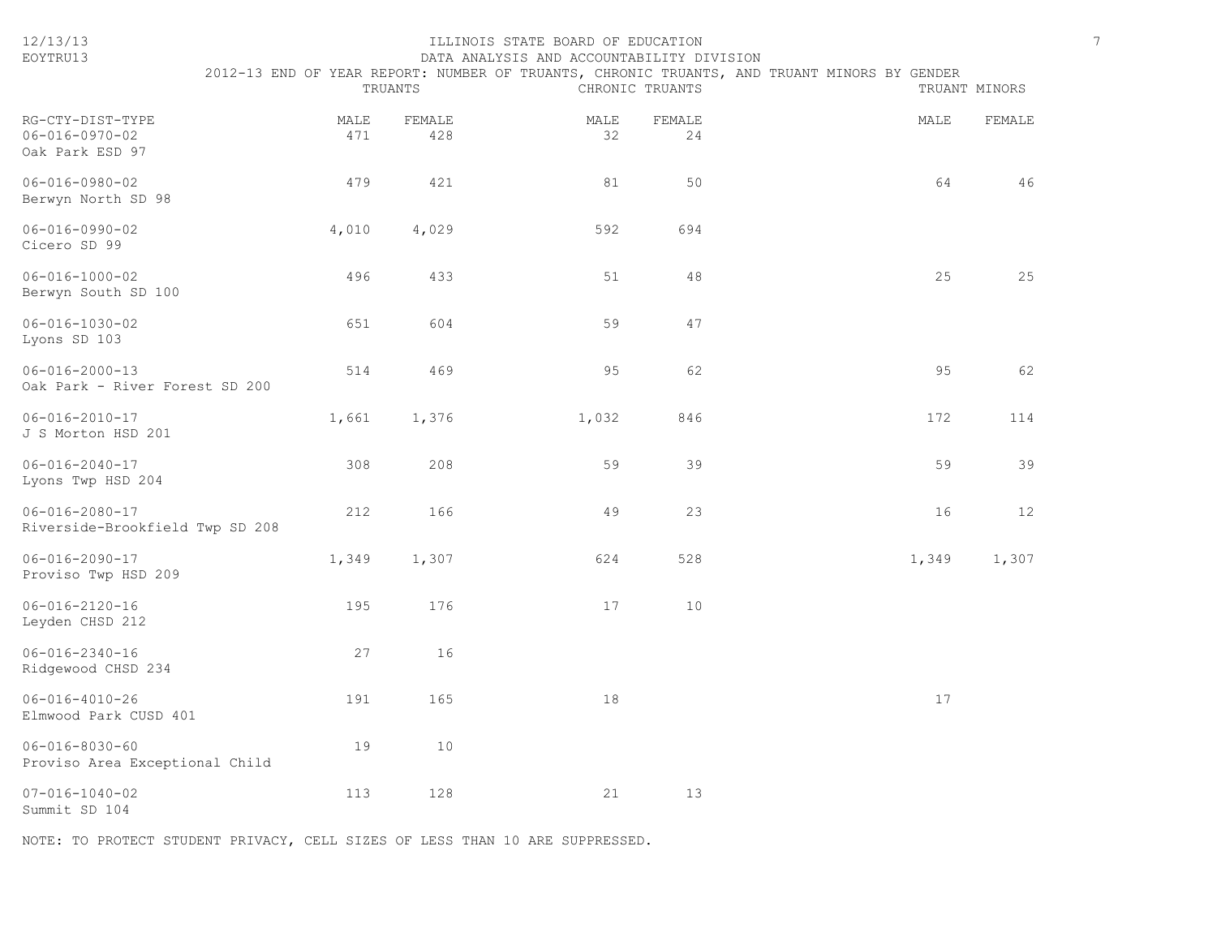ILLINOIS STATE BOARD OF EDUCATION
DATA ANALYSIS AND ACCOUNTABILITY DIVISION

2012-13 END OF YEAR REPORT: NUMBER OF TRUANTS, CHRONIC TRUANTS, AND TRUANT MINORS BY GENDER

| RG-CTY-DIST-TYPE | TRUANTS | | CHRONIC TRUANTS | | TRUANT MINORS | |
|---|---|---|---|---|---|---|
| | MALE | FEMALE | MALE | FEMALE | MALE | FEMALE |
| 06-016-0970-02 Oak Park ESD 97 | 471 | 428 | 32 | 24 | | |
| 06-016-0980-02 Berwyn North SD 98 | 479 | 421 | 81 | 50 | 64 | 46 |
| 06-016-0990-02 Cicero SD 99 | 4,010 | 4,029 | 592 | 694 | | |
| 06-016-1000-02 Berwyn South SD 100 | 496 | 433 | 51 | 48 | 25 | 25 |
| 06-016-1030-02 Lyons SD 103 | 651 | 604 | 59 | 47 | | |
| 06-016-2000-13 Oak Park - River Forest SD 200 | 514 | 469 | 95 | 62 | 95 | 62 |
| 06-016-2010-17 J S Morton HSD 201 | 1,661 | 1,376 | 1,032 | 846 | 172 | 114 |
| 06-016-2040-17 Lyons Twp HSD 204 | 308 | 208 | 59 | 39 | 59 | 39 |
| 06-016-2080-17 Riverside-Brookfield Twp SD 208 | 212 | 166 | 49 | 23 | 16 | 12 |
| 06-016-2090-17 Proviso Twp HSD 209 | 1,349 | 1,307 | 624 | 528 | 1,349 | 1,307 |
| 06-016-2120-16 Leyden CHSD 212 | 195 | 176 | 17 | 10 | | |
| 06-016-2340-16 Ridgewood CHSD 234 | 27 | 16 | | | | |
| 06-016-4010-26 Elmwood Park CUSD 401 | 191 | 165 | 18 | | 17 | |
| 06-016-8030-60 Proviso Area Exceptional Child | 19 | 10 | | | | |
| 07-016-1040-02 Summit SD 104 | 113 | 128 | 21 | 13 | | |

NOTE: TO PROTECT STUDENT PRIVACY, CELL SIZES OF LESS THAN 10 ARE SUPPRESSED.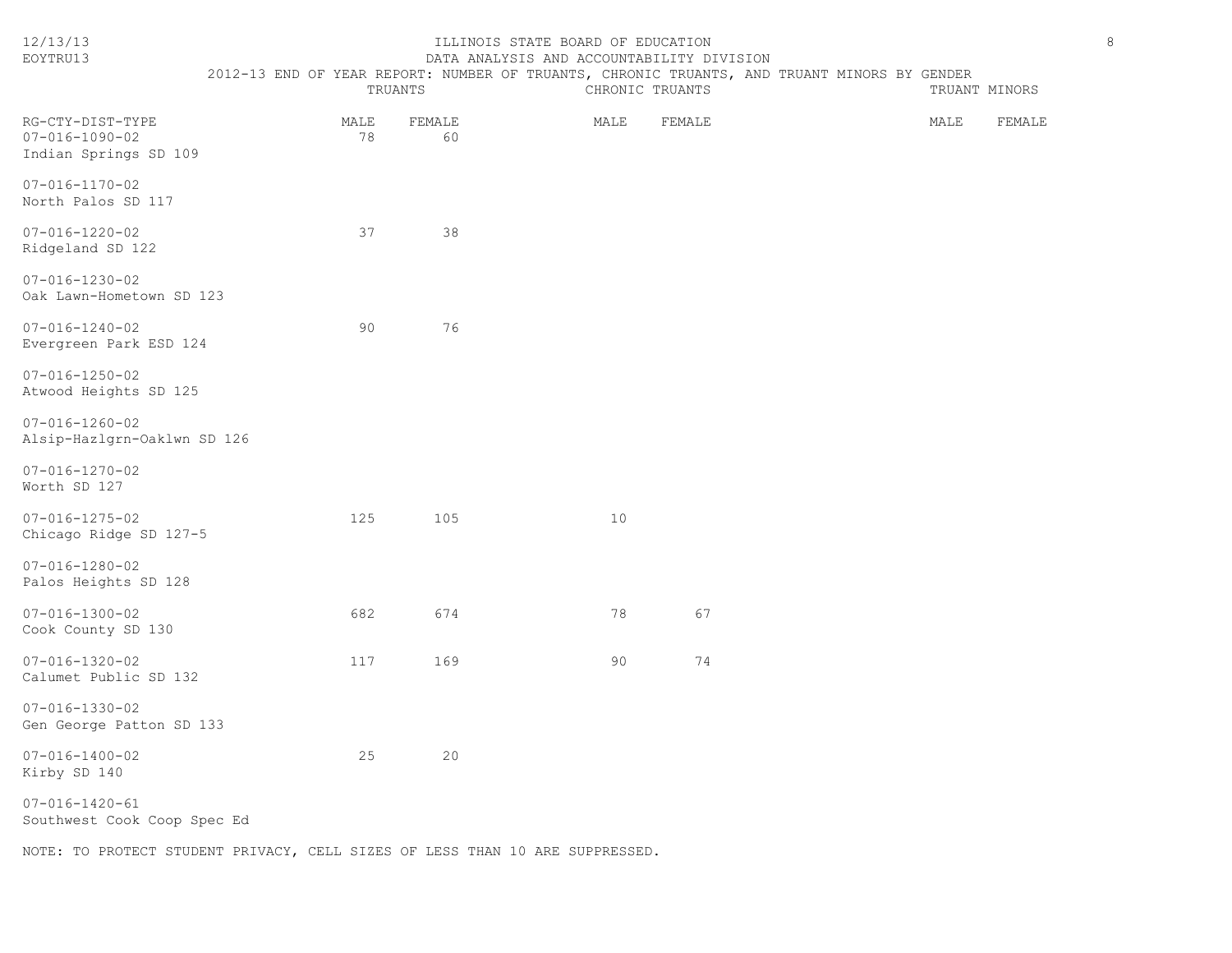ILLINOIS STATE BOARD OF EDUCATION
DATA ANALYSIS AND ACCOUNTABILITY DIVISION

2012-13 END OF YEAR REPORT: NUMBER OF TRUANTS, CHRONIC TRUANTS, AND TRUANT MINORS BY GENDER

| RG-CTY-DIST-TYPE | TRUANTS | | CHRONIC TRUANTS | | TRUANT MINORS | |
|---|---|---|---|---|---|---|
| | MALE | FEMALE | MALE | FEMALE | MALE | FEMALE |
| 07-016-1090-02 Indian Springs SD 109 | 78 | 60 | | | | |
| 07-016-1170-02 North Palos SD 117 | | | | | | |
| 07-016-1220-02 Ridgeland SD 122 | 37 | 38 | | | | |
| 07-016-1230-02 Oak Lawn-Hometown SD 123 | | | | | | |
| 07-016-1240-02 Evergreen Park ESD 124 | 90 | 76 | | | | |
| 07-016-1250-02 Atwood Heights SD 125 | | | | | | |
| 07-016-1260-02 Alsip-Hazlgrn-Oaklwn SD 126 | | | | | | |
| 07-016-1270-02 Worth SD 127 | | | | | | |
| 07-016-1275-02 Chicago Ridge SD 127-5 | 125 | 105 | 10 | | | |
| 07-016-1280-02 Palos Heights SD 128 | | | | | | |
| 07-016-1300-02 Cook County SD 130 | 682 | 674 | 78 | 67 | | |
| 07-016-1320-02 Calumet Public SD 132 | 117 | 169 | 90 | 74 | | |
| 07-016-1330-02 Gen George Patton SD 133 | | | | | | |
| 07-016-1400-02 Kirby SD 140 | 25 | 20 | | | | |
| 07-016-1420-61 Southwest Cook Coop Spec Ed | | | | | | |

NOTE: TO PROTECT STUDENT PRIVACY, CELL SIZES OF LESS THAN 10 ARE SUPPRESSED.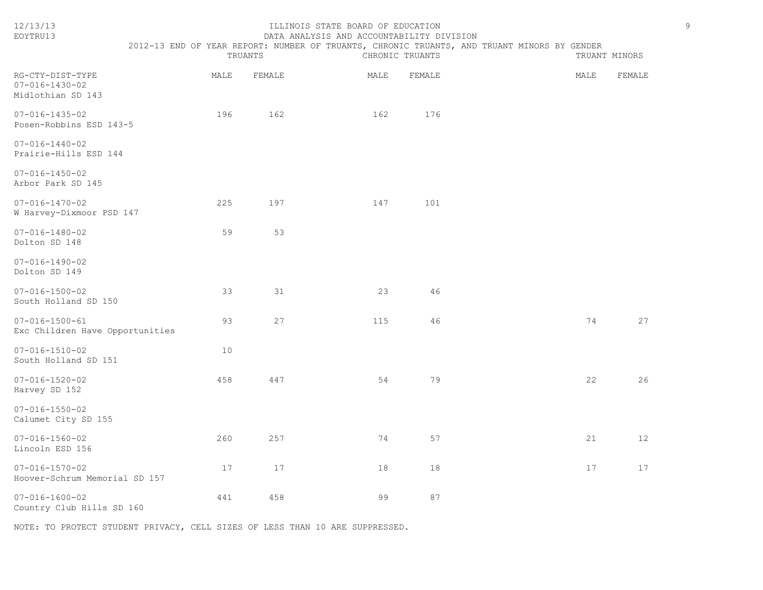ILLINOIS STATE BOARD OF EDUCATION
DATA ANALYSIS AND ACCOUNTABILITY DIVISION
2012-13 END OF YEAR REPORT: NUMBER OF TRUANTS, CHRONIC TRUANTS, AND TRUANT MINORS BY GENDER

| RG-CTY-DIST-TYPE | TRUANTS MALE | TRUANTS FEMALE | CHRONIC TRUANTS MALE | CHRONIC TRUANTS FEMALE | TRUANT MINORS MALE | TRUANT MINORS FEMALE |
|---|---|---|---|---|---|---|
| 07-016-1430-02 Midlothian SD 143 | | | | | | |
| 07-016-1435-02 Posen-Robbins ESD 143-5 | 196 | 162 | 162 | 176 | | |
| 07-016-1440-02 Prairie-Hills ESD 144 | | | | | | |
| 07-016-1450-02 Arbor Park SD 145 | | | | | | |
| 07-016-1470-02 W Harvey-Dixmoor PSD 147 | 225 | 197 | 147 | 101 | | |
| 07-016-1480-02 Dolton SD 148 | 59 | 53 | | | | |
| 07-016-1490-02 Dolton SD 149 | | | | | | |
| 07-016-1500-02 South Holland SD 150 | 33 | 31 | 23 | 46 | | |
| 07-016-1500-61 Exc Children Have Opportunities | 93 | 27 | 115 | 46 | 74 | 27 |
| 07-016-1510-02 South Holland SD 151 | 10 | | | | | |
| 07-016-1520-02 Harvey SD 152 | 458 | 447 | 54 | 79 | 22 | 26 |
| 07-016-1550-02 Calumet City SD 155 | | | | | | |
| 07-016-1560-02 Lincoln ESD 156 | 260 | 257 | 74 | 57 | 21 | 12 |
| 07-016-1570-02 Hoover-Schrum Memorial SD 157 | 17 | 17 | 18 | 18 | 17 | 17 |
| 07-016-1600-02 Country Club Hills SD 160 | 441 | 458 | 99 | 87 | | |

NOTE: TO PROTECT STUDENT PRIVACY, CELL SIZES OF LESS THAN 10 ARE SUPPRESSED.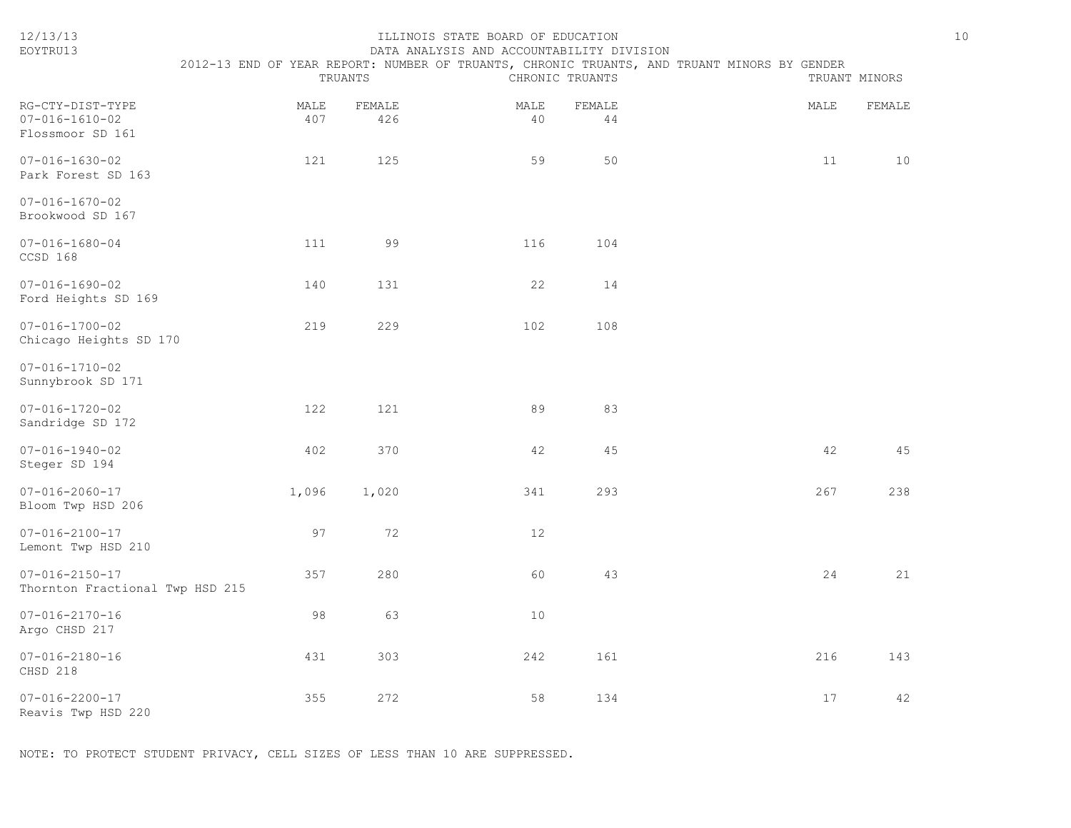ILLINOIS STATE BOARD OF EDUCATION

DATA ANALYSIS AND ACCOUNTABILITY DIVISION

2012-13 END OF YEAR REPORT: NUMBER OF TRUANTS, CHRONIC TRUANTS, AND TRUANT MINORS BY GENDER

| RG-CTY-DIST-TYPE | TRUANTS | | CHRONIC TRUANTS | | TRUANT MINORS | |
|---|---|---|---|---|---|---|
| | MALE | FEMALE | MALE | FEMALE | MALE | FEMALE |
| 07-016-1610-02 Flossmoor SD 161 | 407 | 426 | 40 | 44 | | |
| 07-016-1630-02 Park Forest SD 163 | 121 | 125 | 59 | 50 | 11 | 10 |
| 07-016-1670-02 Brookwood SD 167 | | | | | | |
| 07-016-1680-04 CCSD 168 | 111 | 99 | 116 | 104 | | |
| 07-016-1690-02 Ford Heights SD 169 | 140 | 131 | 22 | 14 | | |
| 07-016-1700-02 Chicago Heights SD 170 | 219 | 229 | 102 | 108 | | |
| 07-016-1710-02 Sunnybrook SD 171 | | | | | | |
| 07-016-1720-02 Sandridge SD 172 | 122 | 121 | 89 | 83 | | |
| 07-016-1940-02 Steger SD 194 | 402 | 370 | 42 | 45 | 42 | 45 |
| 07-016-2060-17 Bloom Twp HSD 206 | 1,096 | 1,020 | 341 | 293 | 267 | 238 |
| 07-016-2100-17 Lemont Twp HSD 210 | 97 | 72 | 12 | | | |
| 07-016-2150-17 Thornton Fractional Twp HSD 215 | 357 | 280 | 60 | 43 | 24 | 21 |
| 07-016-2170-16 Argo CHSD 217 | 98 | 63 | 10 | | | |
| 07-016-2180-16 CHSD 218 | 431 | 303 | 242 | 161 | 216 | 143 |
| 07-016-2200-17 Reavis Twp HSD 220 | 355 | 272 | 58 | 134 | 17 | 42 |

NOTE: TO PROTECT STUDENT PRIVACY, CELL SIZES OF LESS THAN 10 ARE SUPPRESSED.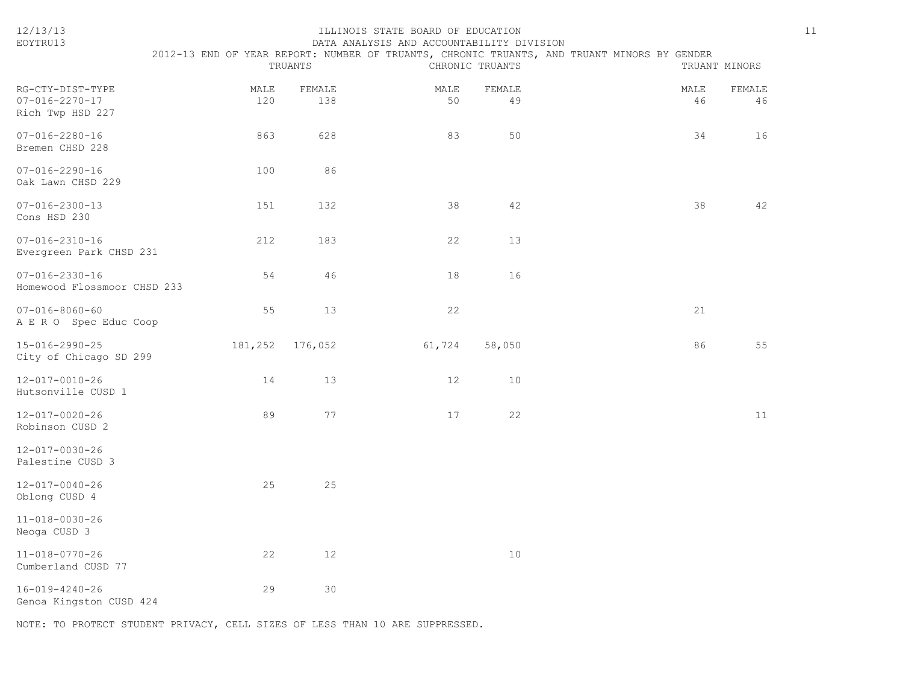## 2012-13 END OF YEAR REPORT: NUMBER OF TRUANTS, CHRONIC TRUANTS, AND TRUANT MINORS BY GENDER

| RG-CTY-DIST-TYPE | TRUANTS | | CHRONIC TRUANTS | | TRUANT MINORS | |
|---|---|---|---|---|---|---|
| | MALE | FEMALE | MALE | FEMALE | MALE | FEMALE |
| 07-016-2270-17 Rich Twp HSD 227 | 120 | 138 | 50 | 49 | 46 | 46 |
| 07-016-2280-16 Bremen CHSD 228 | 863 | 628 | 83 | 50 | 34 | 16 |
| 07-016-2290-16 Oak Lawn CHSD 229 | 100 | 86 | | | | |
| 07-016-2300-13 Cons HSD 230 | 151 | 132 | 38 | 42 | 38 | 42 |
| 07-016-2310-16 Evergreen Park CHSD 231 | 212 | 183 | 22 | 13 | | |
| 07-016-2330-16 Homewood Flossmoor CHSD 233 | 54 | 46 | 18 | 16 | | |
| 07-016-8060-60 A E R O Spec Educ Coop | 55 | 13 | 22 | | 21 | |
| 15-016-2990-25 City of Chicago SD 299 | 181,252 | 176,052 | 61,724 | 58,050 | 86 | 55 |
| 12-017-0010-26 Hutsonville CUSD 1 | 14 | 13 | 12 | 10 | | |
| 12-017-0020-26 Robinson CUSD 2 | 89 | 77 | 17 | 22 | | 11 |
| 12-017-0030-26 Palestine CUSD 3 | | | | | | |
| 12-017-0040-26 Oblong CUSD 4 | 25 | 25 | | | | |
| 11-018-0030-26 Neoga CUSD 3 | | | | | | |
| 11-018-0770-26 Cumberland CUSD 77 | 22 | 12 | | 10 | | |
| 16-019-4240-26 Genoa Kingston CUSD 424 | 29 | 30 | | | | |

NOTE: TO PROTECT STUDENT PRIVACY, CELL SIZES OF LESS THAN 10 ARE SUPPRESSED.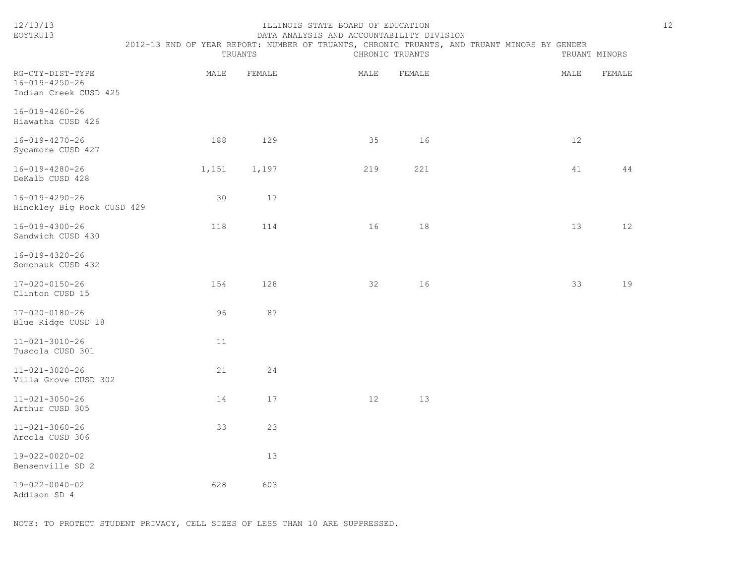ILLINOIS STATE BOARD OF EDUCATION

DATA ANALYSIS AND ACCOUNTABILITY DIVISION

2012-13 END OF YEAR REPORT: NUMBER OF TRUANTS, CHRONIC TRUANTS, AND TRUANT MINORS BY GENDER

| RG-CTY-DIST-TYPE | TRUANTS | | CHRONIC TRUANTS | | TRUANT MINORS | |
|---|---|---|---|---|---|---|
| | MALE | FEMALE | MALE | FEMALE | MALE | FEMALE |
| 16-019-4250-26 Indian Creek CUSD 425 | | | | | | |
| 16-019-4260-26 Hiawatha CUSD 426 | | | | | | |
| 16-019-4270-26 Sycamore CUSD 427 | 188 | 129 | 35 | 16 | 12 | |
| 16-019-4280-26 DeKalb CUSD 428 | 1,151 | 1,197 | 219 | 221 | 41 | 44 |
| 16-019-4290-26 Hinckley Big Rock CUSD 429 | 30 | 17 | | | | |
| 16-019-4300-26 Sandwich CUSD 430 | 118 | 114 | 16 | 18 | 13 | 12 |
| 16-019-4320-26 Somonauk CUSD 432 | | | | | | |
| 17-020-0150-26 Clinton CUSD 15 | 154 | 128 | 32 | 16 | 33 | 19 |
| 17-020-0180-26 Blue Ridge CUSD 18 | 96 | 87 | | | | |
| 11-021-3010-26 Tuscola CUSD 301 | 11 | | | | | |
| 11-021-3020-26 Villa Grove CUSD 302 | 21 | 24 | | | | |
| 11-021-3050-26 Arthur CUSD 305 | 14 | 17 | 12 | 13 | | |
| 11-021-3060-26 Arcola CUSD 306 | 33 | 23 | | | | |
| 19-022-0020-02 Bensenville SD 2 | | 13 | | | | |
| 19-022-0040-02 Addison SD 4 | 628 | 603 | | | | |

NOTE: TO PROTECT STUDENT PRIVACY, CELL SIZES OF LESS THAN 10 ARE SUPPRESSED.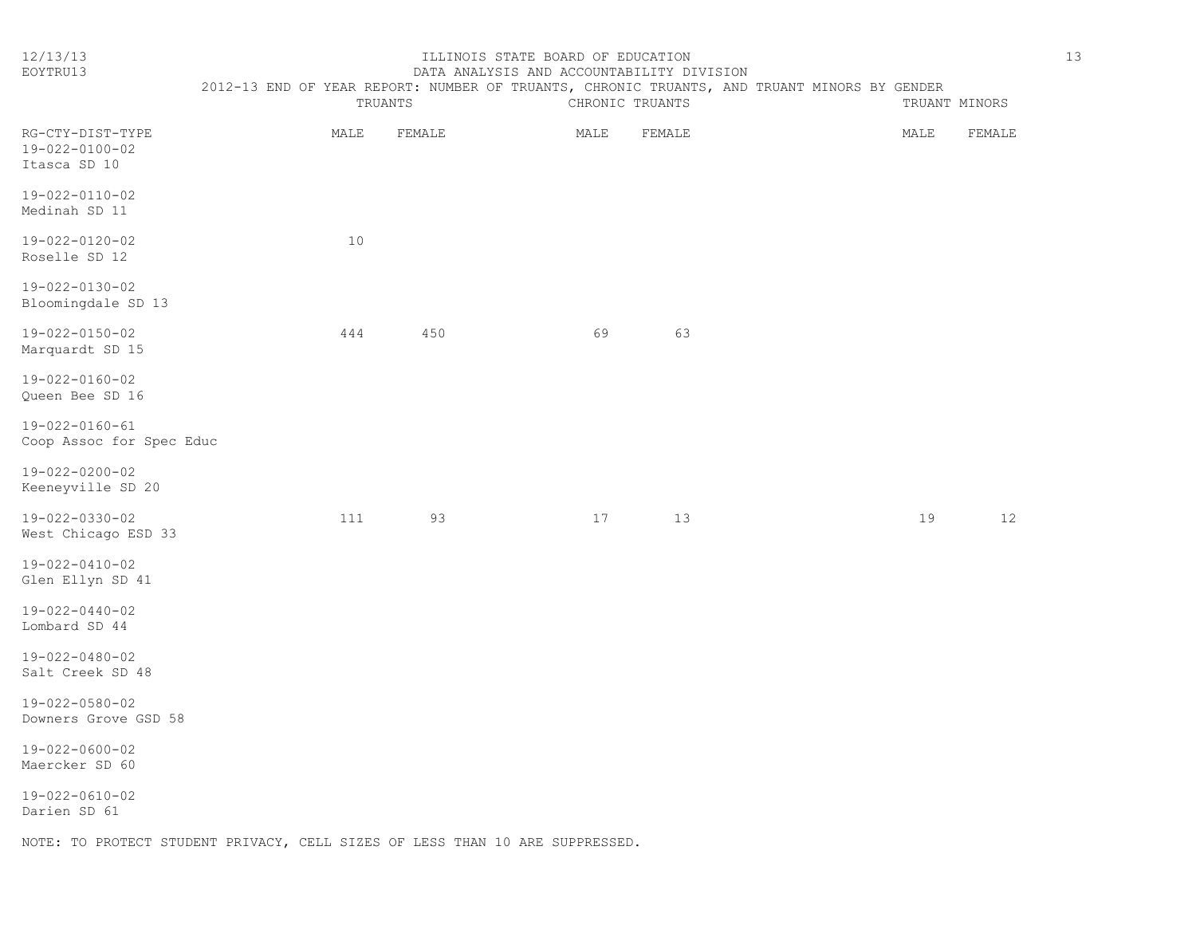ILLINOIS STATE BOARD OF EDUCATION
DATA ANALYSIS AND ACCOUNTABILITY DIVISION
2012-13 END OF YEAR REPORT: NUMBER OF TRUANTS, CHRONIC TRUANTS, AND TRUANT MINORS BY GENDER

| RG-CTY-DIST-TYPE | TRUANTS | | CHRONIC TRUANTS | | TRUANT MINORS | |
|---|---|---|---|---|---|---|
| | MALE | FEMALE | MALE | FEMALE | MALE | FEMALE |
| 19-022-0100-02 Itasca SD 10 | | | | | | |
| 19-022-0110-02 Medinah SD 11 | | | | | | |
| 19-022-0120-02 Roselle SD 12 | 10 | | | | | |
| 19-022-0130-02 Bloomingdale SD 13 | | | | | | |
| 19-022-0150-02 Marquardt SD 15 | 444 | 450 | 69 | 63 | | |
| 19-022-0160-02 Queen Bee SD 16 | | | | | | |
| 19-022-0160-61 Coop Assoc for Spec Educ | | | | | | |
| 19-022-0200-02 Keeneyville SD 20 | | | | | | |
| 19-022-0330-02 West Chicago ESD 33 | 111 | 93 | 17 | 13 | 19 | 12 |
| 19-022-0410-02 Glen Ellyn SD 41 | | | | | | |
| 19-022-0440-02 Lombard SD 44 | | | | | | |
| 19-022-0480-02 Salt Creek SD 48 | | | | | | |
| 19-022-0580-02 Downers Grove GSD 58 | | | | | | |
| 19-022-0600-02 Maercker SD 60 | | | | | | |
| 19-022-0610-02 Darien SD 61 | | | | | | |

NOTE: TO PROTECT STUDENT PRIVACY, CELL SIZES OF LESS THAN 10 ARE SUPPRESSED.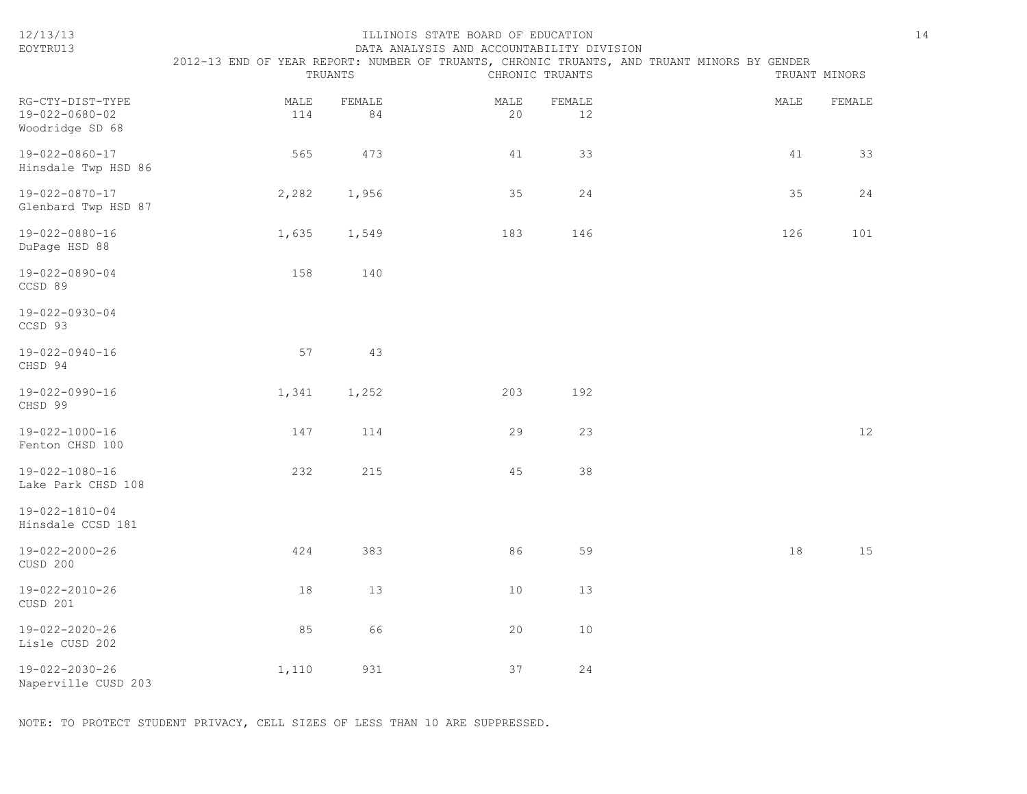ILLINOIS STATE BOARD OF EDUCATION
DATA ANALYSIS AND ACCOUNTABILITY DIVISION

2012-13 END OF YEAR REPORT: NUMBER OF TRUANTS, CHRONIC TRUANTS, AND TRUANT MINORS BY GENDER

| RG-CTY-DIST-TYPE | TRUANTS | | CHRONIC TRUANTS | | TRUANT MINORS | |
|---|---|---|---|---|---|---|
| | MALE | FEMALE | MALE | FEMALE | MALE | FEMALE |
| 19-022-0680-02 Woodridge SD 68 | 114 | 84 | 20 | 12 | | |
| 19-022-0860-17 Hinsdale Twp HSD 86 | 565 | 473 | 41 | 33 | 41 | 33 |
| 19-022-0870-17 Glenbard Twp HSD 87 | 2,282 | 1,956 | 35 | 24 | 35 | 24 |
| 19-022-0880-16 DuPage HSD 88 | 1,635 | 1,549 | 183 | 146 | 126 | 101 |
| 19-022-0890-04 CCSD 89 | 158 | 140 | | | | |
| 19-022-0930-04 CCSD 93 | | | | | | |
| 19-022-0940-16 CHSD 94 | 57 | 43 | | | | |
| 19-022-0990-16 CHSD 99 | 1,341 | 1,252 | 203 | 192 | | |
| 19-022-1000-16 Fenton CHSD 100 | 147 | 114 | 29 | 23 | | 12 |
| 19-022-1080-16 Lake Park CHSD 108 | 232 | 215 | 45 | 38 | | |
| 19-022-1810-04 Hinsdale CCSD 181 | | | | | | |
| 19-022-2000-26 CUSD 200 | 424 | 383 | 86 | 59 | 18 | 15 |
| 19-022-2010-26 CUSD 201 | 18 | 13 | 10 | 13 | | |
| 19-022-2020-26 Lisle CUSD 202 | 85 | 66 | 20 | 10 | | |
| 19-022-2030-26 Naperville CUSD 203 | 1,110 | 931 | 37 | 24 | | |

NOTE: TO PROTECT STUDENT PRIVACY, CELL SIZES OF LESS THAN 10 ARE SUPPRESSED.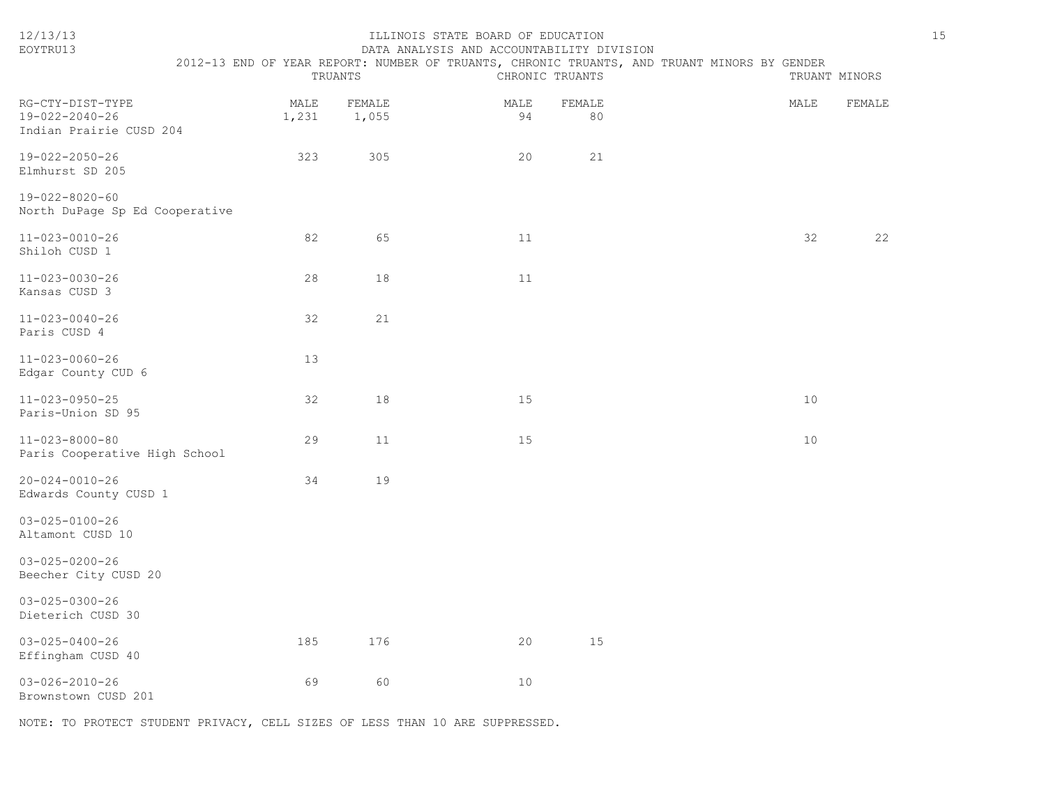ILLINOIS STATE BOARD OF EDUCATION
DATA ANALYSIS AND ACCOUNTABILITY DIVISION
2012-13 END OF YEAR REPORT: NUMBER OF TRUANTS, CHRONIC TRUANTS, AND TRUANT MINORS BY GENDER

| RG-CTY-DIST-TYPE | TRUANTS | | CHRONIC TRUANTS | | TRUANT MINORS | |
|---|---|---|---|---|---|---|
| | MALE | FEMALE | MALE | FEMALE | MALE | FEMALE |
| 19-022-2040-26 Indian Prairie CUSD 204 | 1,231 | 1,055 | 94 | 80 | | |
| 19-022-2050-26 Elmhurst SD 205 | 323 | 305 | 20 | 21 | | |
| 19-022-8020-60 North DuPage Sp Ed Cooperative | | | | | | |
| 11-023-0010-26 Shiloh CUSD 1 | 82 | 65 | 11 | | 32 | 22 |
| 11-023-0030-26 Kansas CUSD 3 | 28 | 18 | 11 | | | |
| 11-023-0040-26 Paris CUSD 4 | 32 | 21 | | | | |
| 11-023-0060-26 Edgar County CUD 6 | 13 | | | | | |
| 11-023-0950-25 Paris-Union SD 95 | 32 | 18 | 15 | | 10 | |
| 11-023-8000-80 Paris Cooperative High School | 29 | 11 | 15 | | 10 | |
| 20-024-0010-26 Edwards County CUSD 1 | 34 | 19 | | | | |
| 03-025-0100-26 Altamont CUSD 10 | | | | | | |
| 03-025-0200-26 Beecher City CUSD 20 | | | | | | |
| 03-025-0300-26 Dieterich CUSD 30 | | | | | | |
| 03-025-0400-26 Effingham CUSD 40 | 185 | 176 | 20 | 15 | | |
| 03-026-2010-26 Brownstown CUSD 201 | 69 | 60 | 10 | | | |

NOTE: TO PROTECT STUDENT PRIVACY, CELL SIZES OF LESS THAN 10 ARE SUPPRESSED.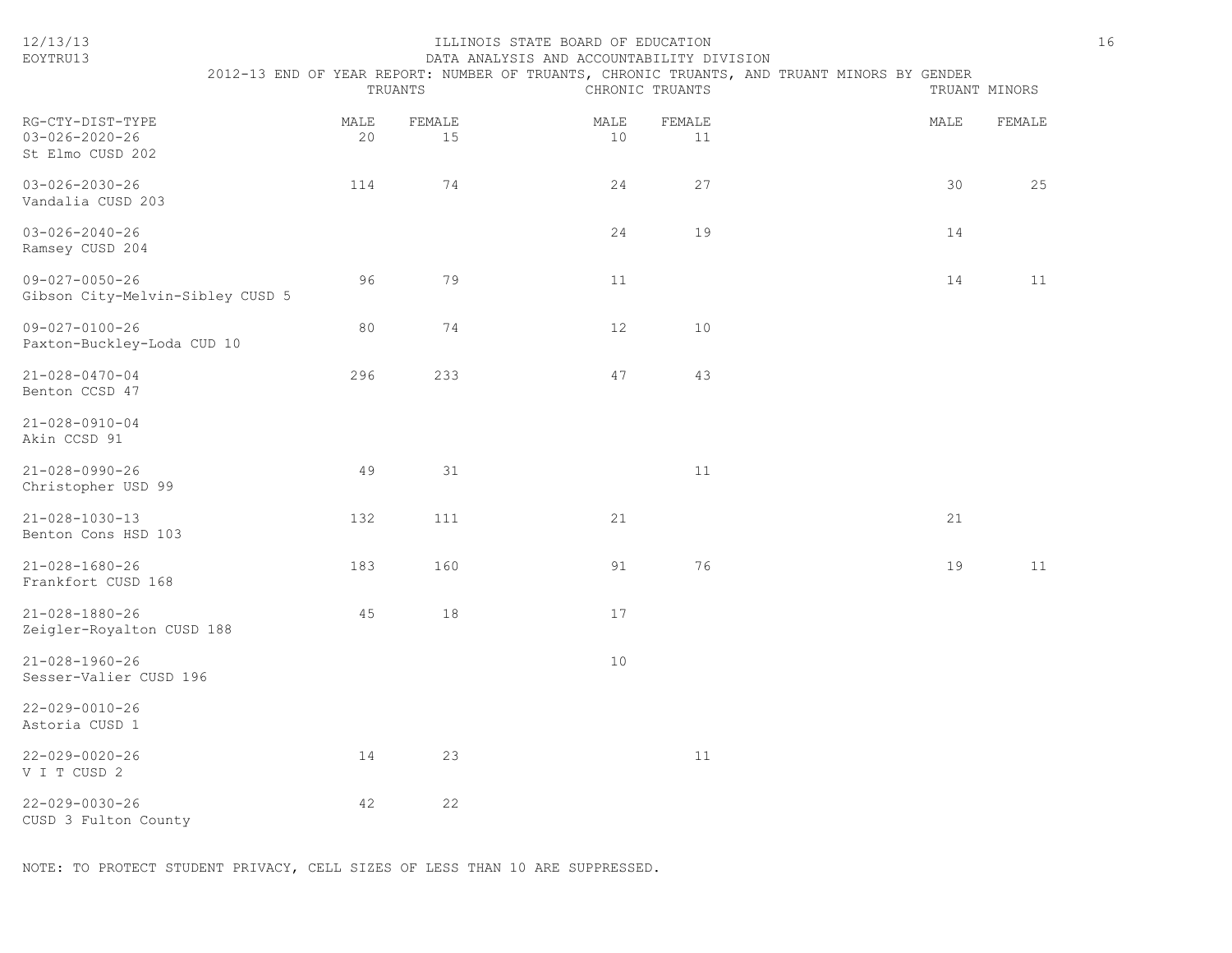ILLINOIS STATE BOARD OF EDUCATION
DATA ANALYSIS AND ACCOUNTABILITY DIVISION

EOYTRU13

12/13/13

## 2012-13 END OF YEAR REPORT: NUMBER OF TRUANTS, CHRONIC TRUANTS, AND TRUANT MINORS BY GENDER

| RG-CTY-DIST-TYPE | TRUANTS | | CHRONIC TRUANTS | | TRUANT MINORS | |
|---|---|---|---|---|---|---|
| | MALE | FEMALE | MALE | FEMALE | MALE | FEMALE |
| 03-026-2020-26 St Elmo CUSD 202 | 20 | 15 | 10 | 11 | | |
| 03-026-2030-26 Vandalia CUSD 203 | 114 | 74 | 24 | 27 | 30 | 25 |
| 03-026-2040-26 Ramsey CUSD 204 | | | 24 | 19 | 14 | |
| 09-027-0050-26 Gibson City-Melvin-Sibley CUSD 5 | 96 | 79 | 11 | | 14 | 11 |
| 09-027-0100-26 Paxton-Buckley-Loda CUD 10 | 80 | 74 | 12 | 10 | | |
| 21-028-0470-04 Benton CCSD 47 | 296 | 233 | 47 | 43 | | |
| 21-028-0910-04 Akin CCSD 91 | | | | | | |
| 21-028-0990-26 Christopher USD 99 | 49 | 31 | | 11 | | |
| 21-028-1030-13 Benton Cons HSD 103 | 132 | 111 | 21 | | 21 | |
| 21-028-1680-26 Frankfort CUSD 168 | 183 | 160 | 91 | 76 | 19 | 11 |
| 21-028-1880-26 Zeigler-Royalton CUSD 188 | 45 | 18 | 17 | | | |
| 21-028-1960-26 Sesser-Valier CUSD 196 | | | 10 | | | |
| 22-029-0010-26 Astoria CUSD 1 | | | | | | |
| 22-029-0020-26 V I T CUSD 2 | 14 | 23 | | 11 | | |
| 22-029-0030-26 CUSD 3 Fulton County | 42 | 22 | | | | |

NOTE: TO PROTECT STUDENT PRIVACY, CELL SIZES OF LESS THAN 10 ARE SUPPRESSED.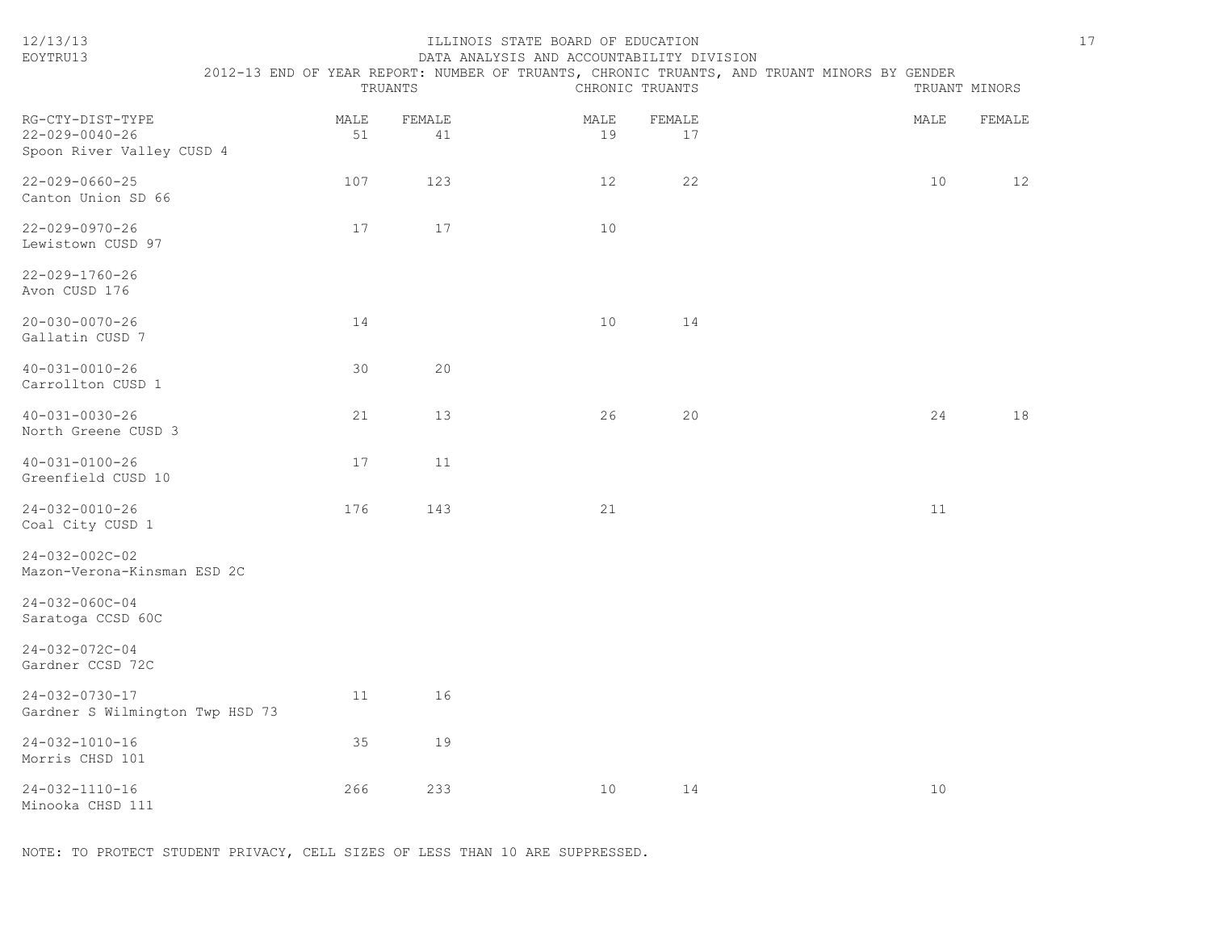ILLINOIS STATE BOARD OF EDUCATION
DATA ANALYSIS AND ACCOUNTABILITY DIVISION
2012-13 END OF YEAR REPORT: NUMBER OF TRUANTS, CHRONIC TRUANTS, AND TRUANT MINORS BY GENDER

| RG-CTY-DIST-TYPE | TRUANTS | | CHRONIC TRUANTS | | TRUANT MINORS | |
|---|---|---|---|---|---|---|
| | MALE | FEMALE | MALE | FEMALE | MALE | FEMALE |
| 22-029-0040-26 Spoon River Valley CUSD 4 | 51 | 41 | 19 | 17 | | |
| 22-029-0660-25 Canton Union SD 66 | 107 | 123 | 12 | 22 | 10 | 12 |
| 22-029-0970-26 Lewistown CUSD 97 | 17 | 17 | 10 | | | |
| 22-029-1760-26 Avon CUSD 176 | | | | | | |
| 20-030-0070-26 Gallatin CUSD 7 | 14 | | 10 | 14 | | |
| 40-031-0010-26 Carrollton CUSD 1 | 30 | 20 | | | | |
| 40-031-0030-26 North Greene CUSD 3 | 21 | 13 | 26 | 20 | 24 | 18 |
| 40-031-0100-26 Greenfield CUSD 10 | 17 | 11 | | | | |
| 24-032-0010-26 Coal City CUSD 1 | 176 | 143 | 21 | | 11 | |
| 24-032-002C-02 Mazon-Verona-Kinsman ESD 2C | | | | | | |
| 24-032-060C-04 Saratoga CCSD 60C | | | | | | |
| 24-032-072C-04 Gardner CCSD 72C | | | | | | |
| 24-032-0730-17 Gardner S Wilmington Twp HSD 73 | 11 | 16 | | | | |
| 24-032-1010-16 Morris CHSD 101 | 35 | 19 | | | | |
| 24-032-1110-16 Minooka CHSD 111 | 266 | 233 | 10 | 14 | 10 | |

NOTE: TO PROTECT STUDENT PRIVACY, CELL SIZES OF LESS THAN 10 ARE SUPPRESSED.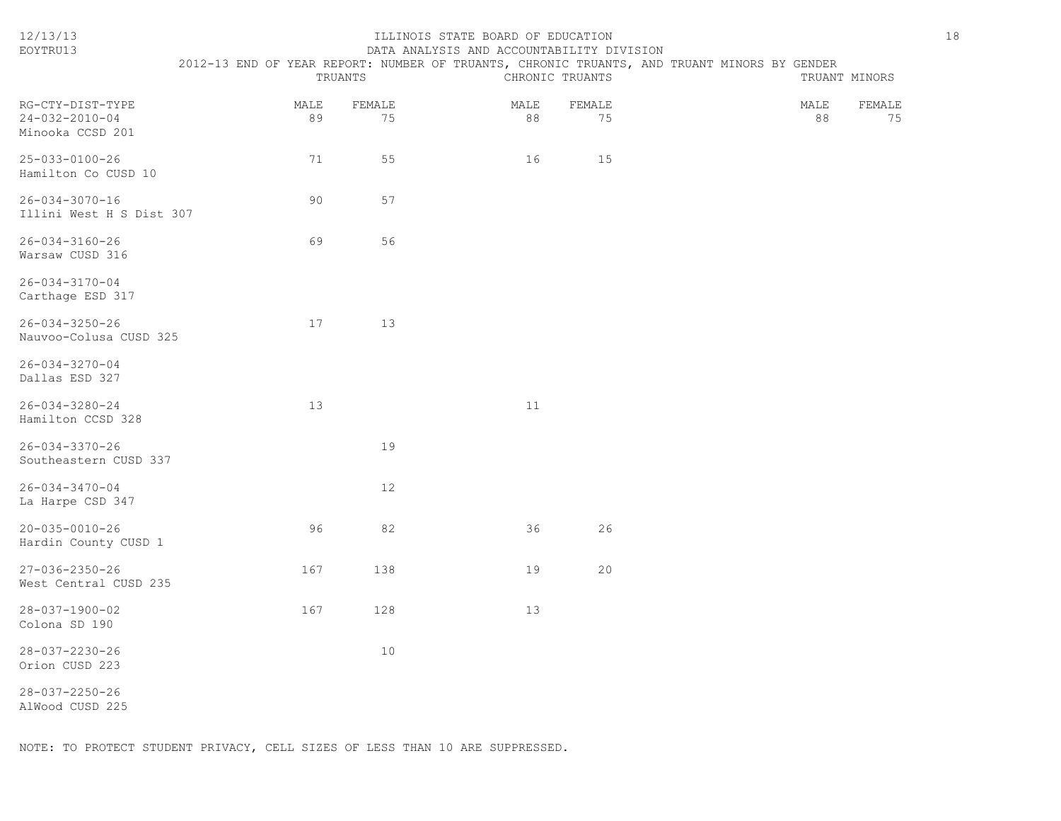ILLINOIS STATE BOARD OF EDUCATION
DATA ANALYSIS AND ACCOUNTABILITY DIVISION
2012-13 END OF YEAR REPORT: NUMBER OF TRUANTS, CHRONIC TRUANTS, AND TRUANT MINORS BY GENDER

| RG-CTY-DIST-TYPE | TRUANTS | | CHRONIC TRUANTS | | TRUANT MINORS | |
|---|---|---|---|---|---|---|
| | MALE | FEMALE | MALE | FEMALE | MALE | FEMALE |
| 24-032-2010-04 Minooka CCSD 201 | 89 | 75 | 88 | 75 | 88 | 75 |
| 25-033-0100-26 Hamilton Co CUSD 10 | 71 | 55 | 16 | 15 | | |
| 26-034-3070-16 Illini West H S Dist 307 | 90 | 57 | | | | |
| 26-034-3160-26 Warsaw CUSD 316 | 69 | 56 | | | | |
| 26-034-3170-04 Carthage ESD 317 | | | | | | |
| 26-034-3250-26 Nauvoo-Colusa CUSD 325 | 17 | 13 | | | | |
| 26-034-3270-04 Dallas ESD 327 | | | | | | |
| 26-034-3280-24 Hamilton CCSD 328 | 13 | | 11 | | | |
| 26-034-3370-26 Southeastern CUSD 337 | | 19 | | | | |
| 26-034-3470-04 La Harpe CSD 347 | | 12 | | | | |
| 20-035-0010-26 Hardin County CUSD 1 | 96 | 82 | 36 | 26 | | |
| 27-036-2350-26 West Central CUSD 235 | 167 | 138 | 19 | 20 | | |
| 28-037-1900-02 Colona SD 190 | 167 | 128 | 13 | | | |
| 28-037-2230-26 Orion CUSD 223 | | 10 | | | | |
| 28-037-2250-26 AlWood CUSD 225 | | | | | | |

NOTE: TO PROTECT STUDENT PRIVACY, CELL SIZES OF LESS THAN 10 ARE SUPPRESSED.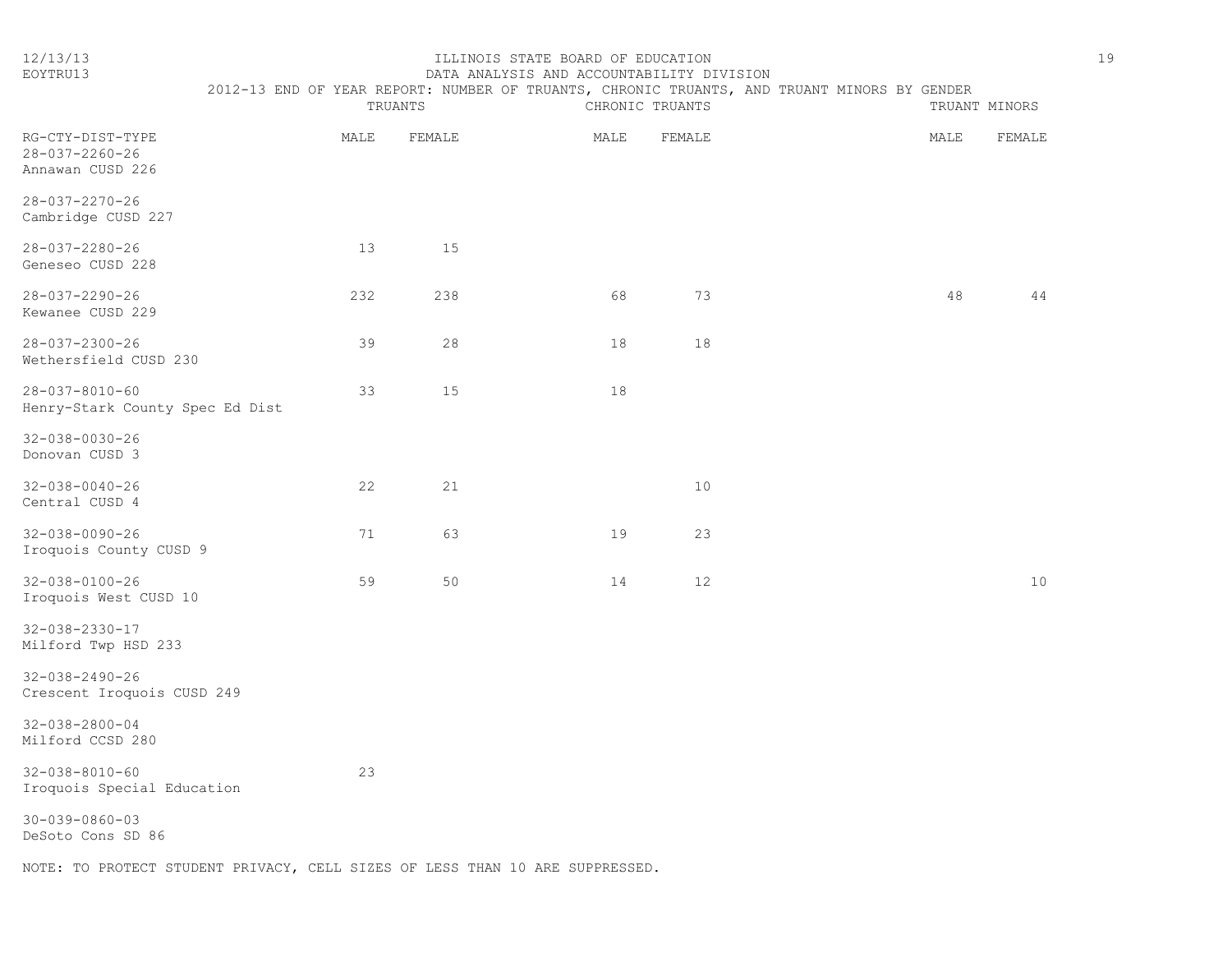ILLINOIS STATE BOARD OF EDUCATION
DATA ANALYSIS AND ACCOUNTABILITY DIVISION

2012-13 END OF YEAR REPORT: NUMBER OF TRUANTS, CHRONIC TRUANTS, AND TRUANT MINORS BY GENDER

| RG-CTY-DIST-TYPE | TRUANTS | | CHRONIC TRUANTS | | TRUANT MINORS | |
|---|---|---|---|---|---|---|
| | MALE | FEMALE | MALE | FEMALE | MALE | FEMALE |
| 28-037-2260-26 Annawan CUSD 226 | | | | | | |
| 28-037-2270-26 Cambridge CUSD 227 | | | | | | |
| 28-037-2280-26 Geneseo CUSD 228 | 13 | 15 | | | | |
| 28-037-2290-26 Kewanee CUSD 229 | 232 | 238 | 68 | 73 | 48 | 44 |
| 28-037-2300-26 Wethersfield CUSD 230 | 39 | 28 | 18 | 18 | | |
| 28-037-8010-60 Henry-Stark County Spec Ed Dist | 33 | 15 | 18 | | | |
| 32-038-0030-26 Donovan CUSD 3 | | | | | | |
| 32-038-0040-26 Central CUSD 4 | 22 | 21 | | 10 | | |
| 32-038-0090-26 Iroquois County CUSD 9 | 71 | 63 | 19 | 23 | | |
| 32-038-0100-26 Iroquois West CUSD 10 | 59 | 50 | 14 | 12 | | 10 |
| 32-038-2330-17 Milford Twp HSD 233 | | | | | | |
| 32-038-2490-26 Crescent Iroquois CUSD 249 | | | | | | |
| 32-038-2800-04 Milford CCSD 280 | | | | | | |
| 32-038-8010-60 Iroquois Special Education | 23 | | | | | |
| 30-039-0860-03 DeSoto Cons SD 86 | | | | | | |

NOTE: TO PROTECT STUDENT PRIVACY, CELL SIZES OF LESS THAN 10 ARE SUPPRESSED.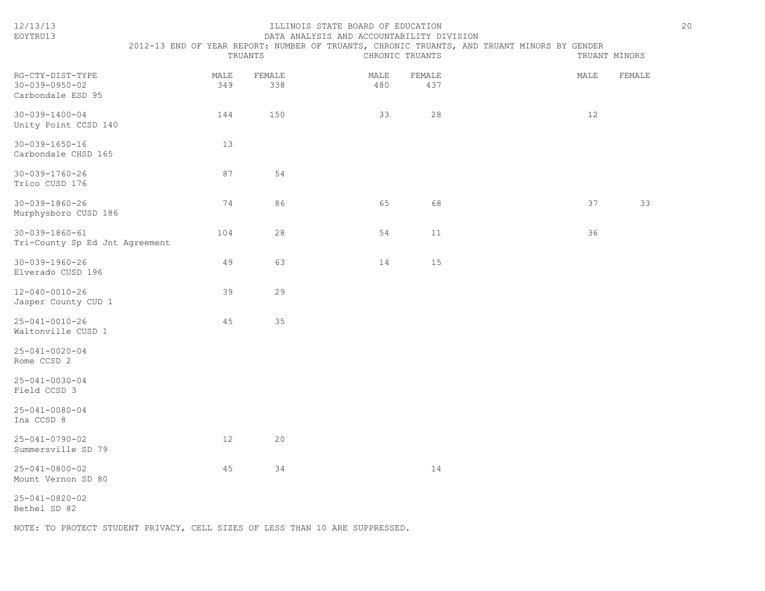ILLINOIS STATE BOARD OF EDUCATION
DATA ANALYSIS AND ACCOUNTABILITY DIVISION

2012-13 END OF YEAR REPORT: NUMBER OF TRUANTS, CHRONIC TRUANTS, AND TRUANT MINORS BY GENDER

| RG-CTY-DIST-TYPE | TRUANTS | | CHRONIC TRUANTS | | TRUANT MINORS | |
|---|---|---|---|---|---|---|
| | MALE | FEMALE | MALE | FEMALE | MALE | FEMALE |
| 30-039-0950-02 Carbondale ESD 95 | 349 | 338 | 480 | 437 | | |
| 30-039-1400-04 Unity Point CCSD 140 | 144 | 150 | 33 | 28 | 12 | |
| 30-039-1650-16 Carbondale CHSD 165 | 13 | | | | | |
| 30-039-1760-26 Trico CUSD 176 | 87 | 54 | | | | |
| 30-039-1860-26 Murphysboro CUSD 186 | 74 | 86 | 65 | 68 | 37 | 33 |
| 30-039-1860-61 Tri-County Sp Ed Jnt Agreement | 104 | 28 | 54 | 11 | 36 | |
| 30-039-1960-26 Elverado CUSD 196 | 49 | 63 | 14 | 15 | | |
| 12-040-0010-26 Jasper County CUD 1 | 39 | 29 | | | | |
| 25-041-0010-26 Waltonville CUSD 1 | 45 | 35 | | | | |
| 25-041-0020-04 Rome CCSD 2 | | | | | | |
| 25-041-0030-04 Field CCSD 3 | | | | | | |
| 25-041-0080-04 Ina CCSD 8 | | | | | | |
| 25-041-0790-02 Summersville SD 79 | 12 | 20 | | | | |
| 25-041-0800-02 Mount Vernon SD 80 | 45 | 34 | | 14 | | |
| 25-041-0820-02 Bethel SD 82 | | | | | | |

NOTE: TO PROTECT STUDENT PRIVACY, CELL SIZES OF LESS THAN 10 ARE SUPPRESSED.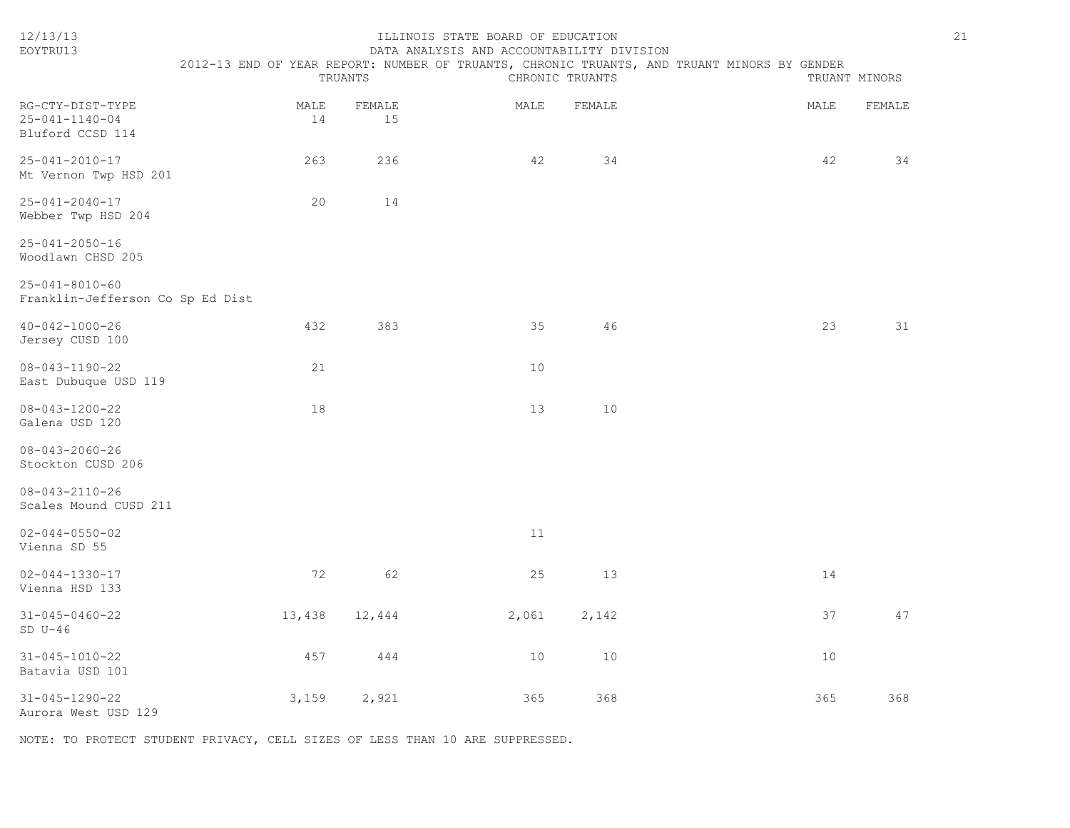ILLINOIS STATE BOARD OF EDUCATION
DATA ANALYSIS AND ACCOUNTABILITY DIVISION
2012-13 END OF YEAR REPORT: NUMBER OF TRUANTS, CHRONIC TRUANTS, AND TRUANT MINORS BY GENDER

| RG-CTY-DIST-TYPE | TRUANTS | | CHRONIC TRUANTS | | TRUANT MINORS | |
|---|---|---|---|---|---|---|
| | MALE | FEMALE | MALE | FEMALE | MALE | FEMALE |
| 25-041-1140-04 Bluford CCSD 114 | 14 | 15 | | | | |
| 25-041-2010-17 Mt Vernon Twp HSD 201 | 263 | 236 | 42 | 34 | 42 | 34 |
| 25-041-2040-17 Webber Twp HSD 204 | 20 | 14 | | | | |
| 25-041-2050-16 Woodlawn CHSD 205 | | | | | | |
| 25-041-8010-60 Franklin-Jefferson Co Sp Ed Dist | | | | | | |
| 40-042-1000-26 Jersey CUSD 100 | 432 | 383 | 35 | 46 | 23 | 31 |
| 08-043-1190-22 East Dubuque USD 119 | 21 | | 10 | | | |
| 08-043-1200-22 Galena USD 120 | 18 | | 13 | 10 | | |
| 08-043-2060-26 Stockton CUSD 206 | | | | | | |
| 08-043-2110-26 Scales Mound CUSD 211 | | | | | | |
| 02-044-0550-02 Vienna SD 55 | | | 11 | | | |
| 02-044-1330-17 Vienna HSD 133 | 72 | 62 | 25 | 13 | 14 | |
| 31-045-0460-22 SD U-46 | 13,438 | 12,444 | 2,061 | 2,142 | 37 | 47 |
| 31-045-1010-22 Batavia USD 101 | 457 | 444 | 10 | 10 | 10 | |
| 31-045-1290-22 Aurora West USD 129 | 3,159 | 2,921 | 365 | 368 | 365 | 368 |

NOTE: TO PROTECT STUDENT PRIVACY, CELL SIZES OF LESS THAN 10 ARE SUPPRESSED.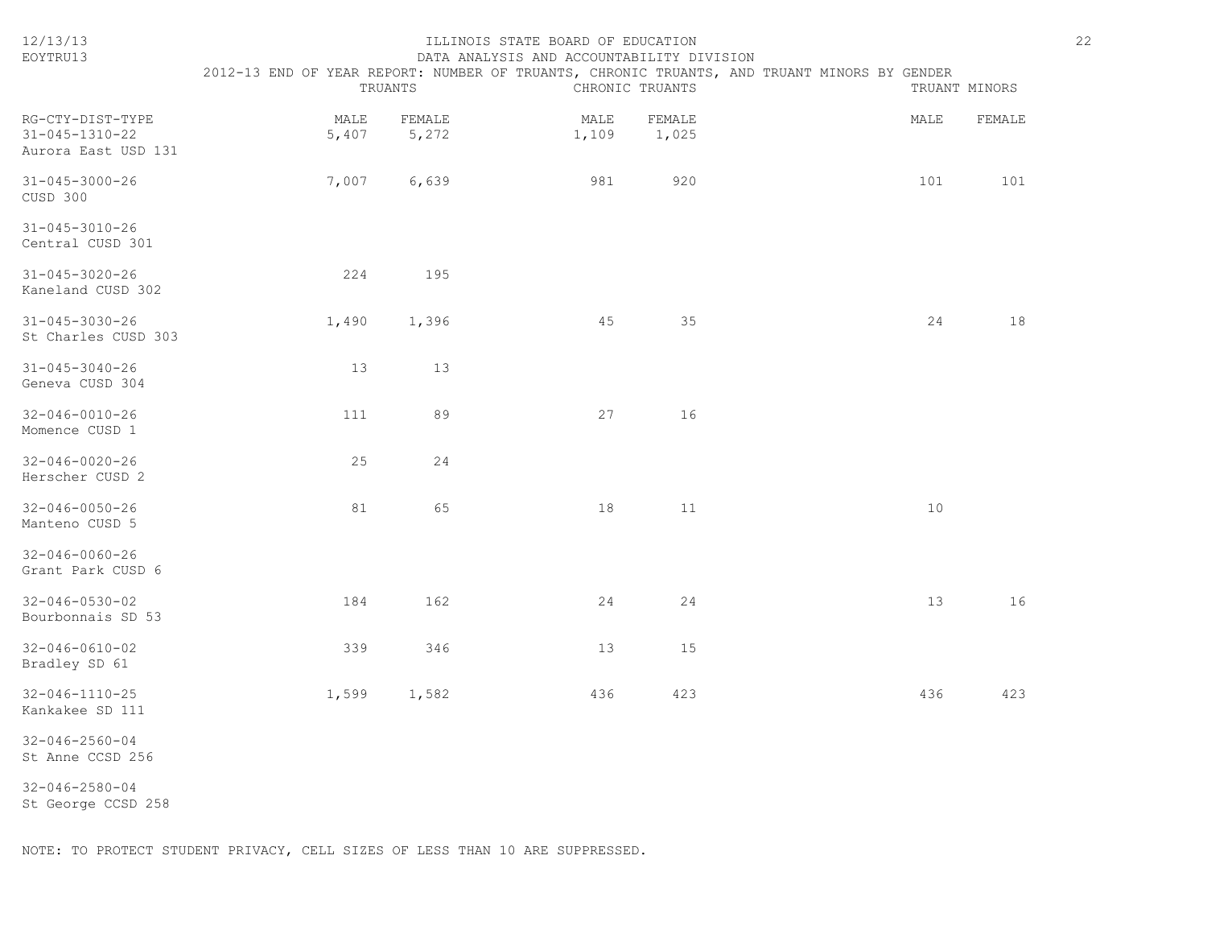ILLINOIS STATE BOARD OF EDUCATION
DATA ANALYSIS AND ACCOUNTABILITY DIVISION
2012-13 END OF YEAR REPORT: NUMBER OF TRUANTS, CHRONIC TRUANTS, AND TRUANT MINORS BY GENDER

| RG-CTY-DIST-TYPE | TRUANTS | | CHRONIC TRUANTS | | TRUANT MINORS | |
|---|---|---|---|---|---|---|
| | MALE | FEMALE | MALE | FEMALE | MALE | FEMALE |
| 31-045-1310-22 Aurora East USD 131 | 5,407 | 5,272 | 1,109 | 1,025 | | |
| 31-045-3000-26 CUSD 300 | 7,007 | 6,639 | 981 | 920 | 101 | 101 |
| 31-045-3010-26 Central CUSD 301 | | | | | | |
| 31-045-3020-26 Kaneland CUSD 302 | 224 | 195 | | | | |
| 31-045-3030-26 St Charles CUSD 303 | 1,490 | 1,396 | 45 | 35 | 24 | 18 |
| 31-045-3040-26 Geneva CUSD 304 | 13 | 13 | | | | |
| 32-046-0010-26 Momence CUSD 1 | 111 | 89 | 27 | 16 | | |
| 32-046-0020-26 Herscher CUSD 2 | 25 | 24 | | | | |
| 32-046-0050-26 Manteno CUSD 5 | 81 | 65 | 18 | 11 | 10 | |
| 32-046-0060-26 Grant Park CUSD 6 | | | | | | |
| 32-046-0530-02 Bourbonnais SD 53 | 184 | 162 | 24 | 24 | 13 | 16 |
| 32-046-0610-02 Bradley SD 61 | 339 | 346 | 13 | 15 | | |
| 32-046-1110-25 Kankakee SD 111 | 1,599 | 1,582 | 436 | 423 | 436 | 423 |
| 32-046-2560-04 St Anne CCSD 256 | | | | | | |
| 32-046-2580-04 St George CCSD 258 | | | | | | |

NOTE: TO PROTECT STUDENT PRIVACY, CELL SIZES OF LESS THAN 10 ARE SUPPRESSED.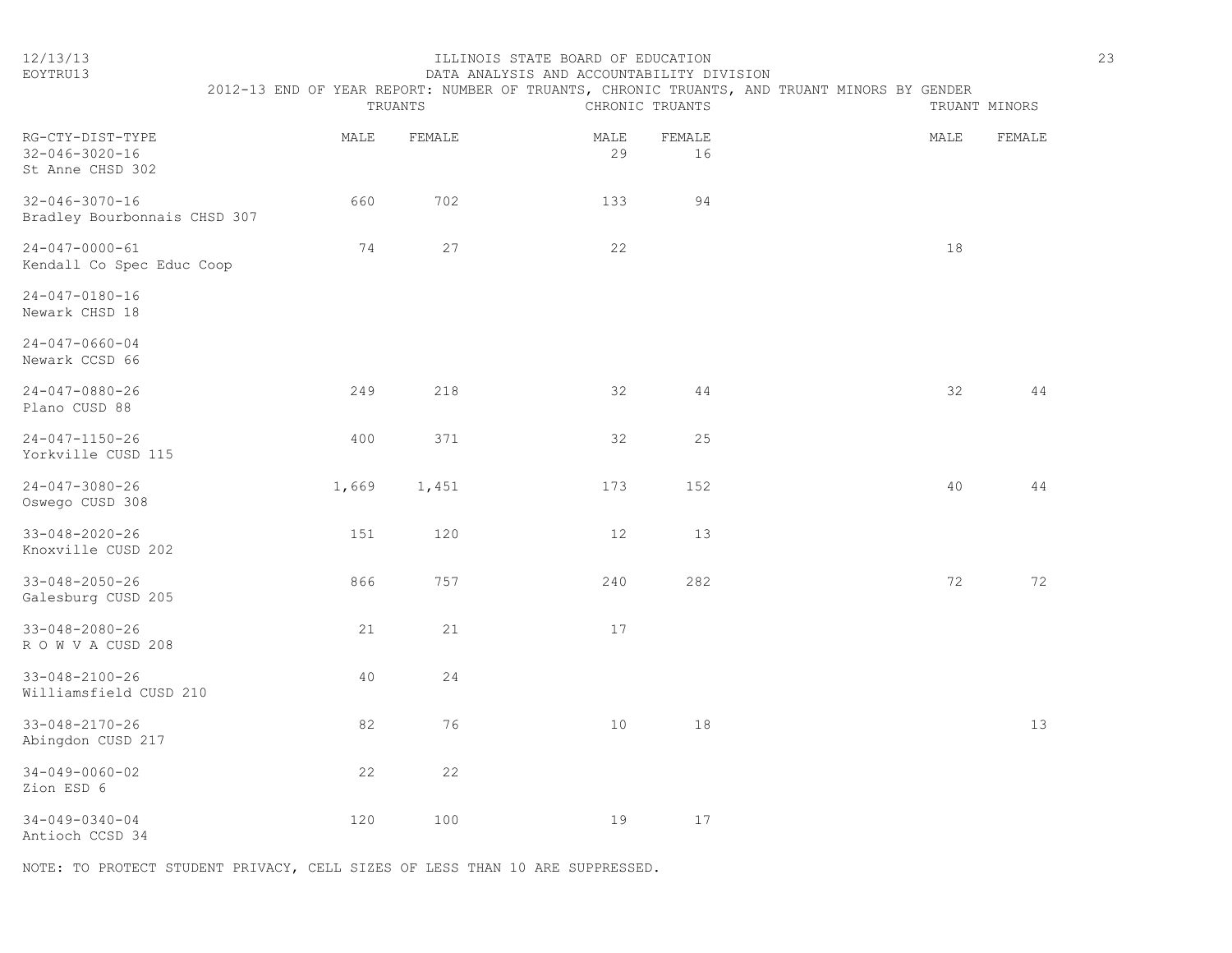ILLINOIS STATE BOARD OF EDUCATION
DATA ANALYSIS AND ACCOUNTABILITY DIVISION
2012-13 END OF YEAR REPORT: NUMBER OF TRUANTS, CHRONIC TRUANTS, AND TRUANT MINORS BY GENDER

| RG-CTY-DIST-TYPE | TRUANTS | | CHRONIC TRUANTS | | TRUANT MINORS | |
|---|---|---|---|---|---|---|
| | MALE | FEMALE | MALE | FEMALE | MALE | FEMALE |
| 32-046-3020-16 St Anne CHSD 302 | | | 29 | 16 | | |
| 32-046-3070-16 Bradley Bourbonnais CHSD 307 | 660 | 702 | 133 | 94 | | |
| 24-047-0000-61 Kendall Co Spec Educ Coop | 74 | 27 | 22 | | 18 | |
| 24-047-0180-16 Newark CHSD 18 | | | | | | |
| 24-047-0660-04 Newark CCSD 66 | | | | | | |
| 24-047-0880-26 Plano CUSD 88 | 249 | 218 | 32 | 44 | 32 | 44 |
| 24-047-1150-26 Yorkville CUSD 115 | 400 | 371 | 32 | 25 | | |
| 24-047-3080-26 Oswego CUSD 308 | 1,669 | 1,451 | 173 | 152 | 40 | 44 |
| 33-048-2020-26 Knoxville CUSD 202 | 151 | 120 | 12 | 13 | | |
| 33-048-2050-26 Galesburg CUSD 205 | 866 | 757 | 240 | 282 | 72 | 72 |
| 33-048-2080-26 R O W V A CUSD 208 | 21 | 21 | 17 | | | |
| 33-048-2100-26 Williamsfield CUSD 210 | 40 | 24 | | | | |
| 33-048-2170-26 Abingdon CUSD 217 | 82 | 76 | 10 | 18 | | 13 |
| 34-049-0060-02 Zion ESD 6 | 22 | 22 | | | | |
| 34-049-0340-04 Antioch CCSD 34 | 120 | 100 | 19 | 17 | | |

NOTE: TO PROTECT STUDENT PRIVACY, CELL SIZES OF LESS THAN 10 ARE SUPPRESSED.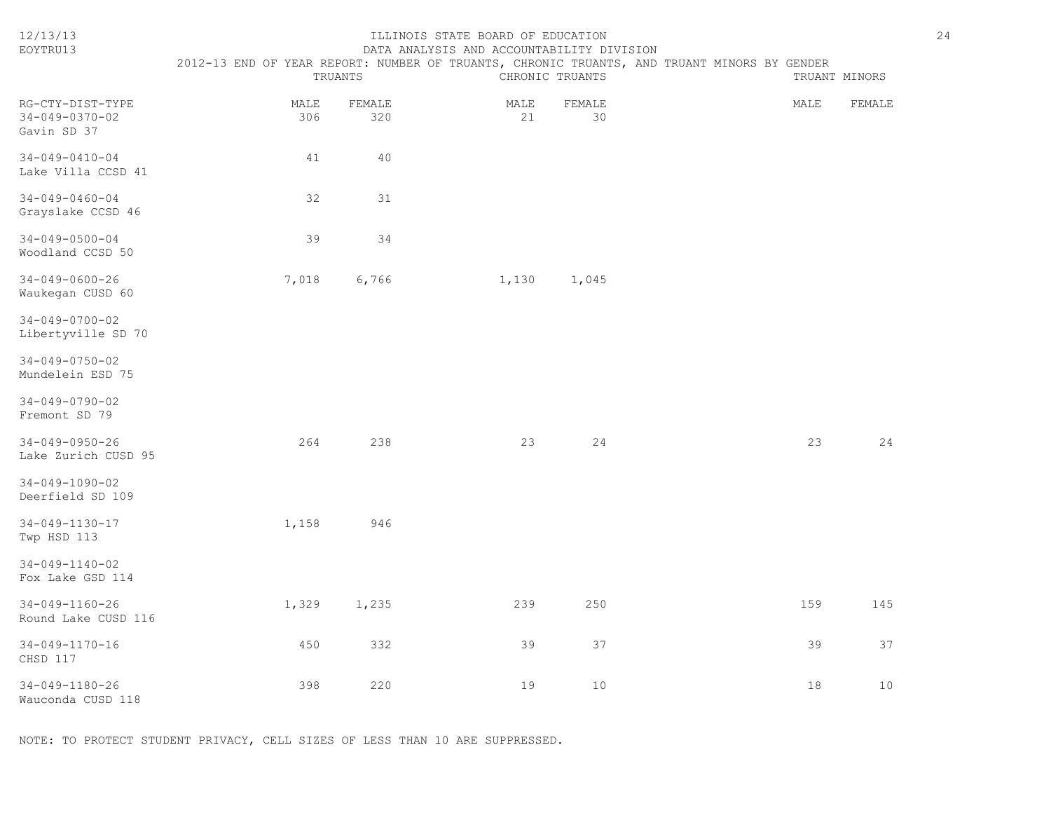ILLINOIS STATE BOARD OF EDUCATION

DATA ANALYSIS AND ACCOUNTABILITY DIVISION

2012-13 END OF YEAR REPORT: NUMBER OF TRUANTS, CHRONIC TRUANTS, AND TRUANT MINORS BY GENDER

| RG-CTY-DIST-TYPE | TRUANTS | | CHRONIC TRUANTS | | TRUANT MINORS | |
|---|---|---|---|---|---|---|
| | MALE | FEMALE | MALE | FEMALE | MALE | FEMALE |
| 34-049-0370-02 Gavin SD 37 | 306 | 320 | 21 | 30 | | |
| 34-049-0410-04 Lake Villa CCSD 41 | 41 | 40 | | | | |
| 34-049-0460-04 Grayslake CCSD 46 | 32 | 31 | | | | |
| 34-049-0500-04 Woodland CCSD 50 | 39 | 34 | | | | |
| 34-049-0600-26 Waukegan CUSD 60 | 7,018 | 6,766 | 1,130 | 1,045 | | |
| 34-049-0700-02 Libertyville SD 70 | | | | | | |
| 34-049-0750-02 Mundelein ESD 75 | | | | | | |
| 34-049-0790-02 Fremont SD 79 | | | | | | |
| 34-049-0950-26 Lake Zurich CUSD 95 | 264 | 238 | 23 | 24 | 23 | 24 |
| 34-049-1090-02 Deerfield SD 109 | | | | | | |
| 34-049-1130-17 Twp HSD 113 | 1,158 | 946 | | | | |
| 34-049-1140-02 Fox Lake GSD 114 | | | | | | |
| 34-049-1160-26 Round Lake CUSD 116 | 1,329 | 1,235 | 239 | 250 | 159 | 145 |
| 34-049-1170-16 CHSD 117 | 450 | 332 | 39 | 37 | 39 | 37 |
| 34-049-1180-26 Wauconda CUSD 118 | 398 | 220 | 19 | 10 | 18 | 10 |

NOTE: TO PROTECT STUDENT PRIVACY, CELL SIZES OF LESS THAN 10 ARE SUPPRESSED.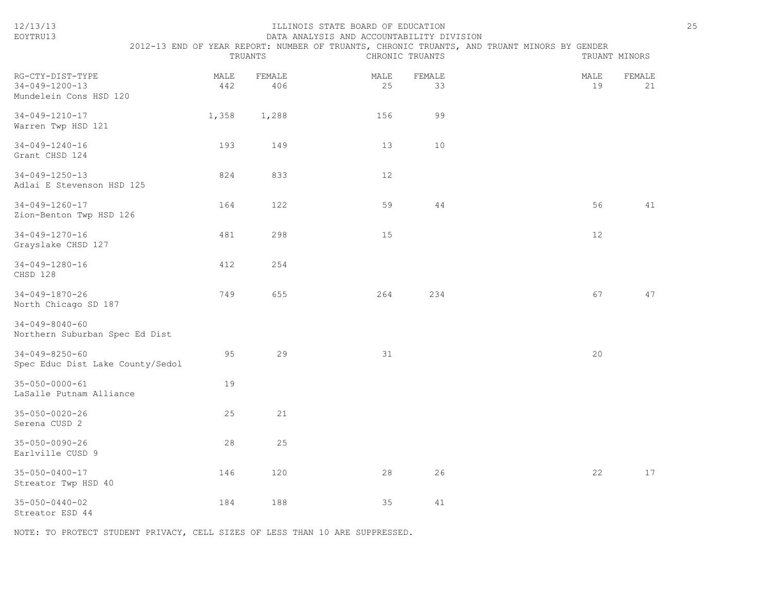ILLINOIS STATE BOARD OF EDUCATION
DATA ANALYSIS AND ACCOUNTABILITY DIVISION

2012-13 END OF YEAR REPORT: NUMBER OF TRUANTS, CHRONIC TRUANTS, AND TRUANT MINORS BY GENDER

| RG-CTY-DIST-TYPE | TRUANTS | | CHRONIC TRUANTS | | TRUANT MINORS | |
|---|---|---|---|---|---|---|
| | MALE | FEMALE | MALE | FEMALE | MALE | FEMALE |
| 34-049-1200-13 Mundelein Cons HSD 120 | 442 | 406 | 25 | 33 | 19 | 21 |
| 34-049-1210-17 Warren Twp HSD 121 | 1,358 | 1,288 | 156 | 99 | | |
| 34-049-1240-16 Grant CHSD 124 | 193 | 149 | 13 | 10 | | |
| 34-049-1250-13 Adlai E Stevenson HSD 125 | 824 | 833 | 12 | | | |
| 34-049-1260-17 Zion-Benton Twp HSD 126 | 164 | 122 | 59 | 44 | 56 | 41 |
| 34-049-1270-16 Grayslake CHSD 127 | 481 | 298 | 15 | | 12 | |
| 34-049-1280-16 CHSD 128 | 412 | 254 | | | | |
| 34-049-1870-26 North Chicago SD 187 | 749 | 655 | 264 | 234 | 67 | 47 |
| 34-049-8040-60 Northern Suburban Spec Ed Dist | | | | | | |
| 34-049-8250-60 Spec Educ Dist Lake County/Sedol | 95 | 29 | 31 | | 20 | |
| 35-050-0000-61 LaSalle Putnam Alliance | 19 | | | | | |
| 35-050-0020-26 Serena CUSD 2 | 25 | 21 | | | | |
| 35-050-0090-26 Earlville CUSD 9 | 28 | 25 | | | | |
| 35-050-0400-17 Streator Twp HSD 40 | 146 | 120 | 28 | 26 | 22 | 17 |
| 35-050-0440-02 Streator ESD 44 | 184 | 188 | 35 | 41 | | |

NOTE: TO PROTECT STUDENT PRIVACY, CELL SIZES OF LESS THAN 10 ARE SUPPRESSED.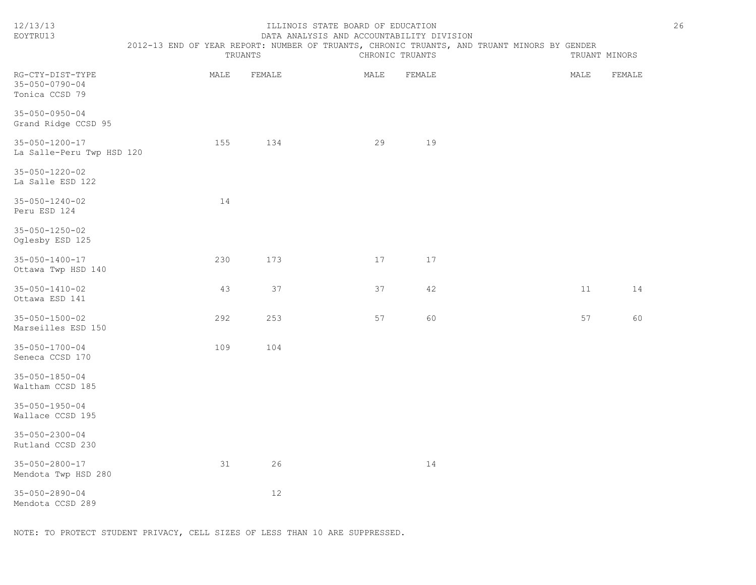# ILLINOIS STATE BOARD OF EDUCATION

## DATA ANALYSIS AND ACCOUNTABILITY DIVISION

### 2012-13 END OF YEAR REPORT: NUMBER OF TRUANTS, CHRONIC TRUANTS, AND TRUANT MINORS BY GENDER

| RG-CTY-DIST-TYPE | TRUANTS | | CHRONIC TRUANTS | | TRUANT MINORS | |
|---|---|---|---|---|---|---|
| | MALE | FEMALE | MALE | FEMALE | MALE | FEMALE |
| 35-050-0790-04 Tonica CCSD 79 | | | | | | |
| 35-050-0950-04 Grand Ridge CCSD 95 | | | | | | |
| 35-050-1200-17 La Salle-Peru Twp HSD 120 | 155 | 134 | 29 | 19 | | |
| 35-050-1220-02 La Salle ESD 122 | | | | | | |
| 35-050-1240-02 Peru ESD 124 | 14 | | | | | |
| 35-050-1250-02 Oglesby ESD 125 | | | | | | |
| 35-050-1400-17 Ottawa Twp HSD 140 | 230 | 173 | 17 | 17 | | |
| 35-050-1410-02 Ottawa ESD 141 | 43 | 37 | 37 | 42 | 11 | 14 |
| 35-050-1500-02 Marseilles ESD 150 | 292 | 253 | 57 | 60 | 57 | 60 |
| 35-050-1700-04 Seneca CCSD 170 | 109 | 104 | | | | |
| 35-050-1850-04 Waltham CCSD 185 | | | | | | |
| 35-050-1950-04 Wallace CCSD 195 | | | | | | |
| 35-050-2300-04 Rutland CCSD 230 | | | | | | |
| 35-050-2800-17 Mendota Twp HSD 280 | 31 | 26 | | 14 | | |
| 35-050-2890-04 Mendota CCSD 289 | | 12 | | | | |

NOTE: TO PROTECT STUDENT PRIVACY, CELL SIZES OF LESS THAN 10 ARE SUPPRESSED.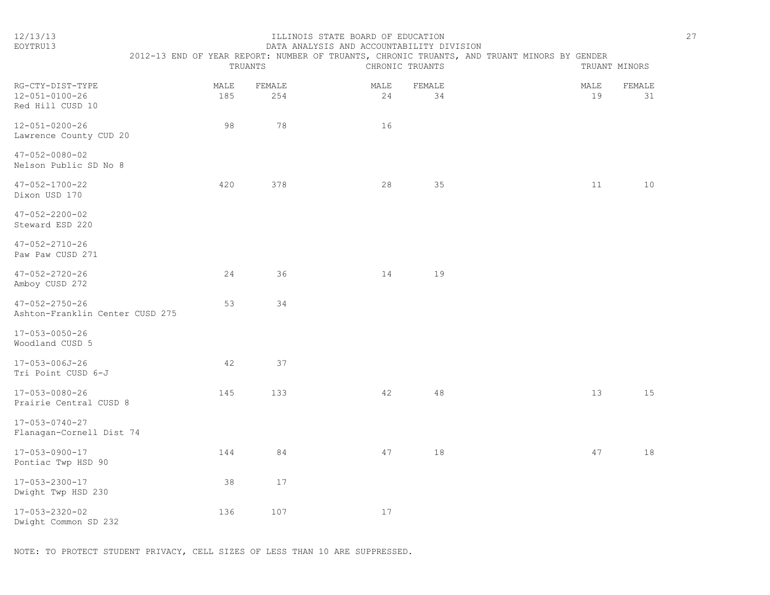ILLINOIS STATE BOARD OF EDUCATION

DATA ANALYSIS AND ACCOUNTABILITY DIVISION

2012-13 END OF YEAR REPORT: NUMBER OF TRUANTS, CHRONIC TRUANTS, AND TRUANT MINORS BY GENDER

| RG-CTY-DIST-TYPE | TRUANTS | | CHRONIC TRUANTS | | TRUANT MINORS | |
|---|---|---|---|---|---|---|
| | MALE | FEMALE | MALE | FEMALE | MALE | FEMALE |
| 12-051-0100-26 Red Hill CUSD 10 | 185 | 254 | 24 | 34 | 19 | 31 |
| 12-051-0200-26 Lawrence County CUD 20 | 98 | 78 | 16 | | | |
| 47-052-0080-02 Nelson Public SD No 8 | | | | | | |
| 47-052-1700-22 Dixon USD 170 | 420 | 378 | 28 | 35 | 11 | 10 |
| 47-052-2200-02 Steward ESD 220 | | | | | | |
| 47-052-2710-26 Paw Paw CUSD 271 | | | | | | |
| 47-052-2720-26 Amboy CUSD 272 | 24 | 36 | 14 | 19 | | |
| 47-052-2750-26 Ashton-Franklin Center CUSD 275 | 53 | 34 | | | | |
| 17-053-0050-26 Woodland CUSD 5 | | | | | | |
| 17-053-006J-26 Tri Point CUSD 6-J | 42 | 37 | | | | |
| 17-053-0080-26 Prairie Central CUSD 8 | 145 | 133 | 42 | 48 | 13 | 15 |
| 17-053-0740-27 Flanagan-Cornell Dist 74 | | | | | | |
| 17-053-0900-17 Pontiac Twp HSD 90 | 144 | 84 | 47 | 18 | 47 | 18 |
| 17-053-2300-17 Dwight Twp HSD 230 | 38 | 17 | | | | |
| 17-053-2320-02 Dwight Common SD 232 | 136 | 107 | 17 | | | |

NOTE: TO PROTECT STUDENT PRIVACY, CELL SIZES OF LESS THAN 10 ARE SUPPRESSED.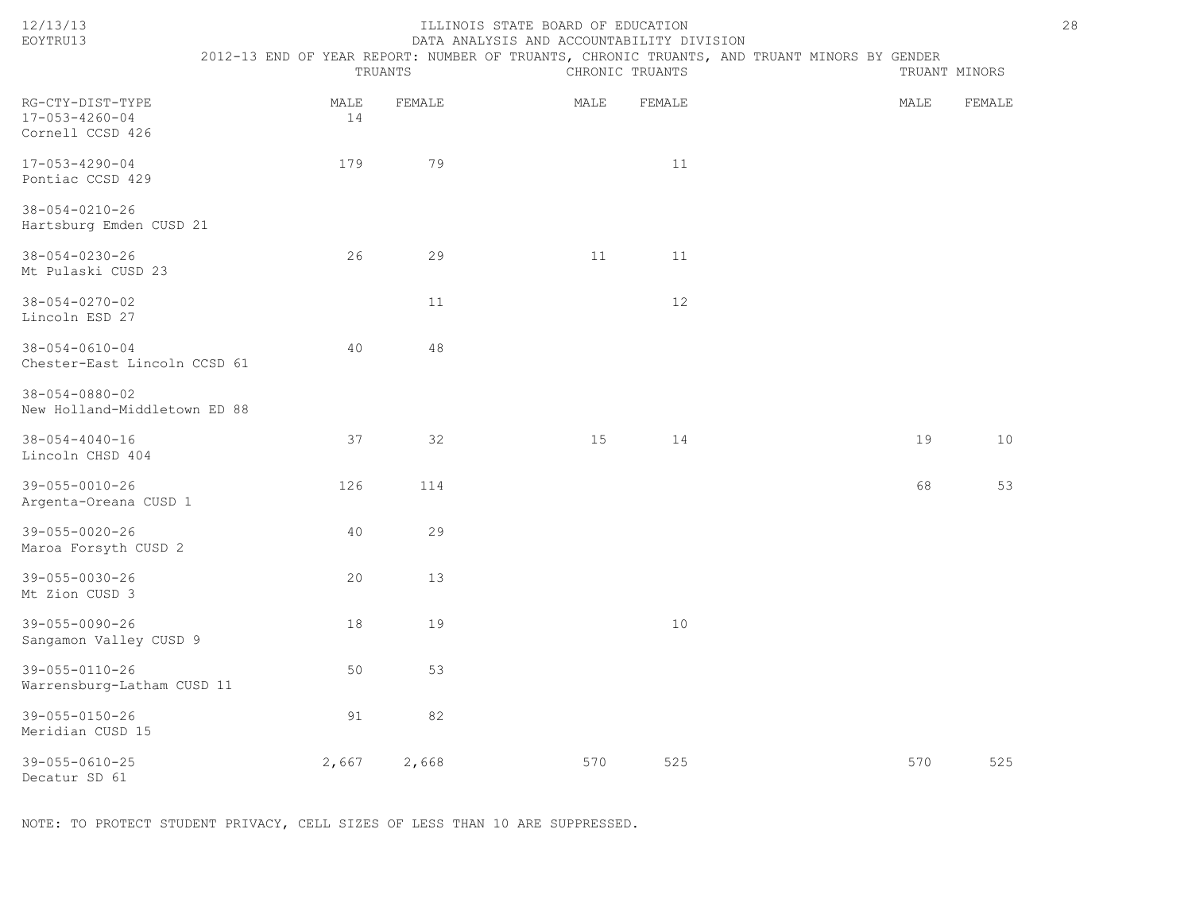ILLINOIS STATE BOARD OF EDUCATION
DATA ANALYSIS AND ACCOUNTABILITY DIVISION
2012-13 END OF YEAR REPORT: NUMBER OF TRUANTS, CHRONIC TRUANTS, AND TRUANT MINORS BY GENDER

| RG-CTY-DIST-TYPE | TRUANTS MALE | TRUANTS FEMALE | CHRONIC TRUANTS MALE | CHRONIC TRUANTS FEMALE | TRUANT MINORS MALE | TRUANT MINORS FEMALE |
|---|---|---|---|---|---|---|
| 17-053-4260-04 Cornell CCSD 426 | 14 | | | | | |
| 17-053-4290-04 Pontiac CCSD 429 | 179 | 79 | | 11 | | |
| 38-054-0210-26 Hartsburg Emden CUSD 21 | | | | | | |
| 38-054-0230-26 Mt Pulaski CUSD 23 | 26 | 29 | 11 | 11 | | |
| 38-054-0270-02 Lincoln ESD 27 | | 11 | | 12 | | |
| 38-054-0610-04 Chester-East Lincoln CCSD 61 | 40 | 48 | | | | |
| 38-054-0880-02 New Holland-Middletown ED 88 | | | | | | |
| 38-054-4040-16 Lincoln CHSD 404 | 37 | 32 | 15 | 14 | 19 | 10 |
| 39-055-0010-26 Argenta-Oreana CUSD 1 | 126 | 114 | | | 68 | 53 |
| 39-055-0020-26 Maroa Forsyth CUSD 2 | 40 | 29 | | | | |
| 39-055-0030-26 Mt Zion CUSD 3 | 20 | 13 | | | | |
| 39-055-0090-26 Sangamon Valley CUSD 9 | 18 | 19 | | 10 | | |
| 39-055-0110-26 Warrensburg-Latham CUSD 11 | 50 | 53 | | | | |
| 39-055-0150-26 Meridian CUSD 15 | 91 | 82 | | | | |
| 39-055-0610-25 Decatur SD 61 | 2,667 | 2,668 | 570 | 525 | 570 | 525 |

NOTE: TO PROTECT STUDENT PRIVACY, CELL SIZES OF LESS THAN 10 ARE SUPPRESSED.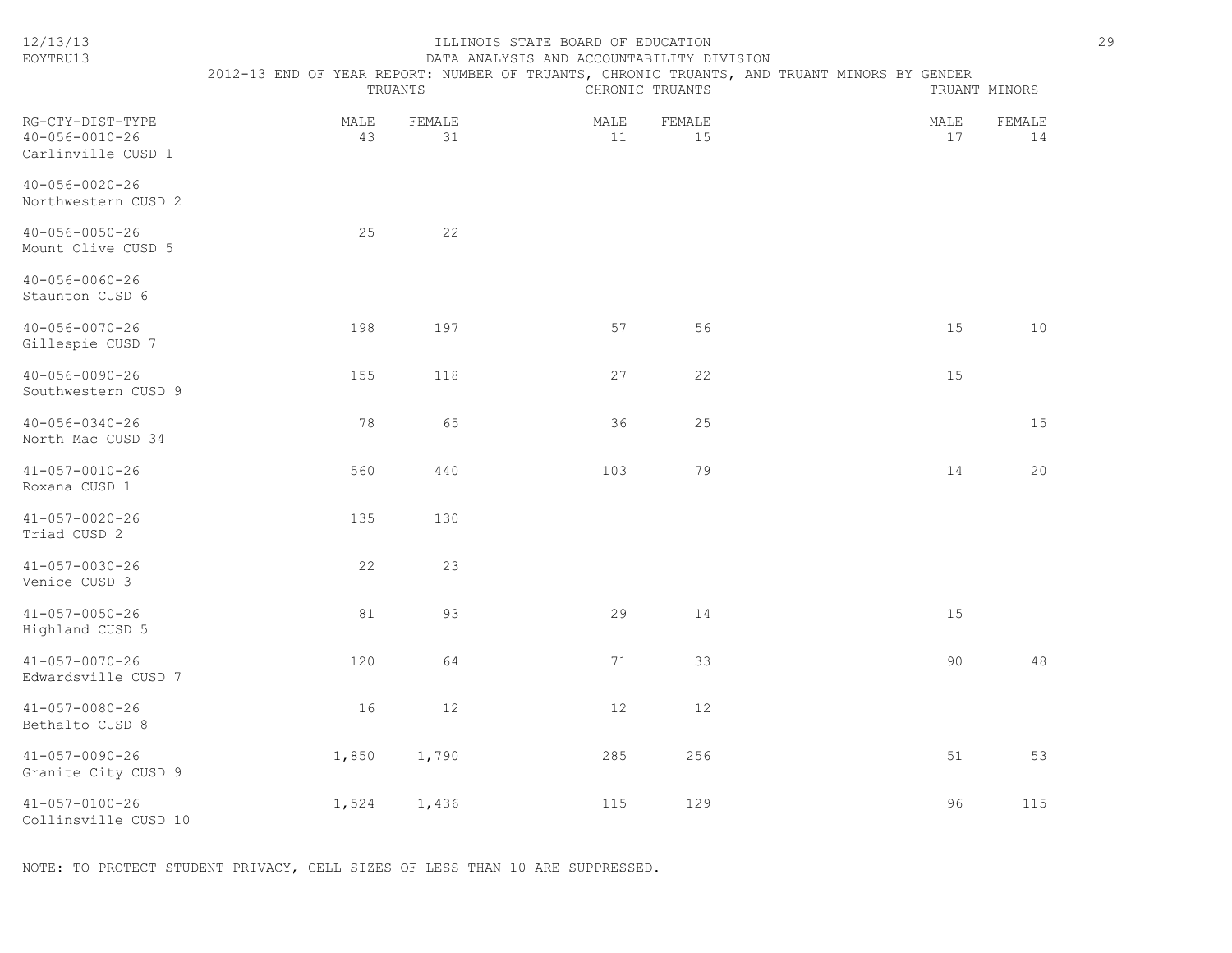# ILLINOIS STATE BOARD OF EDUCATION
## DATA ANALYSIS AND ACCOUNTABILITY DIVISION
### 2012-13 END OF YEAR REPORT: NUMBER OF TRUANTS, CHRONIC TRUANTS, AND TRUANT MINORS BY GENDER

| RG-CTY-DIST-TYPE | TRUANTS | | CHRONIC TRUANTS | | TRUANT MINORS | |
|---|---|---|---|---|---|---|
| | MALE | FEMALE | MALE | FEMALE | MALE | FEMALE |
| 40-056-0010-26 Carlinville CUSD 1 | 43 | 31 | 11 | 15 | 17 | 14 |
| 40-056-0020-26 Northwestern CUSD 2 | | | | | | |
| 40-056-0050-26 Mount Olive CUSD 5 | 25 | 22 | | | | |
| 40-056-0060-26 Staunton CUSD 6 | | | | | | |
| 40-056-0070-26 Gillespie CUSD 7 | 198 | 197 | 57 | 56 | 15 | 10 |
| 40-056-0090-26 Southwestern CUSD 9 | 155 | 118 | 27 | 22 | 15 | |
| 40-056-0340-26 North Mac CUSD 34 | 78 | 65 | 36 | 25 | | 15 |
| 41-057-0010-26 Roxana CUSD 1 | 560 | 440 | 103 | 79 | 14 | 20 |
| 41-057-0020-26 Triad CUSD 2 | 135 | 130 | | | | |
| 41-057-0030-26 Venice CUSD 3 | 22 | 23 | | | | |
| 41-057-0050-26 Highland CUSD 5 | 81 | 93 | 29 | 14 | 15 | |
| 41-057-0070-26 Edwardsville CUSD 7 | 120 | 64 | 71 | 33 | 90 | 48 |
| 41-057-0080-26 Bethalto CUSD 8 | 16 | 12 | 12 | 12 | | |
| 41-057-0090-26 Granite City CUSD 9 | 1,850 | 1,790 | 285 | 256 | 51 | 53 |
| 41-057-0100-26 Collinsville CUSD 10 | 1,524 | 1,436 | 115 | 129 | 96 | 115 |

NOTE: TO PROTECT STUDENT PRIVACY, CELL SIZES OF LESS THAN 10 ARE SUPPRESSED.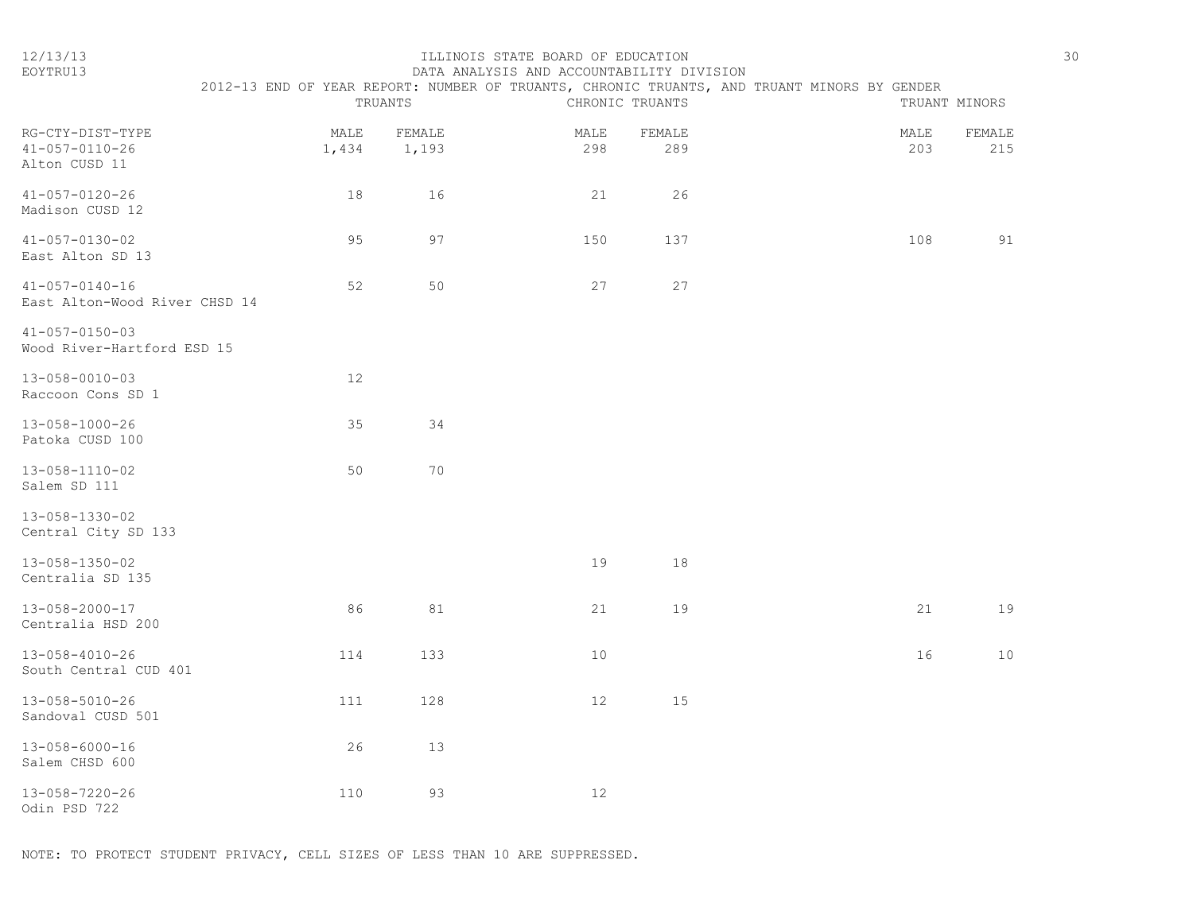ILLINOIS STATE BOARD OF EDUCATION
DATA ANALYSIS AND ACCOUNTABILITY DIVISION
2012-13 END OF YEAR REPORT: NUMBER OF TRUANTS, CHRONIC TRUANTS, AND TRUANT MINORS BY GENDER

12/13/13
EOYTRU13

| RG-CTY-DIST-TYPE | TRUANTS | | CHRONIC TRUANTS | | TRUANT MINORS | |
|---|---|---|---|---|---|---|
| | MALE | FEMALE | MALE | FEMALE | MALE | FEMALE |
| 41-057-0110-26 Alton CUSD 11 | 1,434 | 1,193 | 298 | 289 | 203 | 215 |
| 41-057-0120-26 Madison CUSD 12 | 18 | 16 | 21 | 26 | | |
| 41-057-0130-02 East Alton SD 13 | 95 | 97 | 150 | 137 | 108 | 91 |
| 41-057-0140-16 East Alton-Wood River CHSD 14 | 52 | 50 | 27 | 27 | | |
| 41-057-0150-03 Wood River-Hartford ESD 15 | | | | | | |
| 13-058-0010-03 Raccoon Cons SD 1 | 12 | | | | | |
| 13-058-1000-26 Patoka CUSD 100 | 35 | 34 | | | | |
| 13-058-1110-02 Salem SD 111 | 50 | 70 | | | | |
| 13-058-1330-02 Central City SD 133 | | | | | | |
| 13-058-1350-02 Centralia SD 135 | | | 19 | 18 | | |
| 13-058-2000-17 Centralia HSD 200 | 86 | 81 | 21 | 19 | 21 | 19 |
| 13-058-4010-26 South Central CUD 401 | 114 | 133 | 10 | | 16 | 10 |
| 13-058-5010-26 Sandoval CUSD 501 | 111 | 128 | 12 | 15 | | |
| 13-058-6000-16 Salem CHSD 600 | 26 | 13 | | | | |
| 13-058-7220-26 Odin PSD 722 | 110 | 93 | 12 | | | |

NOTE: TO PROTECT STUDENT PRIVACY, CELL SIZES OF LESS THAN 10 ARE SUPPRESSED.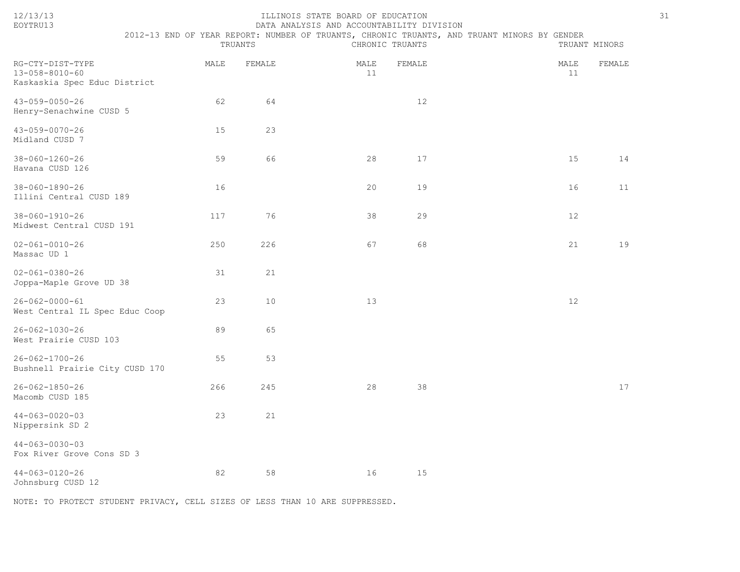ILLINOIS STATE BOARD OF EDUCATION
DATA ANALYSIS AND ACCOUNTABILITY DIVISION
2012-13 END OF YEAR REPORT: NUMBER OF TRUANTS, CHRONIC TRUANTS, AND TRUANT MINORS BY GENDER

| | TRUANTS | | CHRONIC TRUANTS | | TRUANT MINORS | |
|---|---|---|---|---|---|---|
| RG-CTY-DIST-TYPE | MALE | FEMALE | MALE | FEMALE | MALE | FEMALE |
| 13-058-8010-60 Kaskaskia Spec Educ District | | | 11 | | 11 | |
| 43-059-0050-26 Henry-Senachwine CUSD 5 | 62 | 64 | | 12 | | |
| 43-059-0070-26 Midland CUSD 7 | 15 | 23 | | | | |
| 38-060-1260-26 Havana CUSD 126 | 59 | 66 | 28 | 17 | 15 | 14 |
| 38-060-1890-26 Illini Central CUSD 189 | 16 | | 20 | 19 | 16 | 11 |
| 38-060-1910-26 Midwest Central CUSD 191 | 117 | 76 | 38 | 29 | 12 | |
| 02-061-0010-26 Massac UD 1 | 250 | 226 | 67 | 68 | 21 | 19 |
| 02-061-0380-26 Joppa-Maple Grove UD 38 | 31 | 21 | | | | |
| 26-062-0000-61 West Central IL Spec Educ Coop | 23 | 10 | 13 | | 12 | |
| 26-062-1030-26 West Prairie CUSD 103 | 89 | 65 | | | | |
| 26-062-1700-26 Bushnell Prairie City CUSD 170 | 55 | 53 | | | | |
| 26-062-1850-26 Macomb CUSD 185 | 266 | 245 | 28 | 38 | | 17 |
| 44-063-0020-03 Nippersink SD 2 | 23 | 21 | | | | |
| 44-063-0030-03 Fox River Grove Cons SD 3 | | | | | | |
| 44-063-0120-26 Johnsburg CUSD 12 | 82 | 58 | 16 | 15 | | |

NOTE: TO PROTECT STUDENT PRIVACY, CELL SIZES OF LESS THAN 10 ARE SUPPRESSED.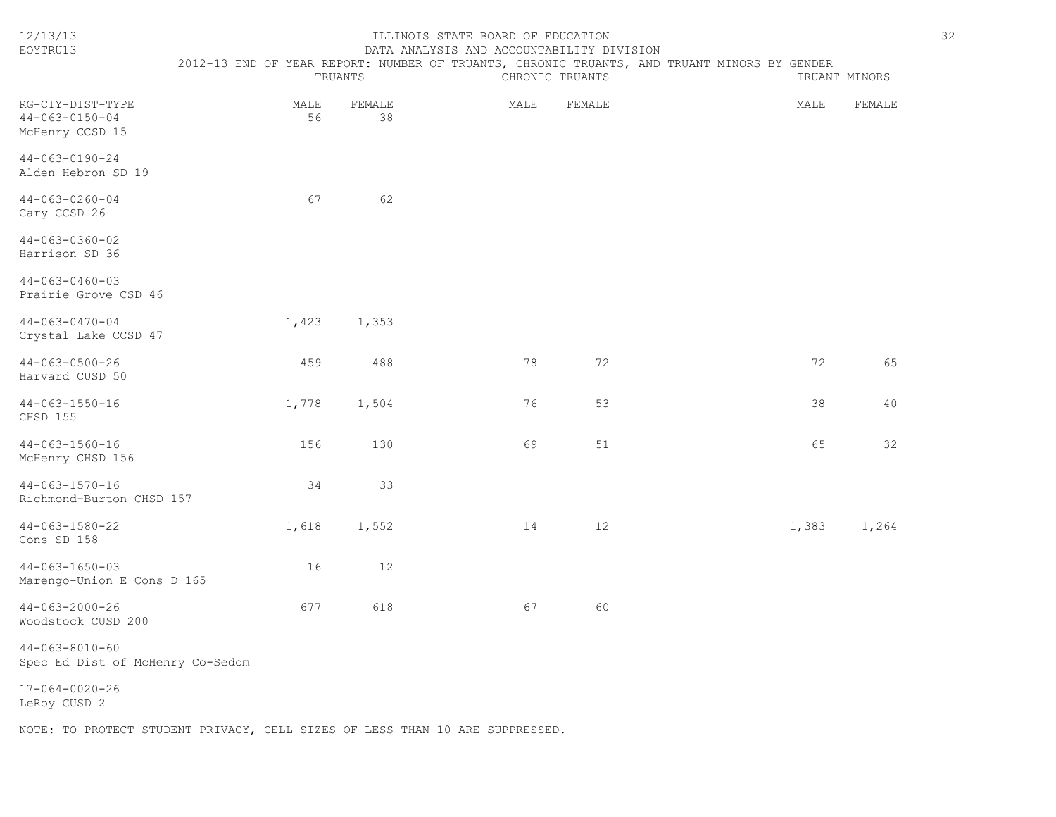ILLINOIS STATE BOARD OF EDUCATION
DATA ANALYSIS AND ACCOUNTABILITY DIVISION
2012-13 END OF YEAR REPORT: NUMBER OF TRUANTS, CHRONIC TRUANTS, AND TRUANT MINORS BY GENDER

| RG-CTY-DIST-TYPE | TRUANTS | | CHRONIC TRUANTS | | TRUANT MINORS | |
|---|---|---|---|---|---|---|
| | MALE | FEMALE | MALE | FEMALE | MALE | FEMALE |
| 44-063-0150-04 McHenry CCSD 15 | 56 | 38 | | | | |
| 44-063-0190-24 Alden Hebron SD 19 | | | | | | |
| 44-063-0260-04 Cary CCSD 26 | 67 | 62 | | | | |
| 44-063-0360-02 Harrison SD 36 | | | | | | |
| 44-063-0460-03 Prairie Grove CSD 46 | | | | | | |
| 44-063-0470-04 Crystal Lake CCSD 47 | 1,423 | 1,353 | | | | |
| 44-063-0500-26 Harvard CUSD 50 | 459 | 488 | 78 | 72 | 72 | 65 |
| 44-063-1550-16 CHSD 155 | 1,778 | 1,504 | 76 | 53 | 38 | 40 |
| 44-063-1560-16 McHenry CHSD 156 | 156 | 130 | 69 | 51 | 65 | 32 |
| 44-063-1570-16 Richmond-Burton CHSD 157 | 34 | 33 | | | | |
| 44-063-1580-22 Cons SD 158 | 1,618 | 1,552 | 14 | 12 | 1,383 | 1,264 |
| 44-063-1650-03 Marengo-Union E Cons D 165 | 16 | 12 | | | | |
| 44-063-2000-26 Woodstock CUSD 200 | 677 | 618 | 67 | 60 | | |
| 44-063-8010-60 Spec Ed Dist of McHenry Co-Sedom | | | | | | |
| 17-064-0020-26 LeRoy CUSD 2 | | | | | | |

NOTE: TO PROTECT STUDENT PRIVACY, CELL SIZES OF LESS THAN 10 ARE SUPPRESSED.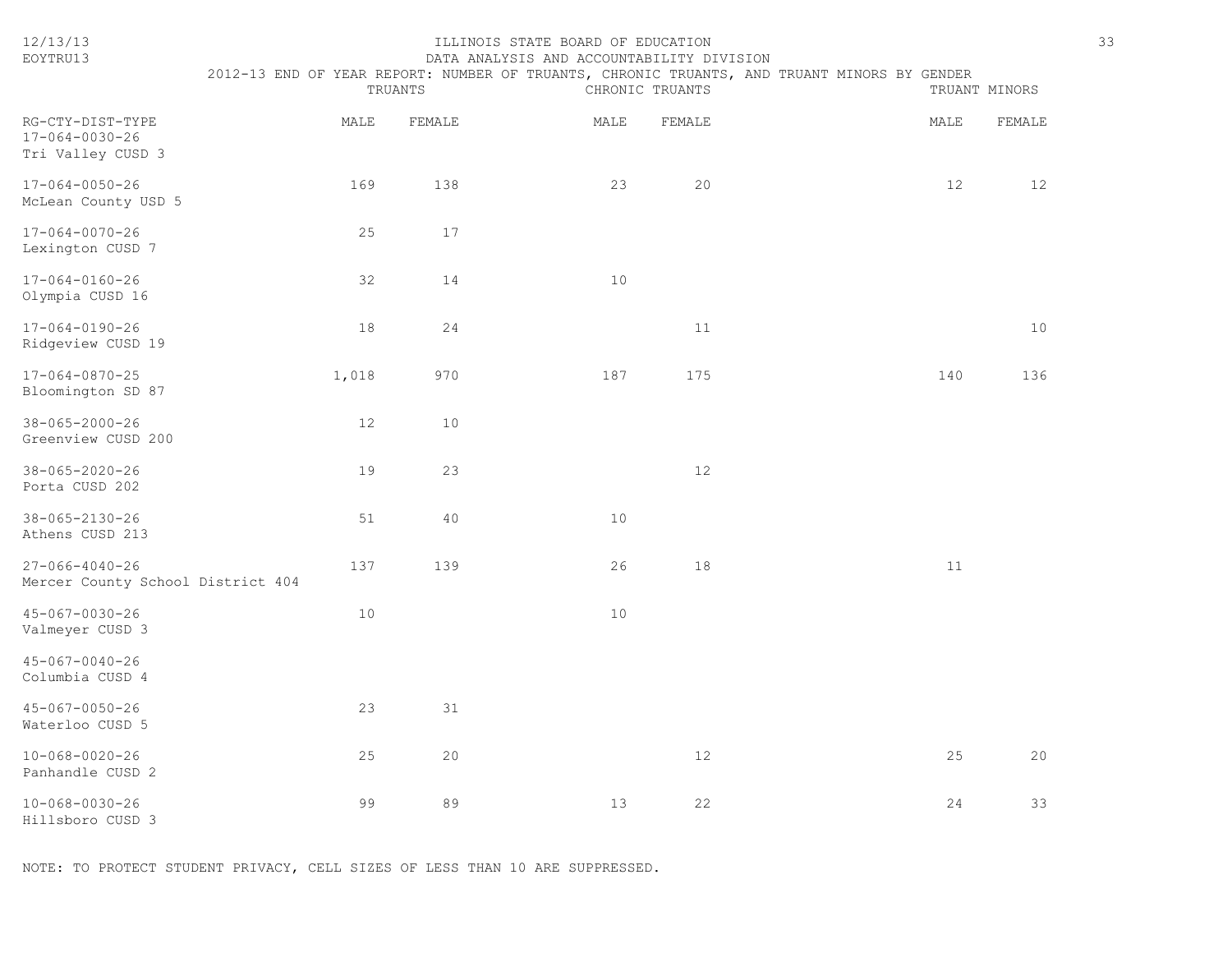ILLINOIS STATE BOARD OF EDUCATION

DATA ANALYSIS AND ACCOUNTABILITY DIVISION

2012-13 END OF YEAR REPORT: NUMBER OF TRUANTS, CHRONIC TRUANTS, AND TRUANT MINORS BY GENDER

| RG-CTY-DIST-TYPE | TRUANTS | | CHRONIC TRUANTS | | TRUANT MINORS | |
|---|---|---|---|---|---|---|
| | MALE | FEMALE | MALE | FEMALE | MALE | FEMALE |
| 17-064-0030-26 Tri Valley CUSD 3 | | | | | | |
| 17-064-0050-26 McLean County USD 5 | 169 | 138 | 23 | 20 | 12 | 12 |
| 17-064-0070-26 Lexington CUSD 7 | 25 | 17 | | | | |
| 17-064-0160-26 Olympia CUSD 16 | 32 | 14 | 10 | | | |
| 17-064-0190-26 Ridgeview CUSD 19 | 18 | 24 | | 11 | | 10 |
| 17-064-0870-25 Bloomington SD 87 | 1,018 | 970 | 187 | 175 | 140 | 136 |
| 38-065-2000-26 Greenview CUSD 200 | 12 | 10 | | | | |
| 38-065-2020-26 Porta CUSD 202 | 19 | 23 | | 12 | | |
| 38-065-2130-26 Athens CUSD 213 | 51 | 40 | 10 | | | |
| 27-066-4040-26 Mercer County School District 404 | 137 | 139 | 26 | 18 | 11 | |
| 45-067-0030-26 Valmeyer CUSD 3 | 10 | | 10 | | | |
| 45-067-0040-26 Columbia CUSD 4 | | | | | | |
| 45-067-0050-26 Waterloo CUSD 5 | 23 | 31 | | | | |
| 10-068-0020-26 Panhandle CUSD 2 | 25 | 20 | | 12 | 25 | 20 |
| 10-068-0030-26 Hillsboro CUSD 3 | 99 | 89 | 13 | 22 | 24 | 33 |

NOTE: TO PROTECT STUDENT PRIVACY, CELL SIZES OF LESS THAN 10 ARE SUPPRESSED.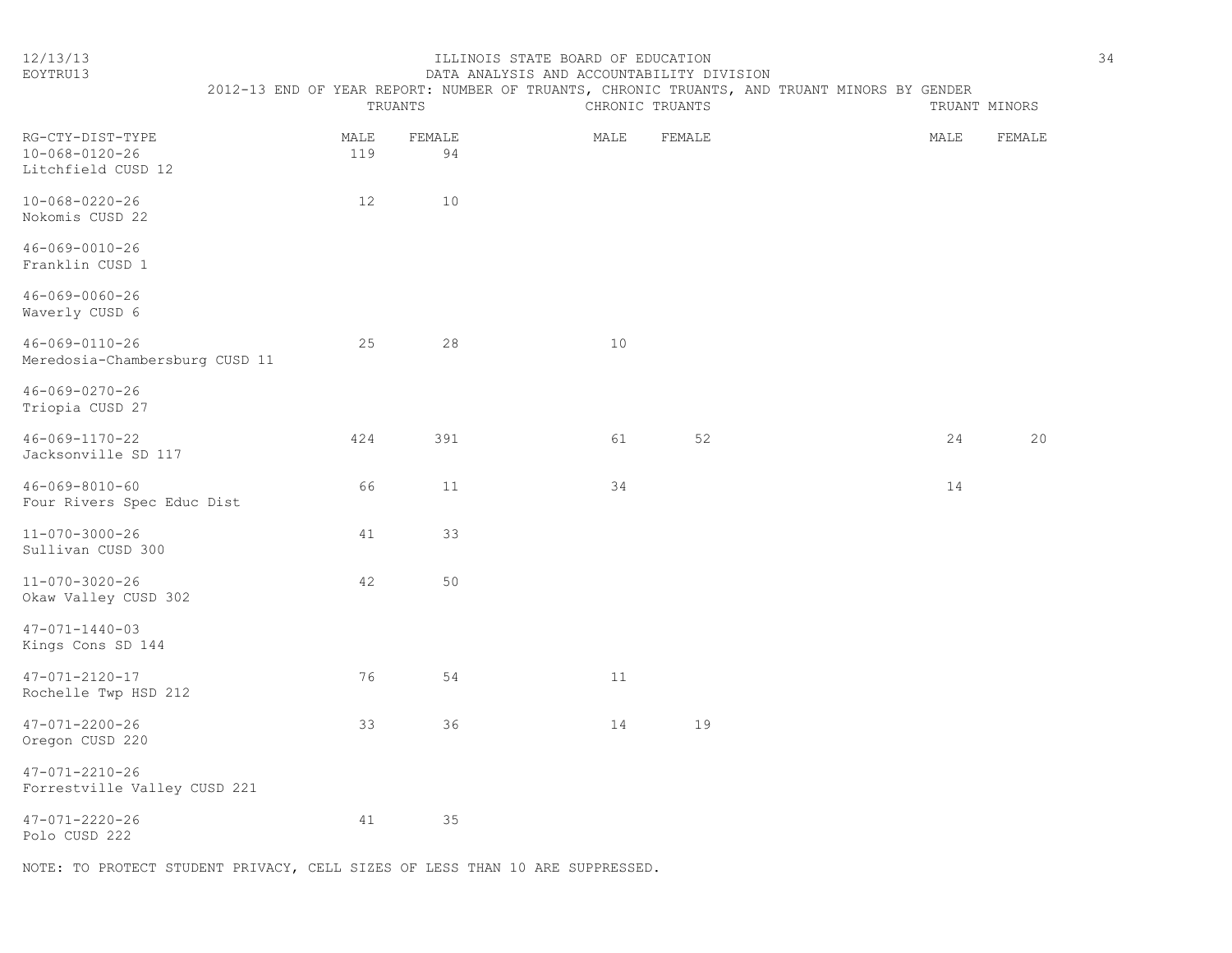ILLINOIS STATE BOARD OF EDUCATION
DATA ANALYSIS AND ACCOUNTABILITY DIVISION
2012-13 END OF YEAR REPORT: NUMBER OF TRUANTS, CHRONIC TRUANTS, AND TRUANT MINORS BY GENDER

| RG-CTY-DIST-TYPE | TRUANTS | | CHRONIC TRUANTS | | TRUANT MINORS | |
|---|---|---|---|---|---|---|
| | MALE | FEMALE | MALE | FEMALE | MALE | FEMALE |
| 10-068-0120-26 Litchfield CUSD 12 | 119 | 94 | | | | |
| 10-068-0220-26 Nokomis CUSD 22 | 12 | 10 | | | | |
| 46-069-0010-26 Franklin CUSD 1 | | | | | | |
| 46-069-0060-26 Waverly CUSD 6 | | | | | | |
| 46-069-0110-26 Meredosia-Chambersburg CUSD 11 | 25 | 28 | 10 | | | |
| 46-069-0270-26 Triopia CUSD 27 | | | | | | |
| 46-069-1170-22 Jacksonville SD 117 | 424 | 391 | 61 | 52 | 24 | 20 |
| 46-069-8010-60 Four Rivers Spec Educ Dist | 66 | 11 | 34 | | 14 | |
| 11-070-3000-26 Sullivan CUSD 300 | 41 | 33 | | | | |
| 11-070-3020-26 Okaw Valley CUSD 302 | 42 | 50 | | | | |
| 47-071-1440-03 Kings Cons SD 144 | | | | | | |
| 47-071-2120-17 Rochelle Twp HSD 212 | 76 | 54 | 11 | | | |
| 47-071-2200-26 Oregon CUSD 220 | 33 | 36 | 14 | 19 | | |
| 47-071-2210-26 Forrestville Valley CUSD 221 | | | | | | |
| 47-071-2220-26 Polo CUSD 222 | 41 | 35 | | | | |

NOTE: TO PROTECT STUDENT PRIVACY, CELL SIZES OF LESS THAN 10 ARE SUPPRESSED.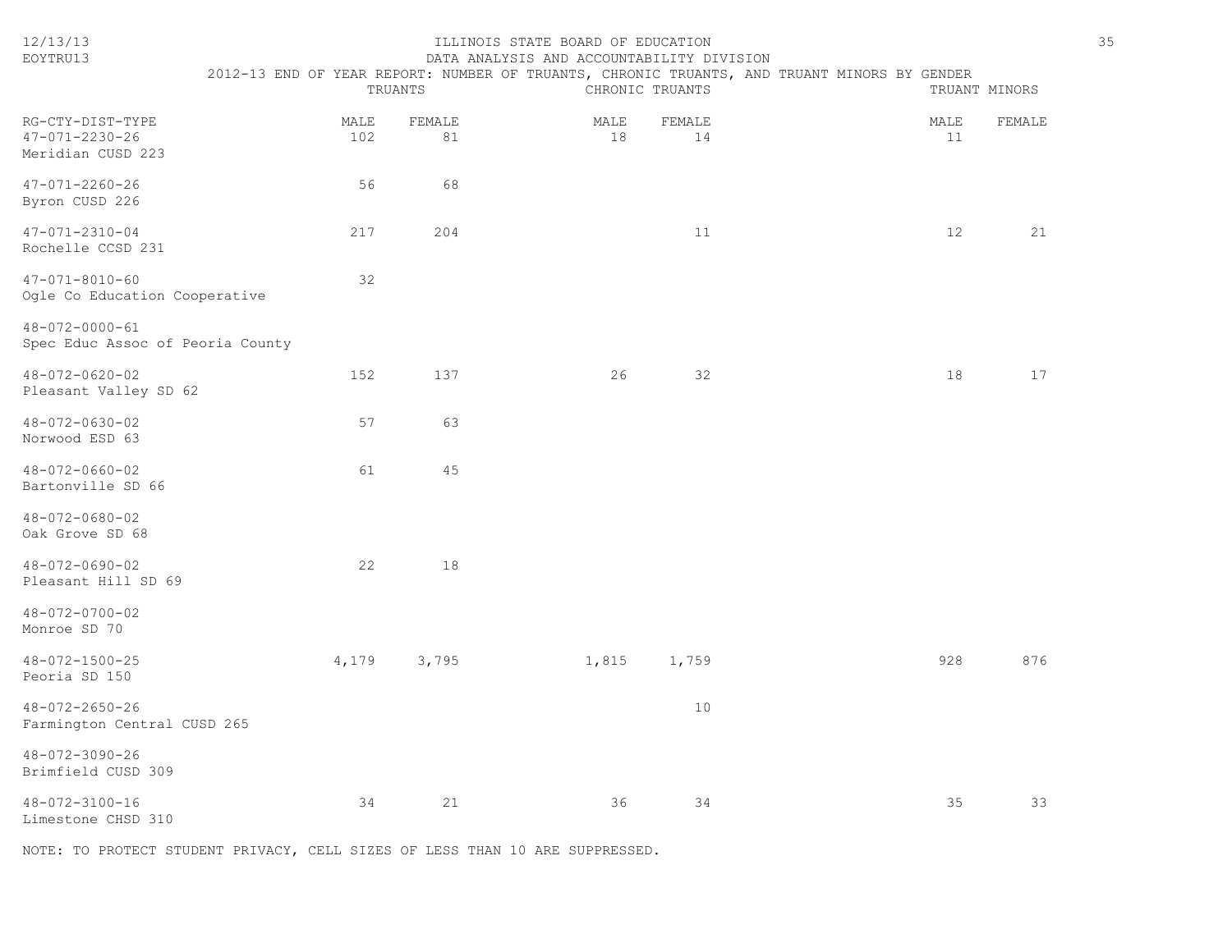# ILLINOIS STATE BOARD OF EDUCATION

## DATA ANALYSIS AND ACCOUNTABILITY DIVISION

### 2012-13 END OF YEAR REPORT: NUMBER OF TRUANTS, CHRONIC TRUANTS, AND TRUANT MINORS BY GENDER

| RG-CTY-DIST-TYPE | TRUANTS | | CHRONIC TRUANTS | | TRUANT MINORS | |
|---|---|---|---|---|---|---|
| | MALE | FEMALE | MALE | FEMALE | MALE | FEMALE |
| 47-071-2230-26<br>Meridian CUSD 223 | 102 | 81 | 18 | 14 | 11 | |
| 47-071-2260-26<br>Byron CUSD 226 | 56 | 68 | | | | |
| 47-071-2310-04<br>Rochelle CCSD 231 | 217 | 204 | | 11 | 12 | 21 |
| 47-071-8010-60<br>Ogle Co Education Cooperative | 32 | | | | | |
| 48-072-0000-61<br>Spec Educ Assoc of Peoria County | | | | | | |
| 48-072-0620-02<br>Pleasant Valley SD 62 | 152 | 137 | 26 | 32 | 18 | 17 |
| 48-072-0630-02<br>Norwood ESD 63 | 57 | 63 | | | | |
| 48-072-0660-02<br>Bartonville SD 66 | 61 | 45 | | | | |
| 48-072-0680-02<br>Oak Grove SD 68 | | | | | | |
| 48-072-0690-02<br>Pleasant Hill SD 69 | 22 | 18 | | | | |
| 48-072-0700-02<br>Monroe SD 70 | | | | | | |
| 48-072-1500-25<br>Peoria SD 150 | 4,179 | 3,795 | 1,815 | 1,759 | 928 | 876 |
| 48-072-2650-26<br>Farmington Central CUSD 265 | | | | 10 | | |
| 48-072-3090-26<br>Brimfield CUSD 309 | | | | | | |
| 48-072-3100-16<br>Limestone CHSD 310 | 34 | 21 | 36 | 34 | 35 | 33 |

NOTE: TO PROTECT STUDENT PRIVACY, CELL SIZES OF LESS THAN 10 ARE SUPPRESSED.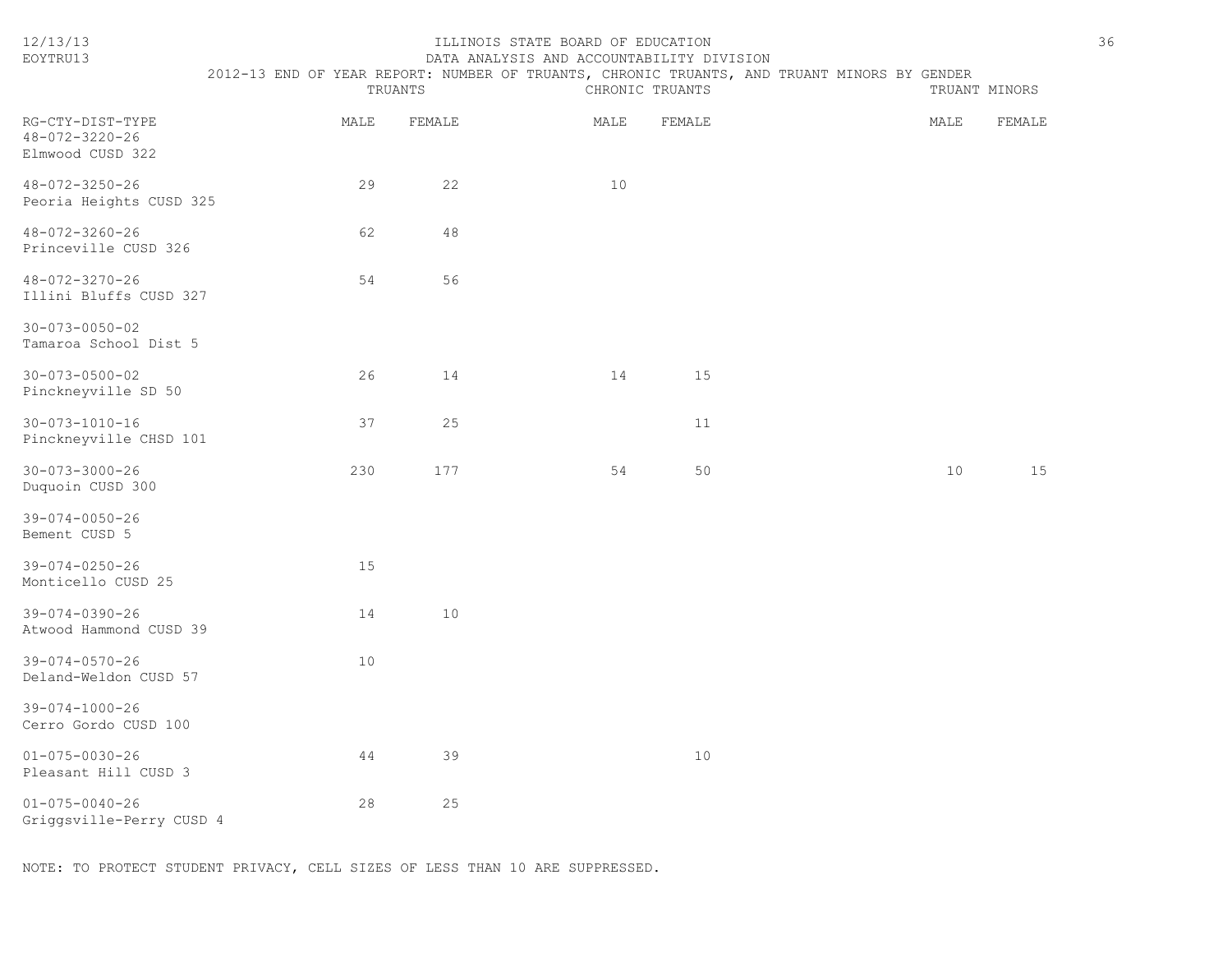ILLINOIS STATE BOARD OF EDUCATION

DATA ANALYSIS AND ACCOUNTABILITY DIVISION

2012-13 END OF YEAR REPORT: NUMBER OF TRUANTS, CHRONIC TRUANTS, AND TRUANT MINORS BY GENDER

| RG-CTY-DIST-TYPE | TRUANTS | | CHRONIC TRUANTS | | TRUANT MINORS | |
|---|---|---|---|---|---|---|
| | MALE | FEMALE | MALE | FEMALE | MALE | FEMALE |
| 48-072-3220-26 Elmwood CUSD 322 | | | | | | |
| 48-072-3250-26 Peoria Heights CUSD 325 | 29 | 22 | 10 | | | |
| 48-072-3260-26 Princeville CUSD 326 | 62 | 48 | | | | |
| 48-072-3270-26 Illini Bluffs CUSD 327 | 54 | 56 | | | | |
| 30-073-0050-02 Tamaroa School Dist 5 | | | | | | |
| 30-073-0500-02 Pinckneyville SD 50 | 26 | 14 | 14 | 15 | | |
| 30-073-1010-16 Pinckneyville CHSD 101 | 37 | 25 | | 11 | | |
| 30-073-3000-26 Duquoin CUSD 300 | 230 | 177 | 54 | 50 | 10 | 15 |
| 39-074-0050-26 Bement CUSD 5 | | | | | | |
| 39-074-0250-26 Monticello CUSD 25 | 15 | | | | | |
| 39-074-0390-26 Atwood Hammond CUSD 39 | 14 | 10 | | | | |
| 39-074-0570-26 Deland-Weldon CUSD 57 | 10 | | | | | |
| 39-074-1000-26 Cerro Gordo CUSD 100 | | | | | | |
| 01-075-0030-26 Pleasant Hill CUSD 3 | 44 | 39 | | 10 | | |
| 01-075-0040-26 Griggsville-Perry CUSD 4 | 28 | 25 | | | | |

NOTE: TO PROTECT STUDENT PRIVACY, CELL SIZES OF LESS THAN 10 ARE SUPPRESSED.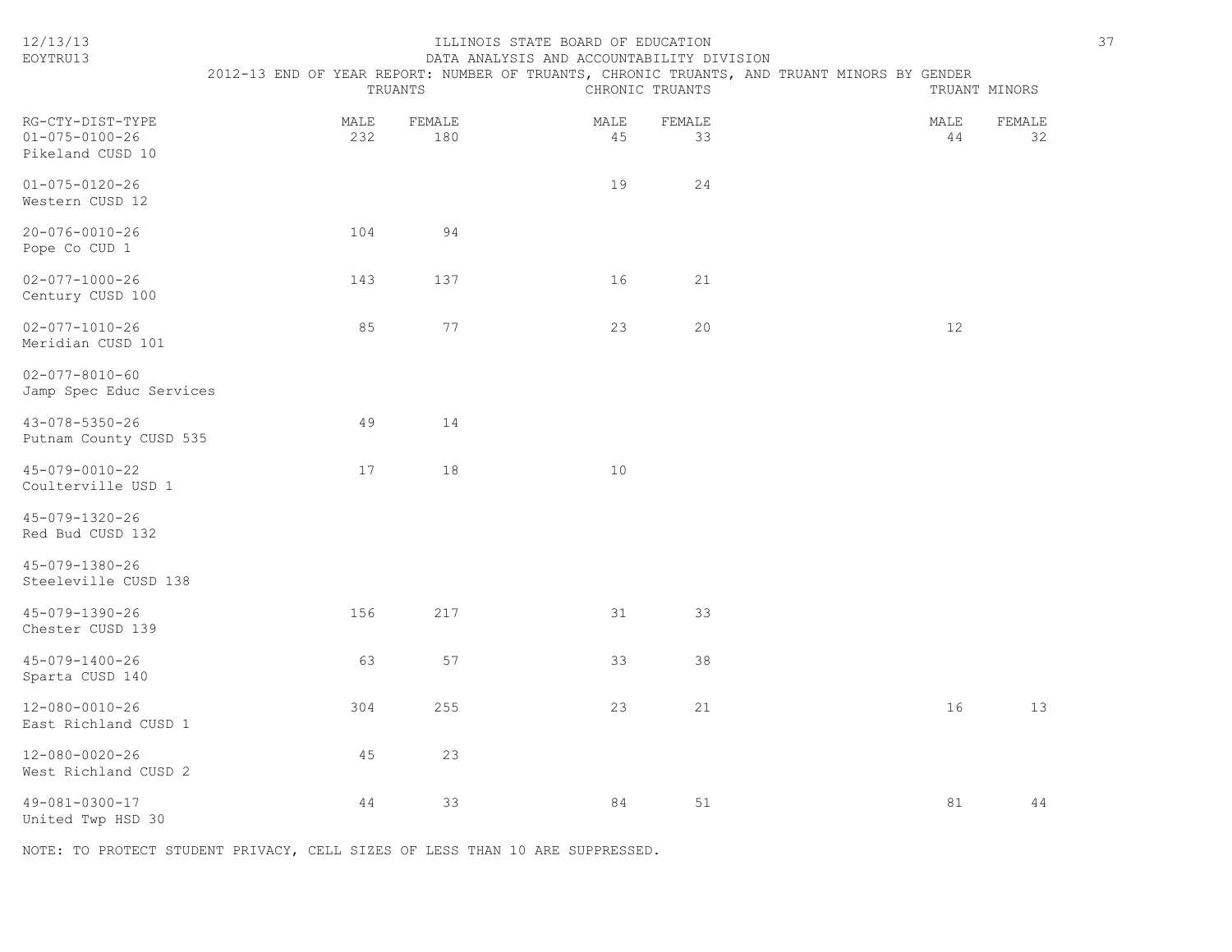ILLINOIS STATE BOARD OF EDUCATION

DATA ANALYSIS AND ACCOUNTABILITY DIVISION

2012-13 END OF YEAR REPORT: NUMBER OF TRUANTS, CHRONIC TRUANTS, AND TRUANT MINORS BY GENDER

| RG-CTY-DIST-TYPE | TRUANTS | | CHRONIC TRUANTS | | TRUANT MINORS | |
|---|---|---|---|---|---|---|
| | MALE | FEMALE | MALE | FEMALE | MALE | FEMALE |
| 01-075-0100-26 Pikeland CUSD 10 | 232 | 180 | 45 | 33 | 44 | 32 |
| 01-075-0120-26 Western CUSD 12 | | | 19 | 24 | | |
| 20-076-0010-26 Pope Co CUD 1 | 104 | 94 | | | | |
| 02-077-1000-26 Century CUSD 100 | 143 | 137 | 16 | 21 | | |
| 02-077-1010-26 Meridian CUSD 101 | 85 | 77 | 23 | 20 | 12 | |
| 02-077-8010-60 Jamp Spec Educ Services | | | | | | |
| 43-078-5350-26 Putnam County CUSD 535 | 49 | 14 | | | | |
| 45-079-0010-22 Coulterville USD 1 | 17 | 18 | 10 | | | |
| 45-079-1320-26 Red Bud CUSD 132 | | | | | | |
| 45-079-1380-26 Steeleville CUSD 138 | | | | | | |
| 45-079-1390-26 Chester CUSD 139 | 156 | 217 | 31 | 33 | | |
| 45-079-1400-26 Sparta CUSD 140 | 63 | 57 | 33 | 38 | | |
| 12-080-0010-26 East Richland CUSD 1 | 304 | 255 | 23 | 21 | 16 | 13 |
| 12-080-0020-26 West Richland CUSD 2 | 45 | 23 | | | | |
| 49-081-0300-17 United Twp HSD 30 | 44 | 33 | 84 | 51 | 81 | 44 |

NOTE: TO PROTECT STUDENT PRIVACY, CELL SIZES OF LESS THAN 10 ARE SUPPRESSED.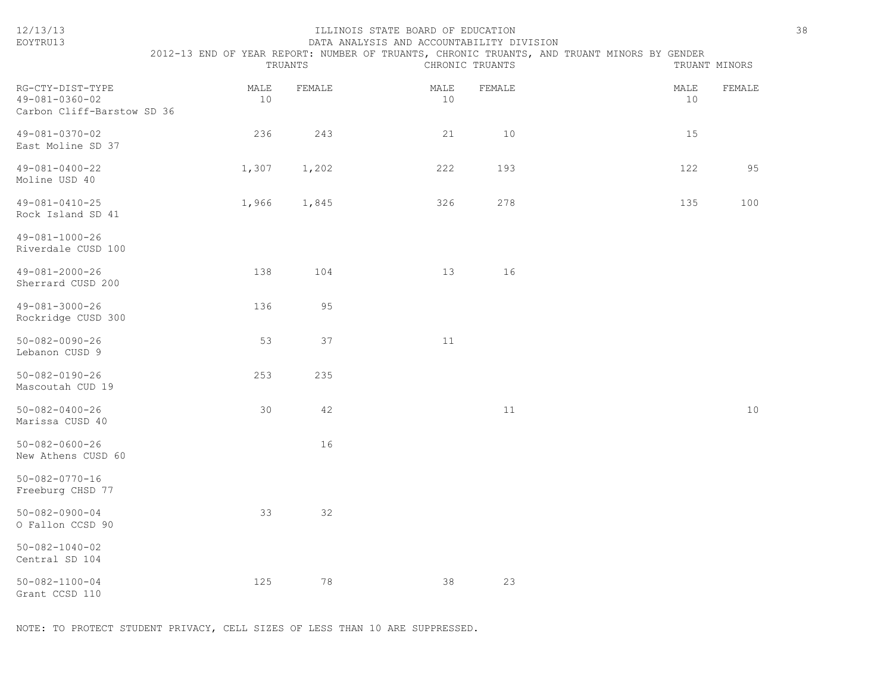ILLINOIS STATE BOARD OF EDUCATION
DATA ANALYSIS AND ACCOUNTABILITY DIVISION
2012-13 END OF YEAR REPORT: NUMBER OF TRUANTS, CHRONIC TRUANTS, AND TRUANT MINORS BY GENDER

| RG-CTY-DIST-TYPE | TRUANTS MALE | TRUANTS FEMALE | CHRONIC TRUANTS MALE | CHRONIC TRUANTS FEMALE | TRUANT MINORS MALE | TRUANT MINORS FEMALE |
|---|---|---|---|---|---|---|
| 49-081-0360-02 Carbon Cliff-Barstow SD 36 | 10 | | 10 | | 10 | |
| 49-081-0370-02 East Moline SD 37 | 236 | 243 | 21 | 10 | 15 | |
| 49-081-0400-22 Moline USD 40 | 1,307 | 1,202 | 222 | 193 | 122 | 95 |
| 49-081-0410-25 Rock Island SD 41 | 1,966 | 1,845 | 326 | 278 | 135 | 100 |
| 49-081-1000-26 Riverdale CUSD 100 | | | | | | |
| 49-081-2000-26 Sherrard CUSD 200 | 138 | 104 | 13 | 16 | | |
| 49-081-3000-26 Rockridge CUSD 300 | 136 | 95 | | | | |
| 50-082-0090-26 Lebanon CUSD 9 | 53 | 37 | 11 | | | |
| 50-082-0190-26 Mascoutah CUD 19 | 253 | 235 | | | | |
| 50-082-0400-26 Marissa CUSD 40 | 30 | 42 | | 11 | | 10 |
| 50-082-0600-26 New Athens CUSD 60 | | 16 | | | | |
| 50-082-0770-16 Freeburg CHSD 77 | | | | | | |
| 50-082-0900-04 O Fallon CCSD 90 | 33 | 32 | | | | |
| 50-082-1040-02 Central SD 104 | | | | | | |
| 50-082-1100-04 Grant CCSD 110 | 125 | 78 | 38 | 23 | | |

NOTE: TO PROTECT STUDENT PRIVACY, CELL SIZES OF LESS THAN 10 ARE SUPPRESSED.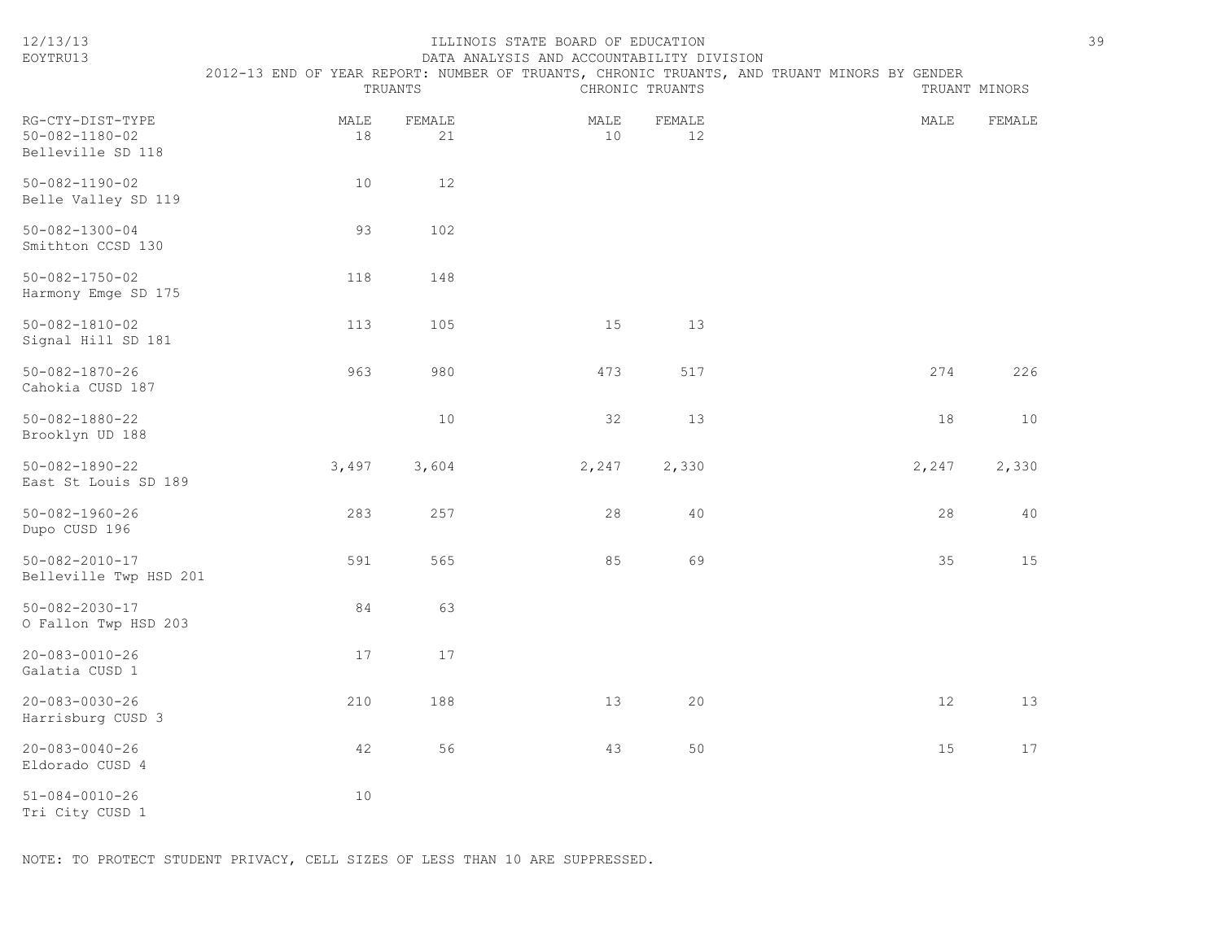ILLINOIS STATE BOARD OF EDUCATION

DATA ANALYSIS AND ACCOUNTABILITY DIVISION

2012-13 END OF YEAR REPORT: NUMBER OF TRUANTS, CHRONIC TRUANTS, AND TRUANT MINORS BY GENDER

| RG-CTY-DIST-TYPE | TRUANTS | | CHRONIC TRUANTS | | TRUANT MINORS | |
|---|---|---|---|---|---|---|
| | MALE | FEMALE | MALE | FEMALE | MALE | FEMALE |
| 50-082-1180-02 Belleville SD 118 | 18 | 21 | 10 | 12 | | |
| 50-082-1190-02 Belle Valley SD 119 | 10 | 12 | | | | |
| 50-082-1300-04 Smithton CCSD 130 | 93 | 102 | | | | |
| 50-082-1750-02 Harmony Emge SD 175 | 118 | 148 | | | | |
| 50-082-1810-02 Signal Hill SD 181 | 113 | 105 | 15 | 13 | | |
| 50-082-1870-26 Cahokia CUSD 187 | 963 | 980 | 473 | 517 | 274 | 226 |
| 50-082-1880-22 Brooklyn UD 188 | | 10 | 32 | 13 | 18 | 10 |
| 50-082-1890-22 East St Louis SD 189 | 3,497 | 3,604 | 2,247 | 2,330 | 2,247 | 2,330 |
| 50-082-1960-26 Dupo CUSD 196 | 283 | 257 | 28 | 40 | 28 | 40 |
| 50-082-2010-17 Belleville Twp HSD 201 | 591 | 565 | 85 | 69 | 35 | 15 |
| 50-082-2030-17 O Fallon Twp HSD 203 | 84 | 63 | | | | |
| 20-083-0010-26 Galatia CUSD 1 | 17 | 17 | | | | |
| 20-083-0030-26 Harrisburg CUSD 3 | 210 | 188 | 13 | 20 | 12 | 13 |
| 20-083-0040-26 Eldorado CUSD 4 | 42 | 56 | 43 | 50 | 15 | 17 |
| 51-084-0010-26 Tri City CUSD 1 | 10 | | | | | |

NOTE: TO PROTECT STUDENT PRIVACY, CELL SIZES OF LESS THAN 10 ARE SUPPRESSED.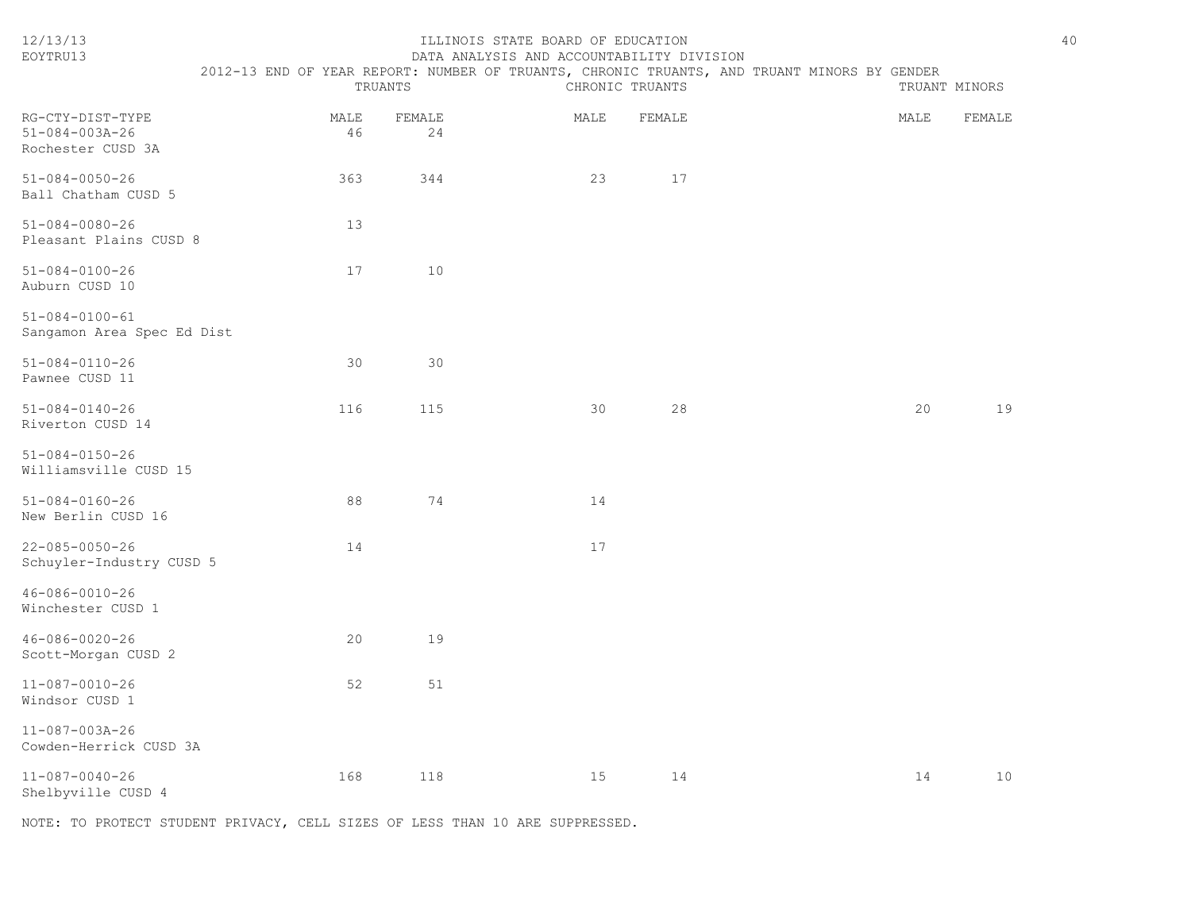ILLINOIS STATE BOARD OF EDUCATION

DATA ANALYSIS AND ACCOUNTABILITY DIVISION

2012-13 END OF YEAR REPORT: NUMBER OF TRUANTS, CHRONIC TRUANTS, AND TRUANT MINORS BY GENDER

| RG-CTY-DIST-TYPE | TRUANTS | | CHRONIC TRUANTS | | TRUANT MINORS | |
|---|---|---|---|---|---|---|
| | MALE | FEMALE | MALE | FEMALE | MALE | FEMALE |
| 51-084-003A-26 Rochester CUSD 3A | 46 | 24 | | | | |
| 51-084-0050-26 Ball Chatham CUSD 5 | 363 | 344 | 23 | 17 | | |
| 51-084-0080-26 Pleasant Plains CUSD 8 | 13 | | | | | |
| 51-084-0100-26 Auburn CUSD 10 | 17 | 10 | | | | |
| 51-084-0100-61 Sangamon Area Spec Ed Dist | | | | | | |
| 51-084-0110-26 Pawnee CUSD 11 | 30 | 30 | | | | |
| 51-084-0140-26 Riverton CUSD 14 | 116 | 115 | 30 | 28 | 20 | 19 |
| 51-084-0150-26 Williamsville CUSD 15 | | | | | | |
| 51-084-0160-26 New Berlin CUSD 16 | 88 | 74 | 14 | | | |
| 22-085-0050-26 Schuyler-Industry CUSD 5 | 14 | | 17 | | | |
| 46-086-0010-26 Winchester CUSD 1 | | | | | | |
| 46-086-0020-26 Scott-Morgan CUSD 2 | 20 | 19 | | | | |
| 11-087-0010-26 Windsor CUSD 1 | 52 | 51 | | | | |
| 11-087-003A-26 Cowden-Herrick CUSD 3A | | | | | | |
| 11-087-0040-26 Shelbyville CUSD 4 | 168 | 118 | 15 | 14 | 14 | 10 |

NOTE: TO PROTECT STUDENT PRIVACY, CELL SIZES OF LESS THAN 10 ARE SUPPRESSED.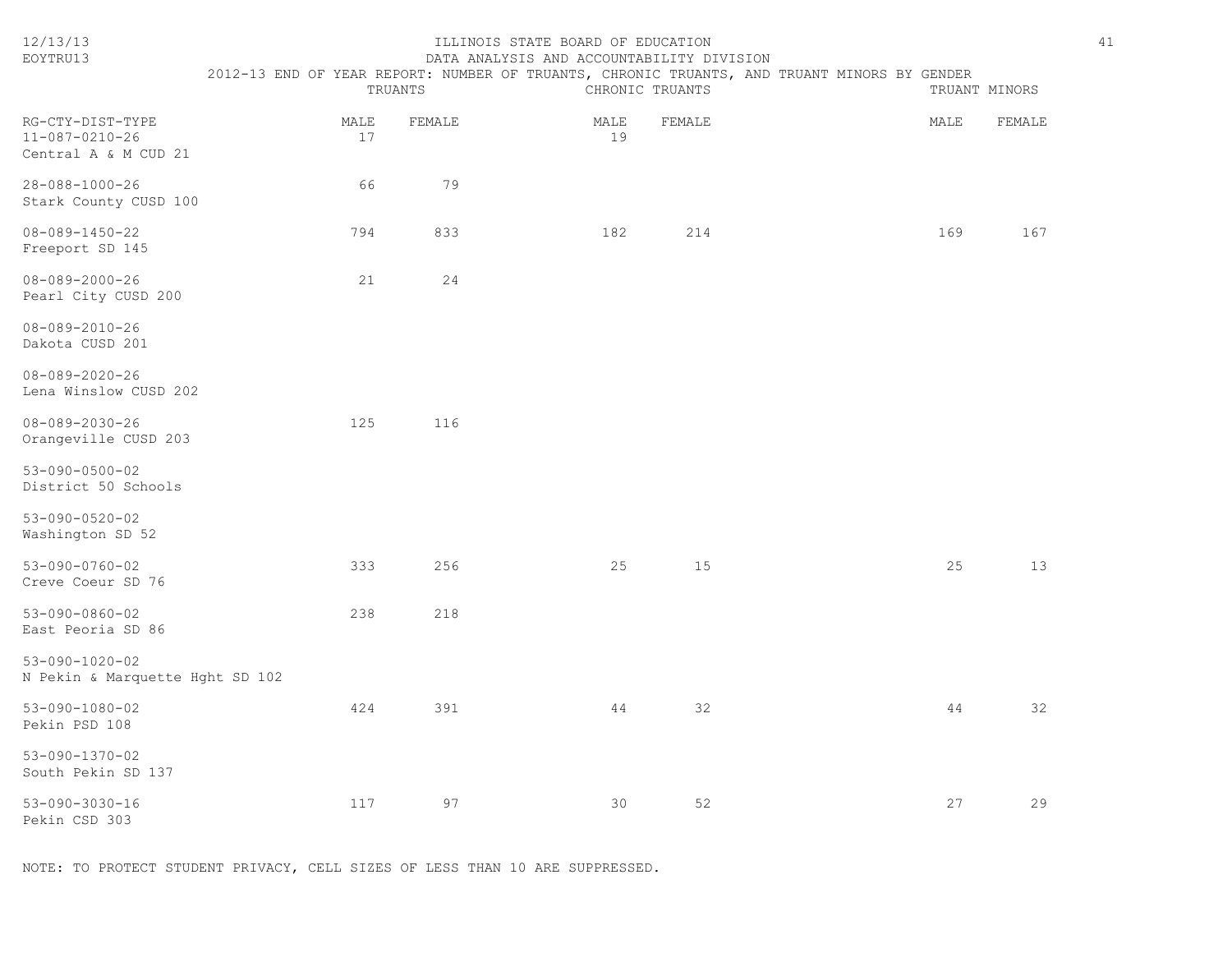ILLINOIS STATE BOARD OF EDUCATION

DATA ANALYSIS AND ACCOUNTABILITY DIVISION

2012-13 END OF YEAR REPORT: NUMBER OF TRUANTS, CHRONIC TRUANTS, AND TRUANT MINORS BY GENDER

| RG-CTY-DIST-TYPE | TRUANTS | | CHRONIC TRUANTS | | TRUANT MINORS | |
|---|---|---|---|---|---|---|
| | MALE | FEMALE | MALE | FEMALE | MALE | FEMALE |
| 11-087-0210-26 Central A & M CUD 21 | 17 | | 19 | | | |
| 28-088-1000-26 Stark County CUSD 100 | 66 | 79 | | | | |
| 08-089-1450-22 Freeport SD 145 | 794 | 833 | 182 | 214 | 169 | 167 |
| 08-089-2000-26 Pearl City CUSD 200 | 21 | 24 | | | | |
| 08-089-2010-26 Dakota CUSD 201 | | | | | | |
| 08-089-2020-26 Lena Winslow CUSD 202 | | | | | | |
| 08-089-2030-26 Orangeville CUSD 203 | 125 | 116 | | | | |
| 53-090-0500-02 District 50 Schools | | | | | | |
| 53-090-0520-02 Washington SD 52 | | | | | | |
| 53-090-0760-02 Creve Coeur SD 76 | 333 | 256 | 25 | 15 | 25 | 13 |
| 53-090-0860-02 East Peoria SD 86 | 238 | 218 | | | | |
| 53-090-1020-02 N Pekin & Marquette Hght SD 102 | | | | | | |
| 53-090-1080-02 Pekin PSD 108 | 424 | 391 | 44 | 32 | 44 | 32 |
| 53-090-1370-02 South Pekin SD 137 | | | | | | |
| 53-090-3030-16 Pekin CSD 303 | 117 | 97 | 30 | 52 | 27 | 29 |

NOTE: TO PROTECT STUDENT PRIVACY, CELL SIZES OF LESS THAN 10 ARE SUPPRESSED.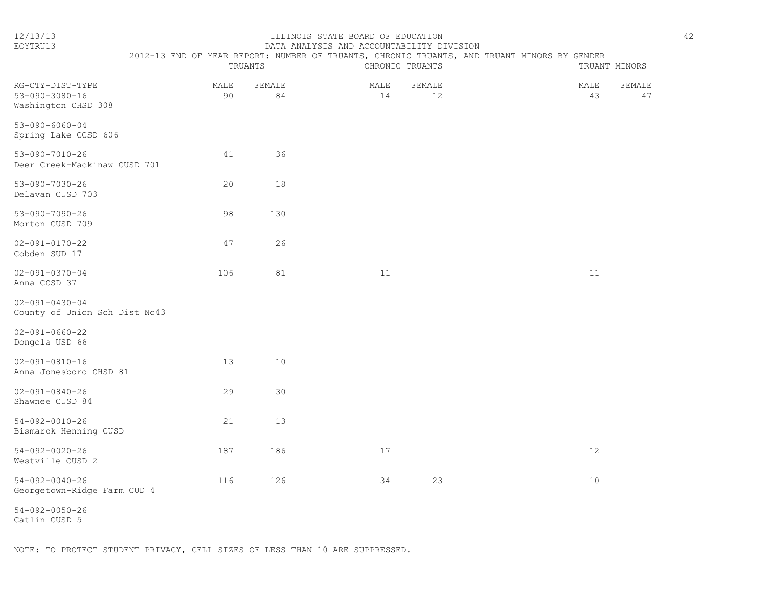ILLINOIS STATE BOARD OF EDUCATION
DATA ANALYSIS AND ACCOUNTABILITY DIVISION
2012-13 END OF YEAR REPORT: NUMBER OF TRUANTS, CHRONIC TRUANTS, AND TRUANT MINORS BY GENDER

| RG-CTY-DIST-TYPE | TRUANTS MALE | TRUANTS FEMALE | CHRONIC TRUANTS MALE | CHRONIC TRUANTS FEMALE | TRUANT MINORS MALE | TRUANT MINORS FEMALE |
|---|---|---|---|---|---|---|
| 53-090-3080-16 Washington CHSD 308 | 90 | 84 | 14 | 12 | 43 | 47 |
| 53-090-6060-04 Spring Lake CCSD 606 | | | | | | |
| 53-090-7010-26 Deer Creek-Mackinaw CUSD 701 | 41 | 36 | | | | |
| 53-090-7030-26 Delavan CUSD 703 | 20 | 18 | | | | |
| 53-090-7090-26 Morton CUSD 709 | 98 | 130 | | | | |
| 02-091-0170-22 Cobden SUD 17 | 47 | 26 | | | | |
| 02-091-0370-04 Anna CCSD 37 | 106 | 81 | 11 | | 11 | |
| 02-091-0430-04 County of Union Sch Dist No43 | | | | | | |
| 02-091-0660-22 Dongola USD 66 | | | | | | |
| 02-091-0810-16 Anna Jonesboro CHSD 81 | 13 | 10 | | | | |
| 02-091-0840-26 Shawnee CUSD 84 | 29 | 30 | | | | |
| 54-092-0010-26 Bismarck Henning CUSD | 21 | 13 | | | | |
| 54-092-0020-26 Westville CUSD 2 | 187 | 186 | 17 | | 12 | |
| 54-092-0040-26 Georgetown-Ridge Farm CUD 4 | 116 | 126 | 34 | 23 | 10 | |
| 54-092-0050-26 Catlin CUSD 5 | | | | | | |

NOTE: TO PROTECT STUDENT PRIVACY, CELL SIZES OF LESS THAN 10 ARE SUPPRESSED.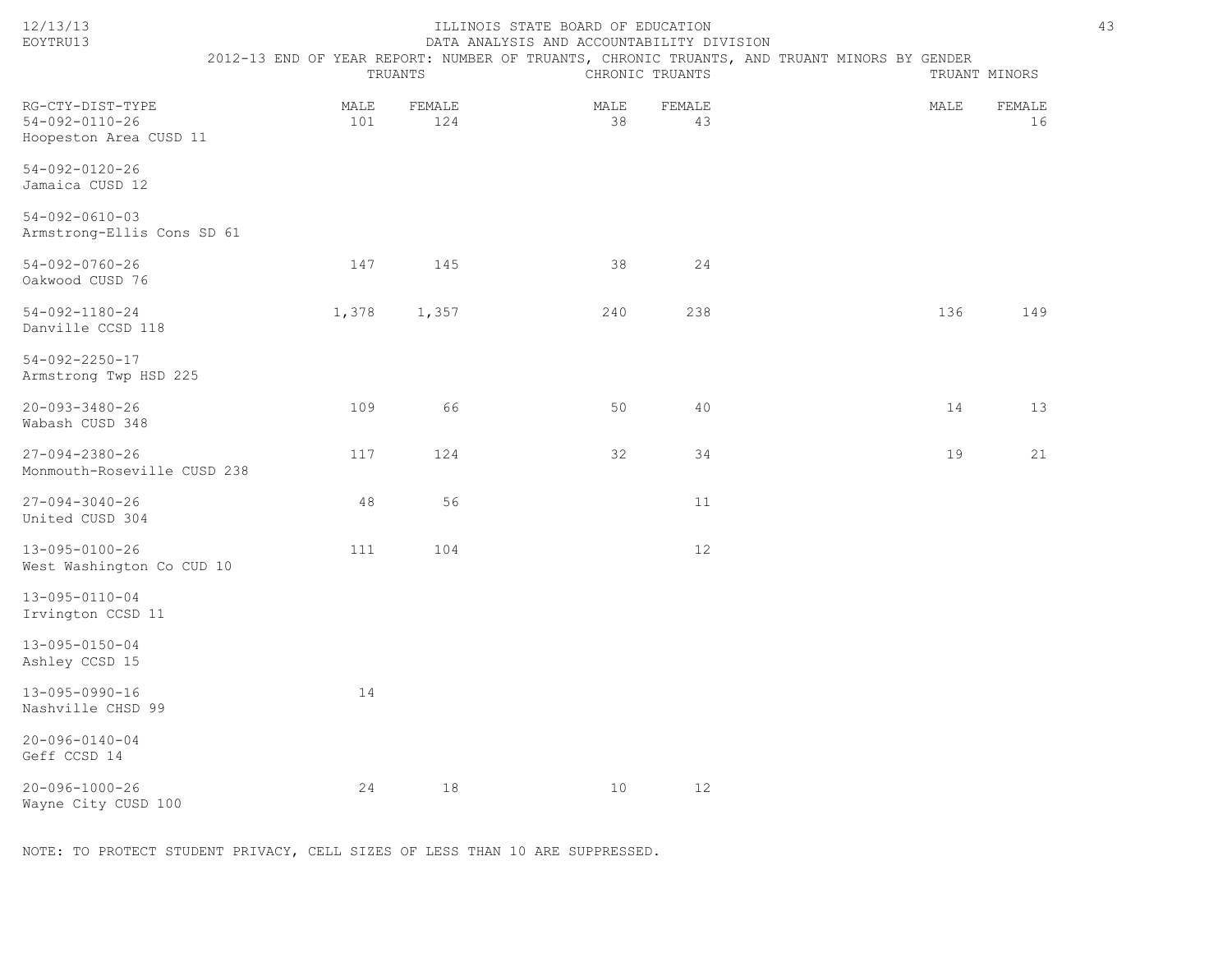ILLINOIS STATE BOARD OF EDUCATION
DATA ANALYSIS AND ACCOUNTABILITY DIVISION
2012-13 END OF YEAR REPORT: NUMBER OF TRUANTS, CHRONIC TRUANTS, AND TRUANT MINORS BY GENDER

12/13/13
EOYTRU13

| RG-CTY-DIST-TYPE | TRUANTS | | CHRONIC TRUANTS | | TRUANT MINORS | |
|---|---|---|---|---|---|---|
| | MALE | FEMALE | MALE | FEMALE | MALE | FEMALE |
| 54-092-0110-26 Hoopeston Area CUSD 11 | 101 | 124 | 38 | 43 | | 16 |
| 54-092-0120-26 Jamaica CUSD 12 | | | | | | |
| 54-092-0610-03 Armstrong-Ellis Cons SD 61 | | | | | | |
| 54-092-0760-26 Oakwood CUSD 76 | 147 | 145 | 38 | 24 | | |
| 54-092-1180-24 Danville CCSD 118 | 1,378 | 1,357 | 240 | 238 | 136 | 149 |
| 54-092-2250-17 Armstrong Twp HSD 225 | | | | | | |
| 20-093-3480-26 Wabash CUSD 348 | 109 | 66 | 50 | 40 | 14 | 13 |
| 27-094-2380-26 Monmouth-Roseville CUSD 238 | 117 | 124 | 32 | 34 | 19 | 21 |
| 27-094-3040-26 United CUSD 304 | 48 | 56 | | 11 | | |
| 13-095-0100-26 West Washington Co CUD 10 | 111 | 104 | | 12 | | |
| 13-095-0110-04 Irvington CCSD 11 | | | | | | |
| 13-095-0150-04 Ashley CCSD 15 | | | | | | |
| 13-095-0990-16 Nashville CHSD 99 | 14 | | | | | |
| 20-096-0140-04 Geff CCSD 14 | | | | | | |
| 20-096-1000-26 Wayne City CUSD 100 | 24 | 18 | 10 | 12 | | |

NOTE: TO PROTECT STUDENT PRIVACY, CELL SIZES OF LESS THAN 10 ARE SUPPRESSED.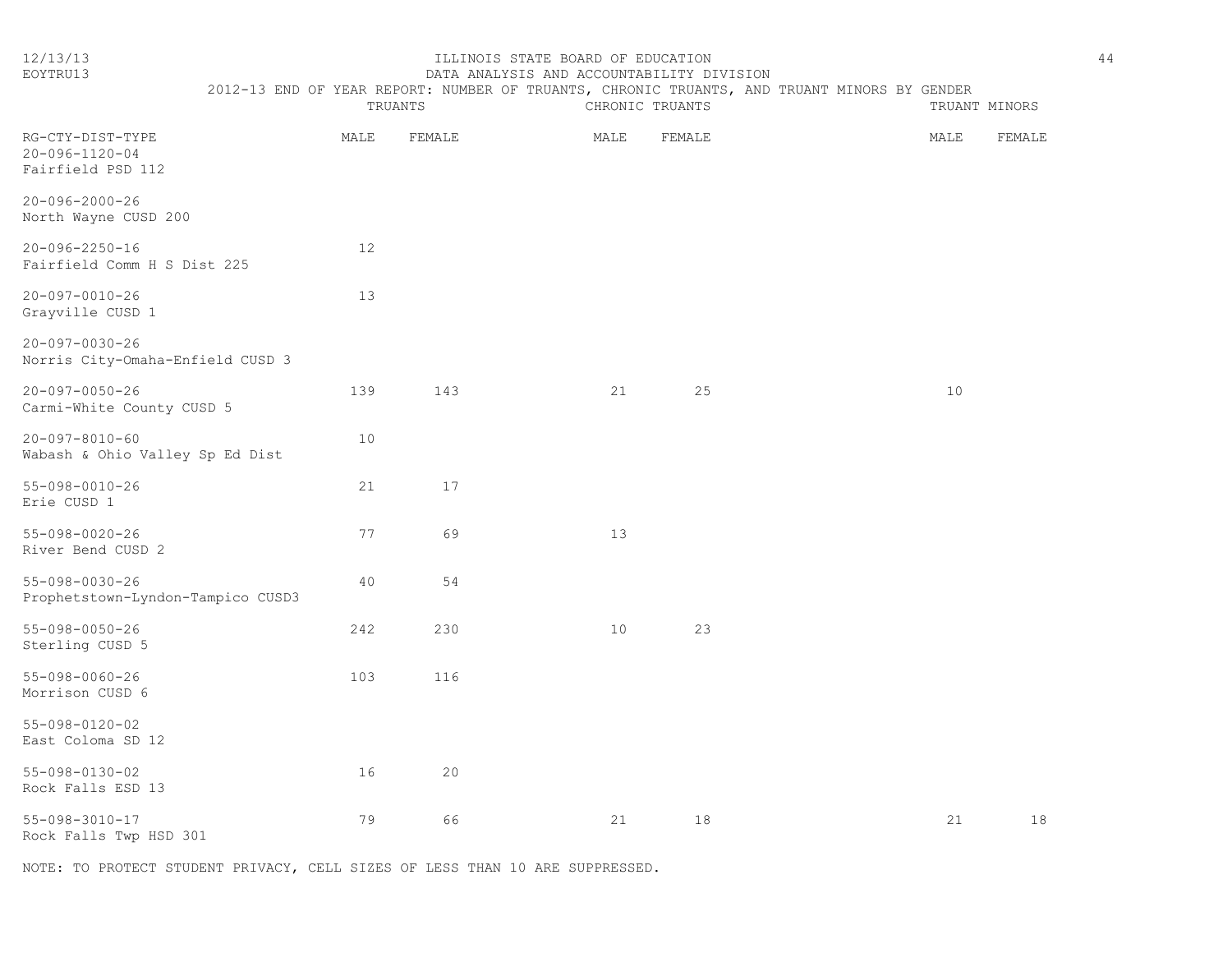ILLINOIS STATE BOARD OF EDUCATION
DATA ANALYSIS AND ACCOUNTABILITY DIVISION
2012-13 END OF YEAR REPORT: NUMBER OF TRUANTS, CHRONIC TRUANTS, AND TRUANT MINORS BY GENDER

12/13/13
EOYTRU13

| RG-CTY-DIST-TYPE | TRUANTS | | CHRONIC TRUANTS | | TRUANT MINORS | |
|---|---|---|---|---|---|---|
| | MALE | FEMALE | MALE | FEMALE | MALE | FEMALE |
| 20-096-1120-04 Fairfield PSD 112 | | | | | | |
| 20-096-2000-26 North Wayne CUSD 200 | | | | | | |
| 20-096-2250-16 Fairfield Comm H S Dist 225 | 12 | | | | | |
| 20-097-0010-26 Grayville CUSD 1 | 13 | | | | | |
| 20-097-0030-26 Norris City-Omaha-Enfield CUSD 3 | | | | | | |
| 20-097-0050-26 Carmi-White County CUSD 5 | 139 | 143 | 21 | 25 | 10 | |
| 20-097-8010-60 Wabash & Ohio Valley Sp Ed Dist | 10 | | | | | |
| 55-098-0010-26 Erie CUSD 1 | 21 | 17 | | | | |
| 55-098-0020-26 River Bend CUSD 2 | 77 | 69 | 13 | | | |
| 55-098-0030-26 Prophetstown-Lyndon-Tampico CUSD3 | 40 | 54 | | | | |
| 55-098-0050-26 Sterling CUSD 5 | 242 | 230 | 10 | 23 | | |
| 55-098-0060-26 Morrison CUSD 6 | 103 | 116 | | | | |
| 55-098-0120-02 East Coloma SD 12 | | | | | | |
| 55-098-0130-02 Rock Falls ESD 13 | 16 | 20 | | | | |
| 55-098-3010-17 Rock Falls Twp HSD 301 | 79 | 66 | 21 | 18 | 21 | 18 |

NOTE: TO PROTECT STUDENT PRIVACY, CELL SIZES OF LESS THAN 10 ARE SUPPRESSED.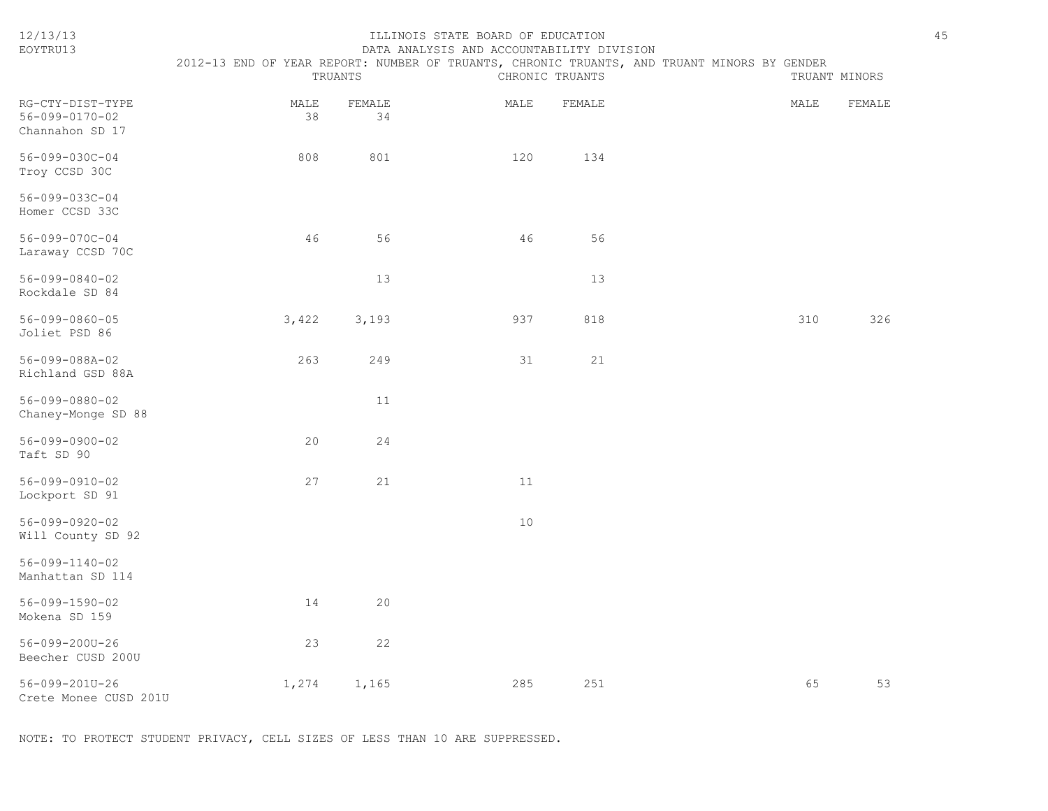ILLINOIS STATE BOARD OF EDUCATION

DATA ANALYSIS AND ACCOUNTABILITY DIVISION

2012-13 END OF YEAR REPORT: NUMBER OF TRUANTS, CHRONIC TRUANTS, AND TRUANT MINORS BY GENDER

| RG-CTY-DIST-TYPE | TRUANTS | | CHRONIC TRUANTS | | TRUANT MINORS | |
|---|---|---|---|---|---|---|
| | MALE | FEMALE | MALE | FEMALE | MALE | FEMALE |
| 56-099-0170-02 Channahon SD 17 | 38 | 34 | | | | |
| 56-099-030C-04 Troy CCSD 30C | 808 | 801 | 120 | 134 | | |
| 56-099-033C-04 Homer CCSD 33C | | | | | | |
| 56-099-070C-04 Laraway CCSD 70C | 46 | 56 | 46 | 56 | | |
| 56-099-0840-02 Rockdale SD 84 | | 13 | | 13 | | |
| 56-099-0860-05 Joliet PSD 86 | 3,422 | 3,193 | 937 | 818 | 310 | 326 |
| 56-099-088A-02 Richland GSD 88A | 263 | 249 | 31 | 21 | | |
| 56-099-0880-02 Chaney-Monge SD 88 | | 11 | | | | |
| 56-099-0900-02 Taft SD 90 | 20 | 24 | | | | |
| 56-099-0910-02 Lockport SD 91 | 27 | 21 | 11 | | | |
| 56-099-0920-02 Will County SD 92 | | | 10 | | | |
| 56-099-1140-02 Manhattan SD 114 | | | | | | |
| 56-099-1590-02 Mokena SD 159 | 14 | 20 | | | | |
| 56-099-200U-26 Beecher CUSD 200U | 23 | 22 | | | | |
| 56-099-201U-26 Crete Monee CUSD 201U | 1,274 | 1,165 | 285 | 251 | 65 | 53 |

NOTE: TO PROTECT STUDENT PRIVACY, CELL SIZES OF LESS THAN 10 ARE SUPPRESSED.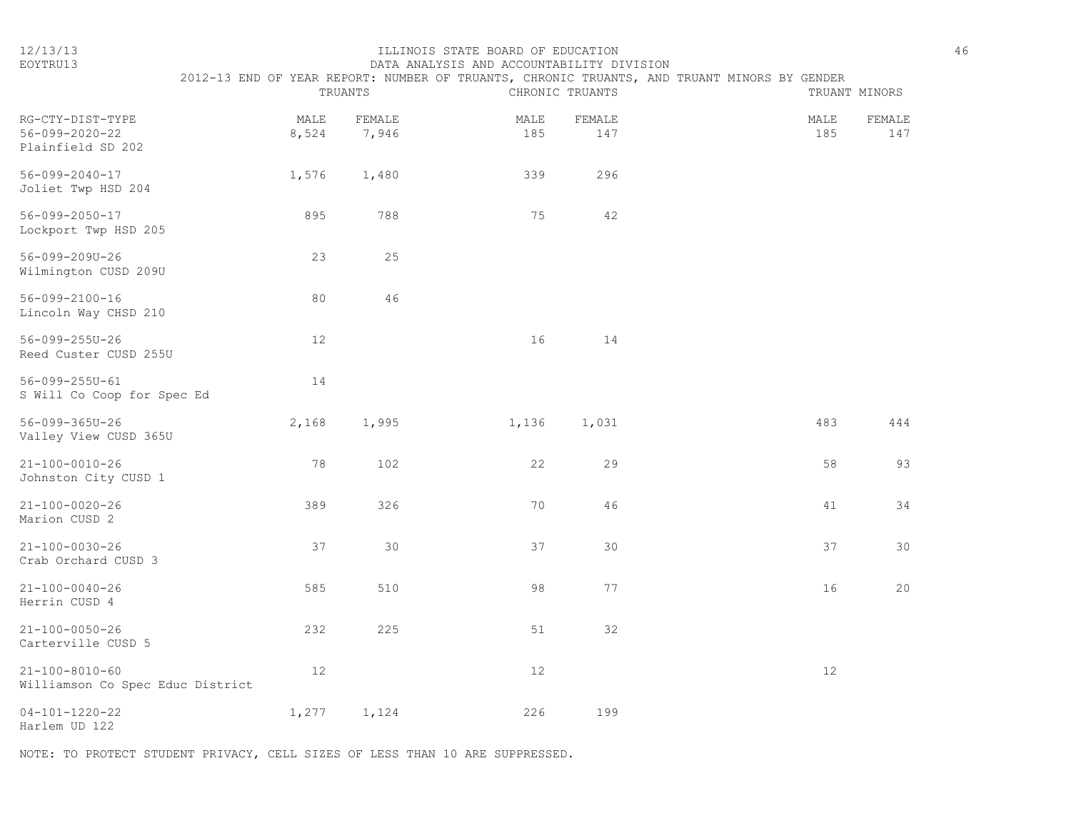ILLINOIS STATE BOARD OF EDUCATION
DATA ANALYSIS AND ACCOUNTABILITY DIVISION
2012-13 END OF YEAR REPORT: NUMBER OF TRUANTS, CHRONIC TRUANTS, AND TRUANT MINORS BY GENDER

| RG-CTY-DIST-TYPE | TRUANTS MALE | TRUANTS FEMALE | CHRONIC TRUANTS MALE | CHRONIC TRUANTS FEMALE | TRUANT MINORS MALE | TRUANT MINORS FEMALE |
|---|---|---|---|---|---|---|
| 56-099-2020-22 Plainfield SD 202 | 8,524 | 7,946 | 185 | 147 | 185 | 147 |
| 56-099-2040-17 Joliet Twp HSD 204 | 1,576 | 1,480 | 339 | 296 | | |
| 56-099-2050-17 Lockport Twp HSD 205 | 895 | 788 | 75 | 42 | | |
| 56-099-209U-26 Wilmington CUSD 209U | 23 | 25 | | | | |
| 56-099-2100-16 Lincoln Way CHSD 210 | 80 | 46 | | | | |
| 56-099-255U-26 Reed Custer CUSD 255U | 12 | | 16 | 14 | | |
| 56-099-255U-61 S Will Co Coop for Spec Ed | 14 | | | | | |
| 56-099-365U-26 Valley View CUSD 365U | 2,168 | 1,995 | 1,136 | 1,031 | 483 | 444 |
| 21-100-0010-26 Johnston City CUSD 1 | 78 | 102 | 22 | 29 | 58 | 93 |
| 21-100-0020-26 Marion CUSD 2 | 389 | 326 | 70 | 46 | 41 | 34 |
| 21-100-0030-26 Crab Orchard CUSD 3 | 37 | 30 | 37 | 30 | 37 | 30 |
| 21-100-0040-26 Herrin CUSD 4 | 585 | 510 | 98 | 77 | 16 | 20 |
| 21-100-0050-26 Carterville CUSD 5 | 232 | 225 | 51 | 32 | | |
| 21-100-8010-60 Williamson Co Spec Educ District | 12 | | 12 | | 12 | |
| 04-101-1220-22 Harlem UD 122 | 1,277 | 1,124 | 226 | 199 | | |

NOTE: TO PROTECT STUDENT PRIVACY, CELL SIZES OF LESS THAN 10 ARE SUPPRESSED.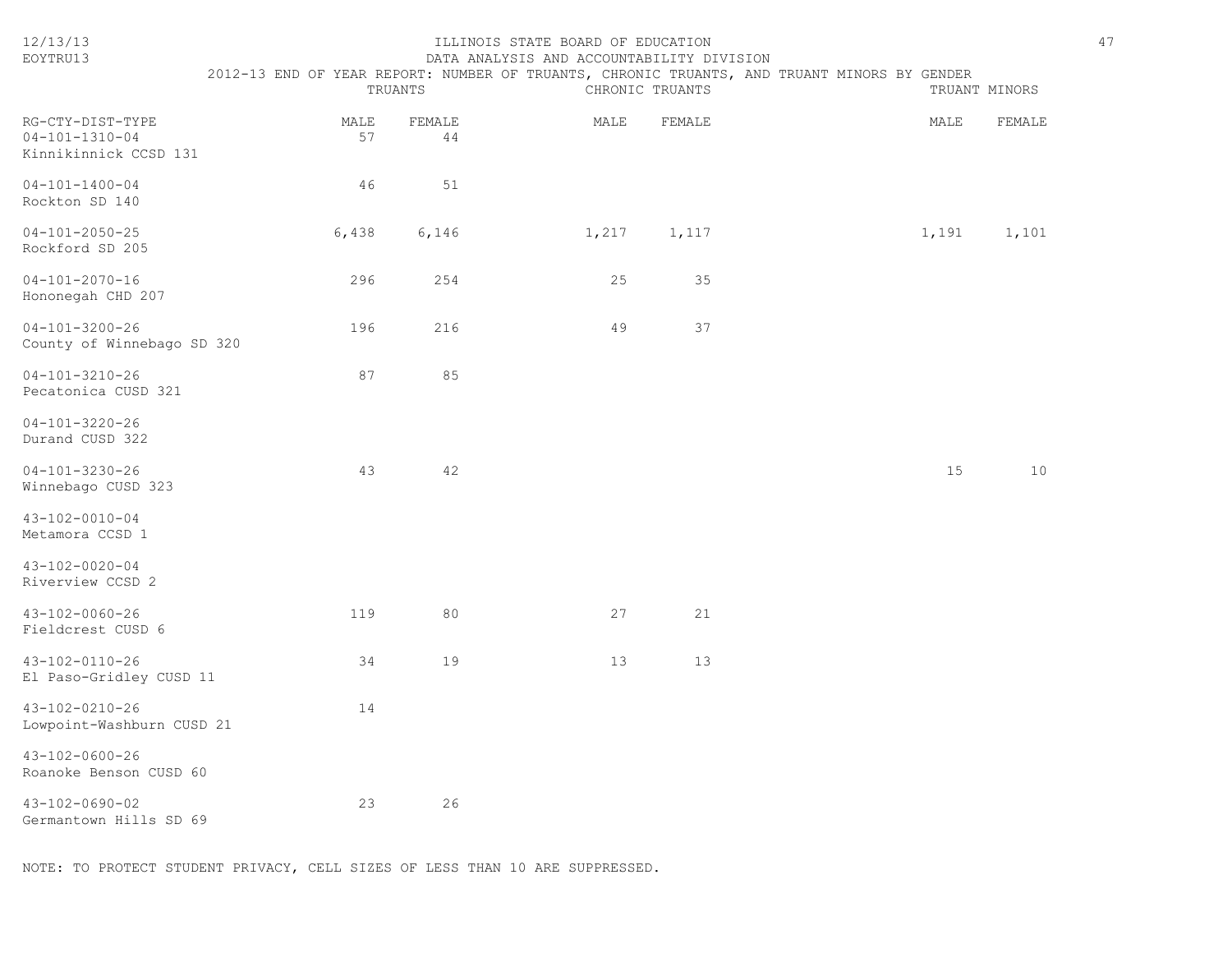ILLINOIS STATE BOARD OF EDUCATION

DATA ANALYSIS AND ACCOUNTABILITY DIVISION

2012-13 END OF YEAR REPORT: NUMBER OF TRUANTS, CHRONIC TRUANTS, AND TRUANT MINORS BY GENDER

| RG-CTY-DIST-TYPE | TRUANTS | | CHRONIC TRUANTS | | TRUANT MINORS | |
|---|---|---|---|---|---|---|
| | MALE | FEMALE | MALE | FEMALE | MALE | FEMALE |
| 04-101-1310-04 Kinnikinnick CCSD 131 | 57 | 44 | | | | |
| 04-101-1400-04 Rockton SD 140 | 46 | 51 | | | | |
| 04-101-2050-25 Rockford SD 205 | 6,438 | 6,146 | 1,217 | 1,117 | 1,191 | 1,101 |
| 04-101-2070-16 Hononegah CHD 207 | 296 | 254 | 25 | 35 | | |
| 04-101-3200-26 County of Winnebago SD 320 | 196 | 216 | 49 | 37 | | |
| 04-101-3210-26 Pecatonica CUSD 321 | 87 | 85 | | | | |
| 04-101-3220-26 Durand CUSD 322 | | | | | | |
| 04-101-3230-26 Winnebago CUSD 323 | 43 | 42 | | | 15 | 10 |
| 43-102-0010-04 Metamora CCSD 1 | | | | | | |
| 43-102-0020-04 Riverview CCSD 2 | | | | | | |
| 43-102-0060-26 Fieldcrest CUSD 6 | 119 | 80 | 27 | 21 | | |
| 43-102-0110-26 El Paso-Gridley CUSD 11 | 34 | 19 | 13 | 13 | | |
| 43-102-0210-26 Lowpoint-Washburn CUSD 21 | 14 | | | | | |
| 43-102-0600-26 Roanoke Benson CUSD 60 | | | | | | |
| 43-102-0690-02 Germantown Hills SD 69 | 23 | 26 | | | | |

NOTE: TO PROTECT STUDENT PRIVACY, CELL SIZES OF LESS THAN 10 ARE SUPPRESSED.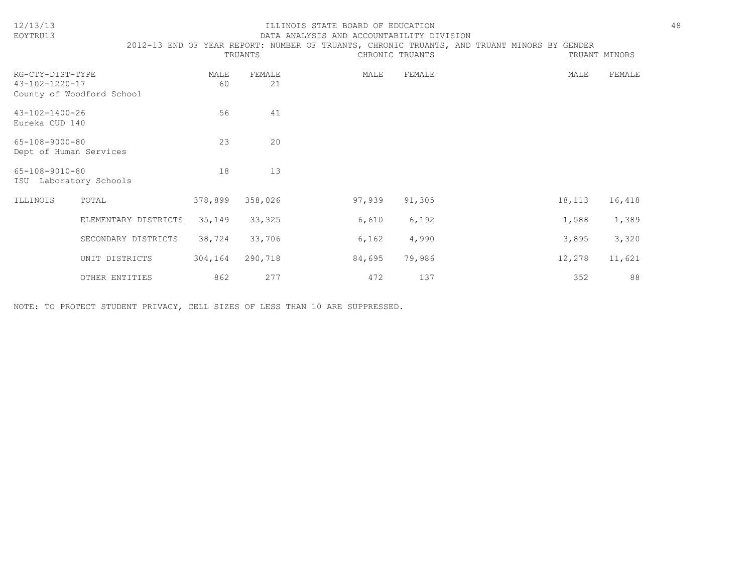ILLINOIS STATE BOARD OF EDUCATION

DATA ANALYSIS AND ACCOUNTABILITY DIVISION

2012-13 END OF YEAR REPORT: NUMBER OF TRUANTS, CHRONIC TRUANTS, AND TRUANT MINORS BY GENDER

| RG-CTY-DIST-TYPE | | TRUANTS MALE | TRUANTS FEMALE | CHRONIC TRUANTS MALE | CHRONIC TRUANTS FEMALE | TRUANT MINORS MALE | TRUANT MINORS FEMALE |
|---|---|---|---|---|---|---|---|
| 43-102-1220-17 County of Woodford School | | 60 | 21 | | | | |
| 43-102-1400-26 Eureka CUD 140 | | 56 | 41 | | | | |
| 65-108-9000-80 Dept of Human Services | | 23 | 20 | | | | |
| 65-108-9010-80 ISU Laboratory Schools | | 18 | 13 | | | | |
| ILLINOIS | TOTAL | 378,899 | 358,026 | 97,939 | 91,305 | 18,113 | 16,418 |
| | ELEMENTARY DISTRICTS | 35,149 | 33,325 | 6,610 | 6,192 | 1,588 | 1,389 |
| | SECONDARY DISTRICTS | 38,724 | 33,706 | 6,162 | 4,990 | 3,895 | 3,320 |
| | UNIT DISTRICTS | 304,164 | 290,718 | 84,695 | 79,986 | 12,278 | 11,621 |
| | OTHER ENTITIES | 862 | 277 | 472 | 137 | 352 | 88 |

NOTE: TO PROTECT STUDENT PRIVACY, CELL SIZES OF LESS THAN 10 ARE SUPPRESSED.